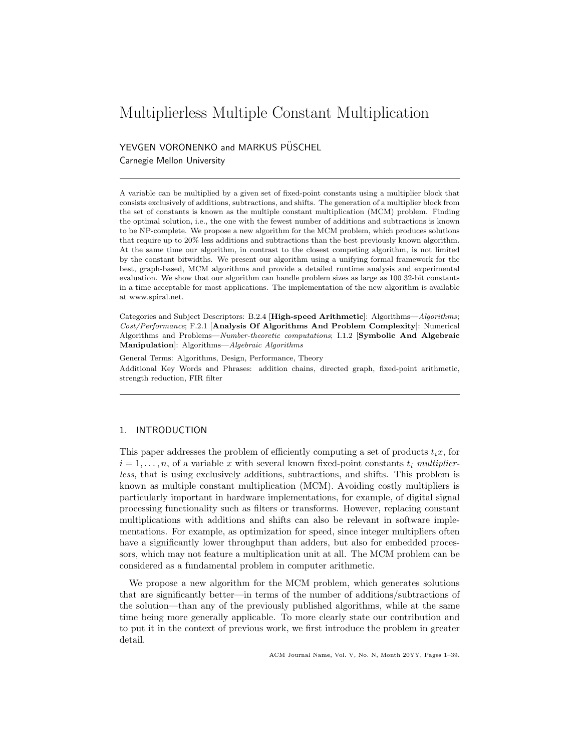# Multiplierless Multiple Constant Multiplication

YEVGEN VORONENKO and MARKUS PÜSCHEL
Carnegie Mellon University

---

A variable can be multiplied by a given set of fixed-point constants using a multiplier block that consists exclusively of additions, subtractions, and shifts. The generation of a multiplier block from the set of constants is known as the multiple constant multiplication (MCM) problem. Finding the optimal solution, i.e., the one with the fewest number of additions and subtractions is known to be NP-complete. We propose a new algorithm for the MCM problem, which produces solutions that require up to 20% less additions and subtractions than the best previously known algorithm. At the same time our algorithm, in contrast to the closest competing algorithm, is not limited by the constant bitwidths. We present our algorithm using a unifying formal framework for the best, graph-based, MCM algorithms and provide a detailed runtime analysis and experimental evaluation. We show that our algorithm can handle problem sizes as large as 100 32-bit constants in a time acceptable for most applications. The implementation of the new algorithm is available at www.spiral.net.

Categories and Subject Descriptors: B.2.4 [**High-speed Arithmetic**]: Algorithms—*Algorithms*; *Cost/Performance*; F.2.1 [**Analysis Of Algorithms And Problem Complexity**]: Numerical Algorithms and Problems—*Number-theoretic computations*; I.1.2 [**Symbolic And Algebraic Manipulation**]: Algorithms—*Algebraic Algorithms*

General Terms: Algorithms, Design, Performance, Theory

Additional Key Words and Phrases: addition chains, directed graph, fixed-point arithmetic, strength reduction, FIR filter

---

## 1. INTRODUCTION

This paper addresses the problem of efficiently computing a set of products $t_i x$, for $i = 1, \dots, n$, of a variable $x$ with several known fixed-point constants $t_i$ *multiplierless*, that is using exclusively additions, subtractions, and shifts. This problem is known as multiple constant multiplication (MCM). Avoiding costly multipliers is particularly important in hardware implementations, for example, of digital signal processing functionality such as filters or transforms. However, replacing constant multiplications with additions and shifts can also be relevant in software implementations. For example, as optimization for speed, since integer multipliers often have a significantly lower throughput than adders, but also for embedded processors, which may not feature a multiplication unit at all. The MCM problem can be considered as a fundamental problem in computer arithmetic.

We propose a new algorithm for the MCM problem, which generates solutions that are significantly better—in terms of the number of additions/subtractions of the solution—than any of the previously published algorithms, while at the same time being more generally applicable. To more clearly state our contribution and to put it in the context of previous work, we first introduce the problem in greater detail.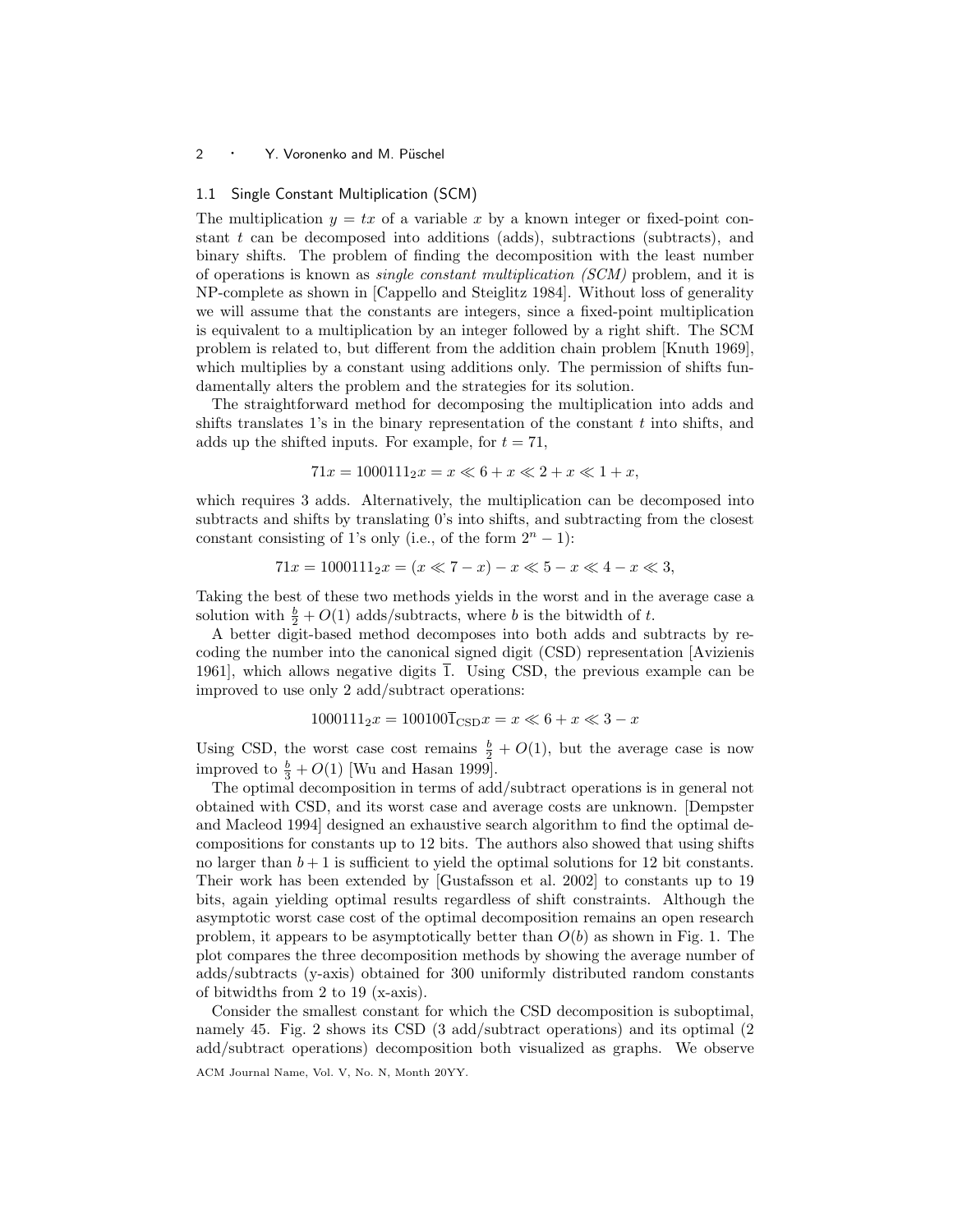### 1.1 Single Constant Multiplication (SCM)

The multiplication $y = tx$ of a variable $x$ by a known integer or fixed-point constant $t$ can be decomposed into additions (adds), subtractions (subtracts), and binary shifts. The problem of finding the decomposition with the least number of operations is known as *single constant multiplication (SCM)* problem, and it is NP-complete as shown in [Cappello and Steiglitz 1984]. Without loss of generality we will assume that the constants are integers, since a fixed-point multiplication is equivalent to a multiplication by an integer followed by a right shift. The SCM problem is related to, but different from the addition chain problem [Knuth 1969], which multiplies by a constant using additions only. The permission of shifts fundamentally alters the problem and the strategies for its solution.

The straightforward method for decomposing the multiplication into adds and shifts translates 1's in the binary representation of the constant $t$ into shifts, and adds up the shifted inputs. For example, for $t = 71$,

$$71x = 1000111_2 x = x \ll 6 + x \ll 2 + x \ll 1 + x,$$

which requires 3 adds. Alternatively, the multiplication can be decomposed into subtracts and shifts by translating 0's into shifts, and subtracting from the closest constant consisting of 1's only (i.e., of the form $2^n - 1$):

$$71x = 1000111_2 x = (x \ll 7 - x) - x \ll 5 - x \ll 4 - x \ll 3,$$

Taking the best of these two methods yields in the worst and in the average case a solution with $\frac{b}{2} + O(1)$ adds/subtracts, where $b$ is the bitwidth of $t$.

A better digit-based method decomposes into both adds and subtracts by recoding the number into the canonical signed digit (CSD) representation [Avizienis 1961], which allows negative digits $\overline{1}$. Using CSD, the previous example can be improved to use only 2 add/subtract operations:

$$1000111_2 x = 100100\overline{1}_{\text{CSD}} x = x \ll 6 + x \ll 3 - x$$

Using CSD, the worst case cost remains $\frac{b}{2} + O(1)$, but the average case is now improved to $\frac{b}{3} + O(1)$ [Wu and Hasan 1999].

The optimal decomposition in terms of add/subtract operations is in general not obtained with CSD, and its worst case and average costs are unknown. [Dempster and Macleod 1994] designed an exhaustive search algorithm to find the optimal decompositions for constants up to 12 bits. The authors also showed that using shifts no larger than $b + 1$ is sufficient to yield the optimal solutions for 12 bit constants. Their work has been extended by [Gustafsson et al. 2002] to constants up to 19 bits, again yielding optimal results regardless of shift constraints. Although the asymptotic worst case cost of the optimal decomposition remains an open research problem, it appears to be asymptotically better than $O(b)$ as shown in Fig. 1. The plot compares the three decomposition methods by showing the average number of adds/subtracts (y-axis) obtained for 300 uniformly distributed random constants of bitwidths from 2 to 19 (x-axis).

Consider the smallest constant for which the CSD decomposition is suboptimal, namely 45. Fig. 2 shows its CSD (3 add/subtract operations) and its optimal (2 add/subtract operations) decomposition both visualized as graphs. We observe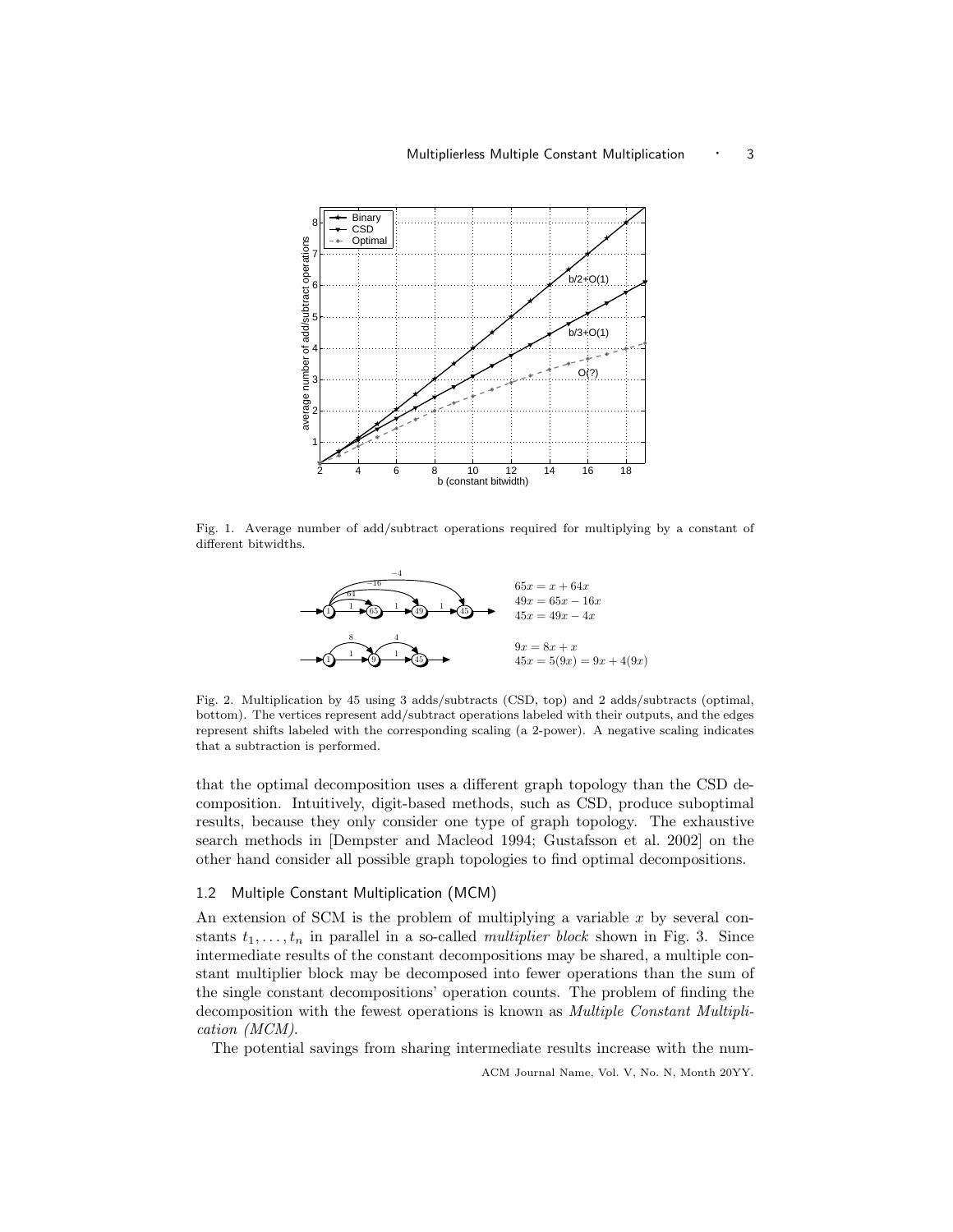Fig. 1. Average number of add/subtract operations required for multiplying by a constant of different bitwidths.

$65x = x + 64x$
$49x = 65x - 16x$
$45x = 49x - 4x$

$9x = 8x + x$
$45x = 5(9x) = 9x + 4(9x)$

Fig. 2. Multiplication by 45 using 3 adds/subtracts (CSD, top) and 2 adds/subtracts (optimal, bottom). The vertices represent add/subtract operations labeled with their outputs, and the edges represent shifts labeled with the corresponding scaling (a 2-power). A negative scaling indicates that a subtraction is performed.

that the optimal decomposition uses a different graph topology than the CSD decomposition. Intuitively, digit-based methods, such as CSD, produce suboptimal results, because they only consider one type of graph topology. The exhaustive search methods in [Dempster and Macleod 1994; Gustafsson et al. 2002] on the other hand consider all possible graph topologies to find optimal decompositions.

### 1.2 Multiple Constant Multiplication (MCM)

An extension of SCM is the problem of multiplying a variable $x$ by several constants $t_1, \ldots, t_n$ in parallel in a so-called *multiplier block* shown in Fig. 3. Since intermediate results of the constant decompositions may be shared, a multiple constant multiplier block may be decomposed into fewer operations than the sum of the single constant decompositions' operation counts. The problem of finding the decomposition with the fewest operations is known as *Multiple Constant Multiplication (MCM).*

The potential savings from sharing intermediate results increase with the num-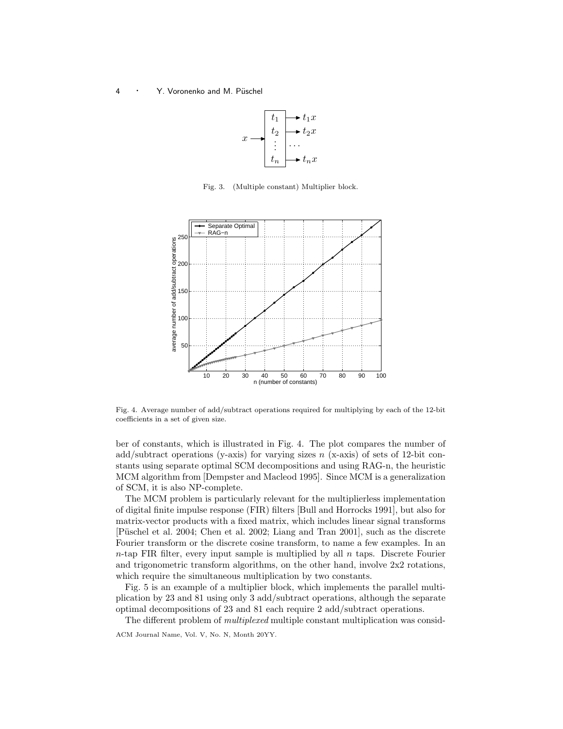Fig. 3. (Multiple constant) Multiplier block.

Fig. 4. Average number of add/subtract operations required for multiplying by each of the 12-bit coefficients in a set of given size.

ber of constants, which is illustrated in Fig. 4. The plot compares the number of add/subtract operations (y-axis) for varying sizes $n$ (x-axis) of sets of 12-bit constants using separate optimal SCM decompositions and using RAG-n, the heuristic MCM algorithm from [Dempster and Macleod 1995]. Since MCM is a generalization of SCM, it is also NP-complete.

The MCM problem is particularly relevant for the multiplierless implementation of digital finite impulse response (FIR) filters [Bull and Horrocks 1991], but also for matrix-vector products with a fixed matrix, which includes linear signal transforms [Püschel et al. 2004; Chen et al. 2002; Liang and Tran 2001], such as the discrete Fourier transform or the discrete cosine transform, to name a few examples. In an $n$-tap FIR filter, every input sample is multiplied by all $n$ taps. Discrete Fourier and trigonometric transform algorithms, on the other hand, involve 2x2 rotations, which require the simultaneous multiplication by two constants.

Fig. 5 is an example of a multiplier block, which implements the parallel multiplication by 23 and 81 using only 3 add/subtract operations, although the separate optimal decompositions of 23 and 81 each require 2 add/subtract operations.

The different problem of *multiplexed* multiple constant multiplication was consid-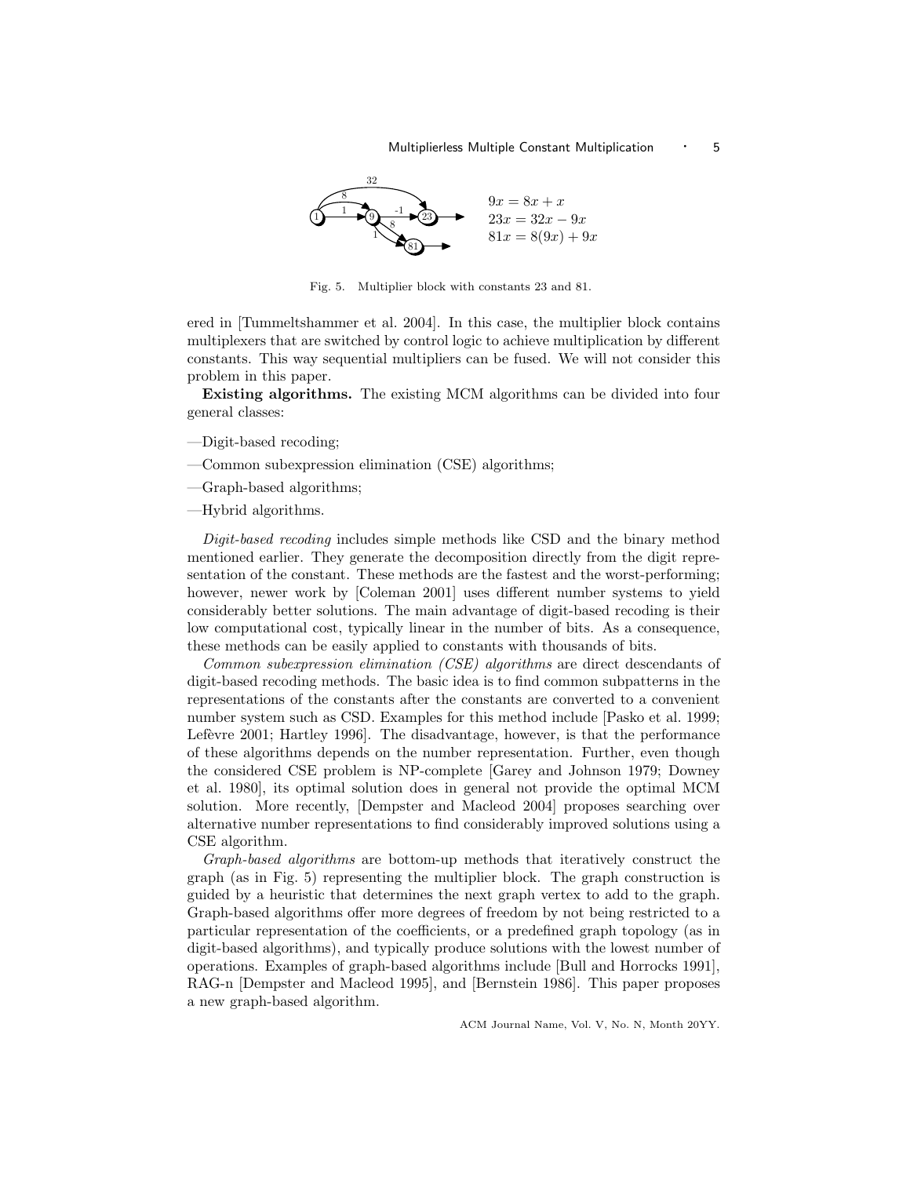$$9x = 8x + x$$
$$23x = 32x - 9x$$
$$81x = 8(9x) + 9x$$

Fig. 5. Multiplier block with constants 23 and 81.

ered in [Tummeltshammer et al. 2004]. In this case, the multiplier block contains multiplexers that are switched by control logic to achieve multiplication by different constants. This way sequential multipliers can be fused. We will not consider this problem in this paper.

**Existing algorithms.** The existing MCM algorithms can be divided into four general classes:

- Digit-based recoding;
- Common subexpression elimination (CSE) algorithms;
- Graph-based algorithms;
- Hybrid algorithms.

*Digit-based recoding* includes simple methods like CSD and the binary method mentioned earlier. They generate the decomposition directly from the digit representation of the constant. These methods are the fastest and the worst-performing; however, newer work by [Coleman 2001] uses different number systems to yield considerably better solutions. The main advantage of digit-based recoding is their low computational cost, typically linear in the number of bits. As a consequence, these methods can be easily applied to constants with thousands of bits.

*Common subexpression elimination (CSE) algorithms* are direct descendants of digit-based recoding methods. The basic idea is to find common subpatterns in the representations of the constants after the constants are converted to a convenient number system such as CSD. Examples for this method include [Pasko et al. 1999; Lefèvre 2001; Hartley 1996]. The disadvantage, however, is that the performance of these algorithms depends on the number representation. Further, even though the considered CSE problem is NP-complete [Garey and Johnson 1979; Downey et al. 1980], its optimal solution does in general not provide the optimal MCM solution. More recently, [Dempster and Macleod 2004] proposes searching over alternative number representations to find considerably improved solutions using a CSE algorithm.

*Graph-based algorithms* are bottom-up methods that iteratively construct the graph (as in Fig. 5) representing the multiplier block. The graph construction is guided by a heuristic that determines the next graph vertex to add to the graph. Graph-based algorithms offer more degrees of freedom by not being restricted to a particular representation of the coefficients, or a predefined graph topology (as in digit-based algorithms), and typically produce solutions with the lowest number of operations. Examples of graph-based algorithms include [Bull and Horrocks 1991], RAG-n [Dempster and Macleod 1995], and [Bernstein 1986]. This paper proposes a new graph-based algorithm.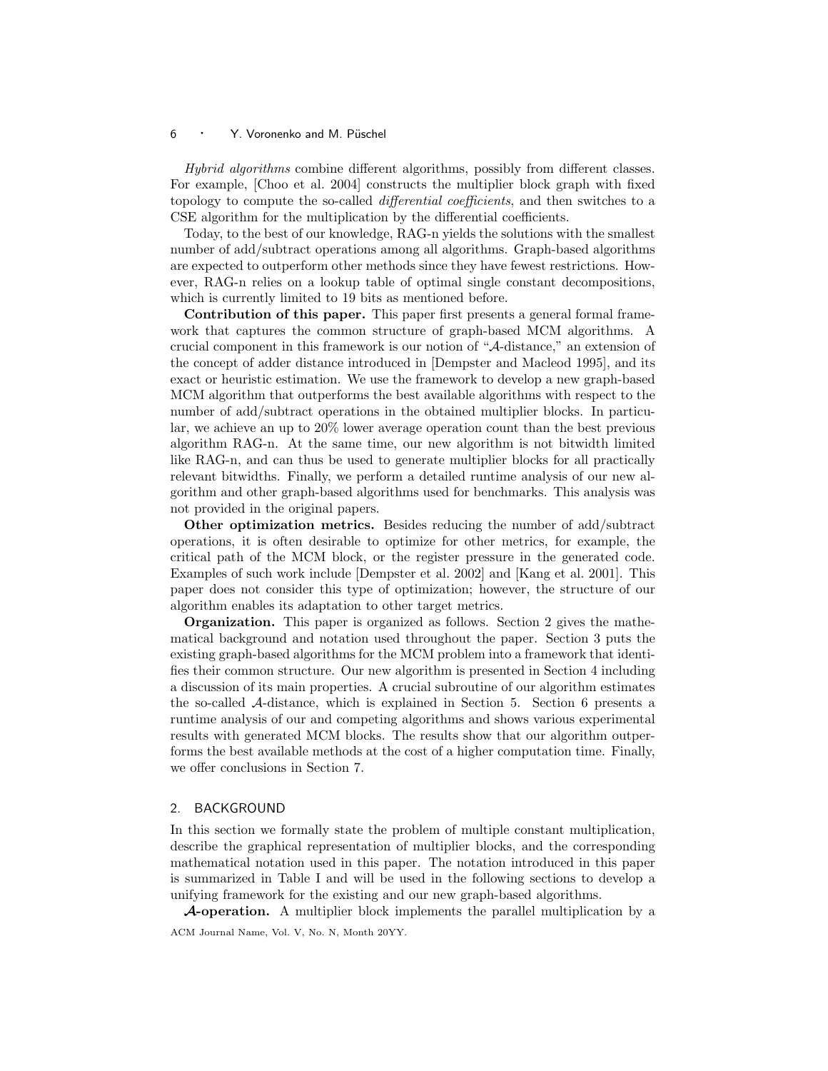*Hybrid algorithms* combine different algorithms, possibly from different classes. For example, [Choo et al. 2004] constructs the multiplier block graph with fixed topology to compute the so-called *differential coefficients*, and then switches to a CSE algorithm for the multiplication by the differential coefficients.

Today, to the best of our knowledge, RAG-n yields the solutions with the smallest number of add/subtract operations among all algorithms. Graph-based algorithms are expected to outperform other methods since they have fewest restrictions. However, RAG-n relies on a lookup table of optimal single constant decompositions, which is currently limited to 19 bits as mentioned before.

**Contribution of this paper.** This paper first presents a general formal framework that captures the common structure of graph-based MCM algorithms. A crucial component in this framework is our notion of "$\mathcal{A}$-distance," an extension of the concept of adder distance introduced in [Dempster and Macleod 1995], and its exact or heuristic estimation. We use the framework to develop a new graph-based MCM algorithm that outperforms the best available algorithms with respect to the number of add/subtract operations in the obtained multiplier blocks. In particular, we achieve an up to 20% lower average operation count than the best previous algorithm RAG-n. At the same time, our new algorithm is not bitwidth limited like RAG-n, and can thus be used to generate multiplier blocks for all practically relevant bitwidths. Finally, we perform a detailed runtime analysis of our new algorithm and other graph-based algorithms used for benchmarks. This analysis was not provided in the original papers.

**Other optimization metrics.** Besides reducing the number of add/subtract operations, it is often desirable to optimize for other metrics, for example, the critical path of the MCM block, or the register pressure in the generated code. Examples of such work include [Dempster et al. 2002] and [Kang et al. 2001]. This paper does not consider this type of optimization; however, the structure of our algorithm enables its adaptation to other target metrics.

**Organization.** This paper is organized as follows. Section 2 gives the mathematical background and notation used throughout the paper. Section 3 puts the existing graph-based algorithms for the MCM problem into a framework that identifies their common structure. Our new algorithm is presented in Section 4 including a discussion of its main properties. A crucial subroutine of our algorithm estimates the so-called $\mathcal{A}$-distance, which is explained in Section 5. Section 6 presents a runtime analysis of our and competing algorithms and shows various experimental results with generated MCM blocks. The results show that our algorithm outperforms the best available methods at the cost of a higher computation time. Finally, we offer conclusions in Section 7.

## 2. BACKGROUND

In this section we formally state the problem of multiple constant multiplication, describe the graphical representation of multiplier blocks, and the corresponding mathematical notation used in this paper. The notation introduced in this paper is summarized in Table I and will be used in the following sections to develop a unifying framework for the existing and our new graph-based algorithms.

**$\mathcal{A}$-operation.** A multiplier block implements the parallel multiplication by a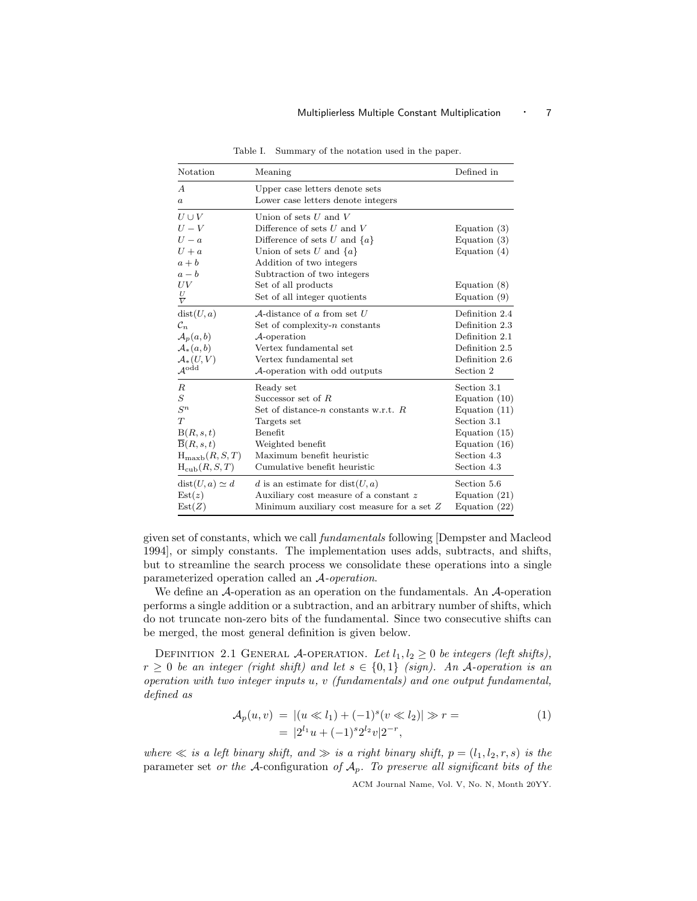Table I. Summary of the notation used in the paper.

| Notation | Meaning | Defined in |
|---|---|---|
| $A$ | Upper case letters denote sets | |
| $a$ | Lower case letters denote integers | |
| $U \cup V$ | Union of sets $U$ and $V$ | |
| $U - V$ | Difference of sets $U$ and $V$ | Equation (3) |
| $U - a$ | Difference of sets $U$ and $\{a\}$ | Equation (3) |
| $U + a$ | Union of sets $U$ and $\{a\}$ | Equation (4) |
| $a + b$ | Addition of two integers | |
| $a - b$ | Subtraction of two integers | |
| $UV$ | Set of all products | Equation (8) |
| $\frac{U}{V}$ | Set of all integer quotients | Equation (9) |
| $\mathrm{dist}(U, a)$ | $\mathcal{A}$-distance of $a$ from set $U$ | Definition 2.4 |
| $\mathcal{C}_n$ | Set of complexity-$n$ constants | Definition 2.3 |
| $\mathcal{A}_p(a, b)$ | $\mathcal{A}$-operation | Definition 2.1 |
| $\mathcal{A}_*(a, b)$ | Vertex fundamental set | Definition 2.5 |
| $\mathcal{A}_*(U, V)$ | Vertex fundamental set | Definition 2.6 |
| $\mathcal{A}^{\mathrm{odd}}$ | $\mathcal{A}$-operation with odd outputs | Section 2 |
| $R$ | Ready set | Section 3.1 |
| $S$ | Successor set of $R$ | Equation (10) |
| $S^n$ | Set of distance-$n$ constants w.r.t. $R$ | Equation (11) |
| $T$ | Targets set | Section 3.1 |
| $\mathrm{B}(R, s, t)$ | Benefit | Equation (15) |
| $\overline{\mathrm{B}}(R, s, t)$ | Weighted benefit | Equation (16) |
| $\mathrm{H}_{\mathrm{maxb}}(R, S, T)$ | Maximum benefit heuristic | Section 4.3 |
| $\mathrm{H}_{\mathrm{cub}}(R, S, T)$ | Cumulative benefit heuristic | Section 4.3 |
| $\mathrm{dist}(U, a) \simeq d$ | $d$ is an estimate for $\mathrm{dist}(U, a)$ | Section 5.6 |
| $\mathrm{Est}(z)$ | Auxiliary cost measure of a constant $z$ | Equation (21) |
| $\mathrm{Est}(Z)$ | Minimum auxiliary cost measure for a set $Z$ | Equation (22) |

given set of constants, which we call *fundamentals* following [Dempster and Macleod 1994], or simply constants. The implementation uses adds, subtracts, and shifts, but to streamline the search process we consolidate these operations into a single parameterized operation called an $\mathcal{A}$-*operation*.

We define an $\mathcal{A}$-operation as an operation on the fundamentals. An $\mathcal{A}$-operation performs a single addition or a subtraction, and an arbitrary number of shifts, which do not truncate non-zero bits of the fundamental. Since two consecutive shifts can be merged, the most general definition is given below.

Definition 2.1 General $\mathcal{A}$-operation. *Let $l_1, l_2 \geq 0$ be integers (left shifts), $r \geq 0$ be an integer (right shift) and let $s \in \{0, 1\}$ (sign). An $\mathcal{A}$-operation is an operation with two integer inputs $u$, $v$ (fundamentals) and one output fundamental, defined as*

$$\begin{aligned} \mathcal{A}_p(u, v) &= |(u \ll l_1) + (-1)^s (v \ll l_2)| \gg r = \\ &= |2^{l_1} u + (-1)^s 2^{l_2} v| 2^{-r}, \end{aligned} \tag{1}$$

*where $\ll$ is a left binary shift, and $\gg$ is a right binary shift, $p = (l_1, l_2, r, s)$ is the* parameter set *or the* $\mathcal{A}$-configuration *of $\mathcal{A}_p$. To preserve all significant bits of the*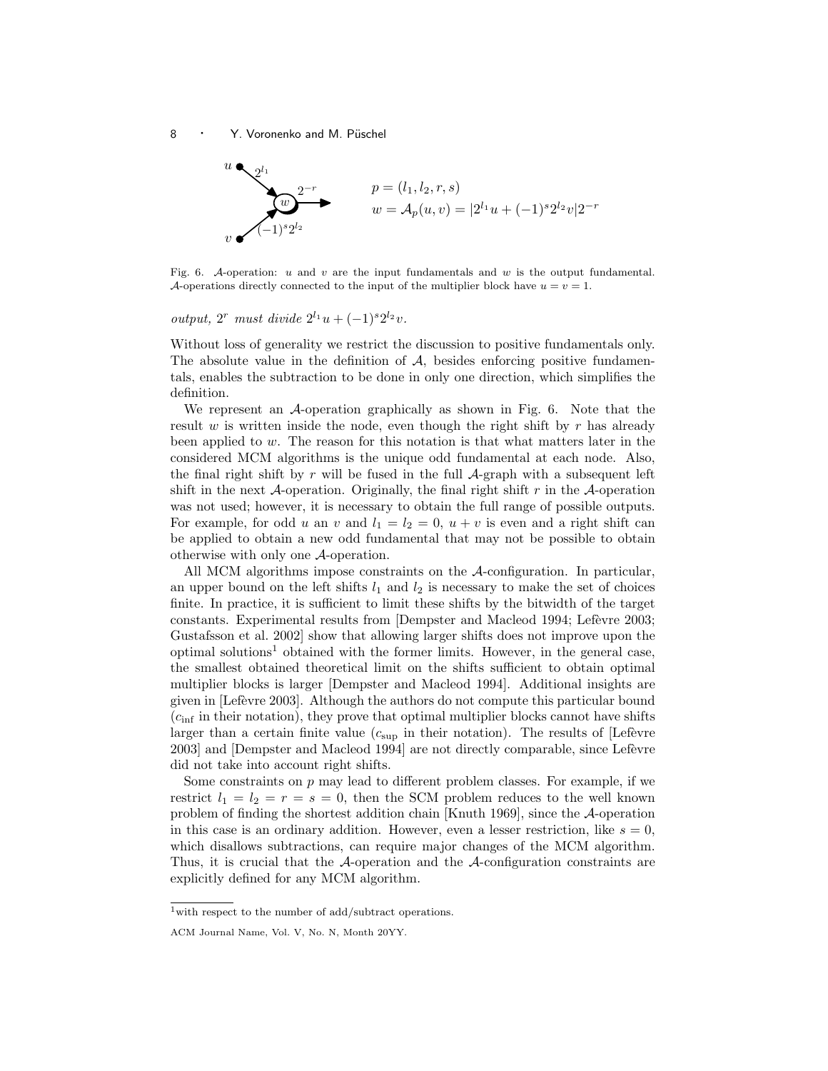$p = (l_1, l_2, r, s)$

$w = \mathcal{A}_p(u, v) = |2^{l_1} u + (-1)^s 2^{l_2} v| 2^{-r}$

Fig. 6. $\mathcal{A}$-operation: $u$ and $v$ are the input fundamentals and $w$ is the output fundamental. $\mathcal{A}$-operations directly connected to the input of the multiplier block have $u = v = 1$.

*output,* $2^r$ *must divide* $2^{l_1} u + (-1)^s 2^{l_2} v$.

Without loss of generality we restrict the discussion to positive fundamentals only. The absolute value in the definition of $\mathcal{A}$, besides enforcing positive fundamentals, enables the subtraction to be done in only one direction, which simplifies the definition.

We represent an $\mathcal{A}$-operation graphically as shown in Fig. 6. Note that the result $w$ is written inside the node, even though the right shift by $r$ has already been applied to $w$. The reason for this notation is that what matters later in the considered MCM algorithms is the unique odd fundamental at each node. Also, the final right shift by $r$ will be fused in the full $\mathcal{A}$-graph with a subsequent left shift in the next $\mathcal{A}$-operation. Originally, the final right shift $r$ in the $\mathcal{A}$-operation was not used; however, it is necessary to obtain the full range of possible outputs. For example, for odd $u$ an $v$ and $l_1 = l_2 = 0$, $u + v$ is even and a right shift can be applied to obtain a new odd fundamental that may not be possible to obtain otherwise with only one $\mathcal{A}$-operation.

All MCM algorithms impose constraints on the $\mathcal{A}$-configuration. In particular, an upper bound on the left shifts $l_1$ and $l_2$ is necessary to make the set of choices finite. In practice, it is sufficient to limit these shifts by the bitwidth of the target constants. Experimental results from [Dempster and Macleod 1994; Lefèvre 2003; Gustafsson et al. 2002] show that allowing larger shifts does not improve upon the optimal solutions[1] obtained with the former limits. However, in the general case, the smallest obtained theoretical limit on the shifts sufficient to obtain optimal multiplier blocks is larger [Dempster and Macleod 1994]. Additional insights are given in [Lefèvre 2003]. Although the authors do not compute this particular bound ($c_{\text{inf}}$ in their notation), they prove that optimal multiplier blocks cannot have shifts larger than a certain finite value ($c_{\text{sup}}$ in their notation). The results of [Lefèvre 2003] and [Dempster and Macleod 1994] are not directly comparable, since Lefèvre did not take into account right shifts.

Some constraints on $p$ may lead to different problem classes. For example, if we restrict $l_1 = l_2 = r = s = 0$, then the SCM problem reduces to the well known problem of finding the shortest addition chain [Knuth 1969], since the $\mathcal{A}$-operation in this case is an ordinary addition. However, even a lesser restriction, like $s = 0$, which disallows subtractions, can require major changes of the MCM algorithm. Thus, it is crucial that the $\mathcal{A}$-operation and the $\mathcal{A}$-configuration constraints are explicitly defined for any MCM algorithm.

[1] with respect to the number of add/subtract operations.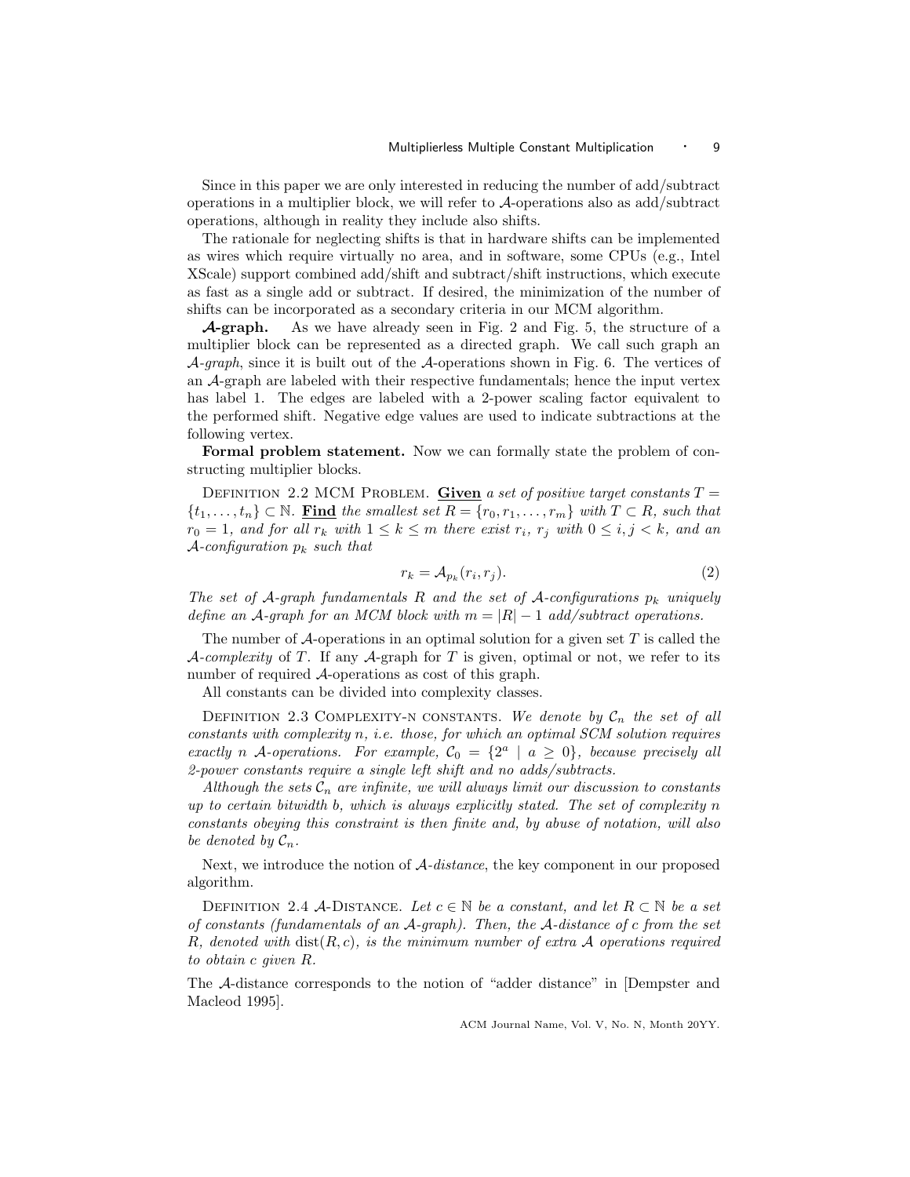Since in this paper we are only interested in reducing the number of add/subtract operations in a multiplier block, we will refer to $\mathcal{A}$-operations also as add/subtract operations, although in reality they include also shifts.

The rationale for neglecting shifts is that in hardware shifts can be implemented as wires which require virtually no area, and in software, some CPUs (e.g., Intel XScale) support combined add/shift and subtract/shift instructions, which execute as fast as a single add or subtract. If desired, the minimization of the number of shifts can be incorporated as a secondary criteria in our MCM algorithm.

**$\mathcal{A}$-graph.** As we have already seen in Fig. 2 and Fig. 5, the structure of a multiplier block can be represented as a directed graph. We call such graph an $\mathcal{A}$-*graph*, since it is built out of the $\mathcal{A}$-operations shown in Fig. 6. The vertices of an $\mathcal{A}$-graph are labeled with their respective fundamentals; hence the input vertex has label 1. The edges are labeled with a 2-power scaling factor equivalent to the performed shift. Negative edge values are used to indicate subtractions at the following vertex.

**Formal problem statement.** Now we can formally state the problem of constructing multiplier blocks.

Definition 2.2 MCM Problem. ***Given*** *a set of positive target constants $T = \{t_1, \ldots, t_n\} \subset \mathbb{N}$.* ***Find*** *the smallest set $R = \{r_0, r_1, \ldots, r_m\}$ with $T \subset R$, such that $r_0 = 1$, and for all $r_k$ with $1 \leq k \leq m$ there exist $r_i$, $r_j$ with $0 \leq i, j < k$, and an $\mathcal{A}$-configuration $p_k$ such that*

$$r_k = \mathcal{A}_{p_k}(r_i, r_j). \tag{2}$$

*The set of $\mathcal{A}$-graph fundamentals $R$ and the set of $\mathcal{A}$-configurations $p_k$ uniquely define an $\mathcal{A}$-graph for an MCM block with $m = |R| - 1$ add/subtract operations.*

The number of $\mathcal{A}$-operations in an optimal solution for a given set $T$ is called the $\mathcal{A}$-*complexity* of $T$. If any $\mathcal{A}$-graph for $T$ is given, optimal or not, we refer to its number of required $\mathcal{A}$-operations as cost of this graph.

All constants can be divided into complexity classes.

Definition 2.3 Complexity-n constants. *We denote by $\mathcal{C}_n$ the set of all constants with complexity $n$, i.e. those, for which an optimal SCM solution requires exactly $n$ $\mathcal{A}$-operations. For example, $\mathcal{C}_0 = \{2^a \mid a \geq 0\}$, because precisely all 2-power constants require a single left shift and no adds/subtracts.*

*Although the sets $\mathcal{C}_n$ are infinite, we will always limit our discussion to constants up to certain bitwidth $b$, which is always explicitly stated. The set of complexity $n$ constants obeying this constraint is then finite and, by abuse of notation, will also be denoted by $\mathcal{C}_n$.*

Next, we introduce the notion of $\mathcal{A}$-*distance*, the key component in our proposed algorithm.

Definition 2.4 $\mathcal{A}$-Distance. *Let $c \in \mathbb{N}$ be a constant, and let $R \subset \mathbb{N}$ be a set of constants (fundamentals of an $\mathcal{A}$-graph). Then, the $\mathcal{A}$-distance of $c$ from the set $R$, denoted with $\operatorname{dist}(R, c)$, is the minimum number of extra $\mathcal{A}$ operations required to obtain $c$ given $R$.*

The $\mathcal{A}$-distance corresponds to the notion of "adder distance" in [Dempster and Macleod 1995].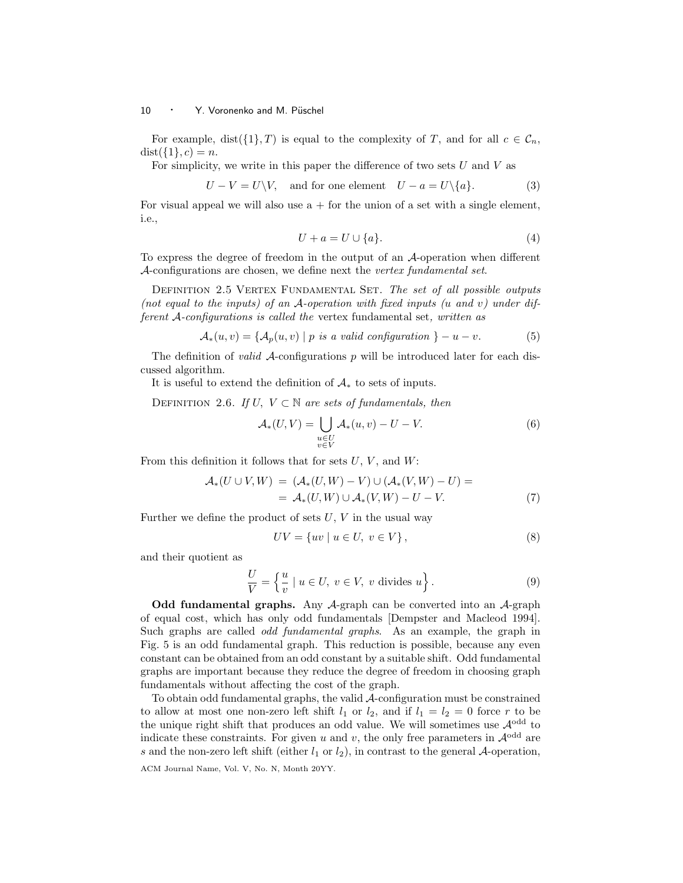For example, $\text{dist}(\{1\}, T)$ is equal to the complexity of $T$, and for all $c \in \mathcal{C}_n$, $\text{dist}(\{1\}, c) = n$.

For simplicity, we write in this paper the difference of two sets $U$ and $V$ as

$$U - V = U \backslash V, \quad \text{and for one element} \quad U - a = U \backslash \{a\}. \tag{3}$$

For visual appeal we will also use a + for the union of a set with a single element, i.e.,

$$U + a = U \cup \{a\}. \tag{4}$$

To express the degree of freedom in the output of an $\mathcal{A}$-operation when different $\mathcal{A}$-configurations are chosen, we define next the *vertex fundamental set*.

Definition 2.5 Vertex Fundamental Set. *The set of all possible outputs (not equal to the inputs) of an $\mathcal{A}$-operation with fixed inputs ($u$ and $v$) under different $\mathcal{A}$-configurations is called the* vertex fundamental set*, written as*

$$\mathcal{A}_*(u, v) = \{\mathcal{A}_p(u, v) \mid p \text{ is a valid configuration } \} - u - v. \tag{5}$$

The definition of *valid* $\mathcal{A}$-configurations $p$ will be introduced later for each discussed algorithm.

It is useful to extend the definition of $\mathcal{A}_*$ to sets of inputs.

Definition 2.6. *If $U$, $V \subset \mathbb{N}$ are sets of fundamentals, then*

$$\mathcal{A}_*(U, V) = \bigcup_{\substack{u \in U \\ v \in V}} \mathcal{A}_*(u, v) - U - V. \tag{6}$$

From this definition it follows that for sets $U$, $V$, and $W$:

$$\begin{aligned} \mathcal{A}_*(U \cup V, W) &= (\mathcal{A}_*(U, W) - V) \cup (\mathcal{A}_*(V, W) - U) = \\ &= \mathcal{A}_*(U, W) \cup \mathcal{A}_*(V, W) - U - V. \end{aligned} \tag{7}$$

Further we define the product of sets $U$, $V$ in the usual way

$$UV = \{uv \mid u \in U, \ v \in V\}, \tag{8}$$

and their quotient as

$$\frac{U}{V} = \left\{ \frac{u}{v} \mid u \in U, \ v \in V, \ v \text{ divides } u \right\}. \tag{9}$$

**Odd fundamental graphs.** Any $\mathcal{A}$-graph can be converted into an $\mathcal{A}$-graph of equal cost, which has only odd fundamentals [Dempster and Macleod 1994]. Such graphs are called *odd fundamental graphs*. As an example, the graph in Fig. 5 is an odd fundamental graph. This reduction is possible, because any even constant can be obtained from an odd constant by a suitable shift. Odd fundamental graphs are important because they reduce the degree of freedom in choosing graph fundamentals without affecting the cost of the graph.

To obtain odd fundamental graphs, the valid $\mathcal{A}$-configuration must be constrained to allow at most one non-zero left shift $l_1$ or $l_2$, and if $l_1 = l_2 = 0$ force $r$ to be the unique right shift that produces an odd value. We will sometimes use $\mathcal{A}^{\text{odd}}$ to indicate these constraints. For given $u$ and $v$, the only free parameters in $\mathcal{A}^{\text{odd}}$ are $s$ and the non-zero left shift (either $l_1$ or $l_2$), in contrast to the general $\mathcal{A}$-operation,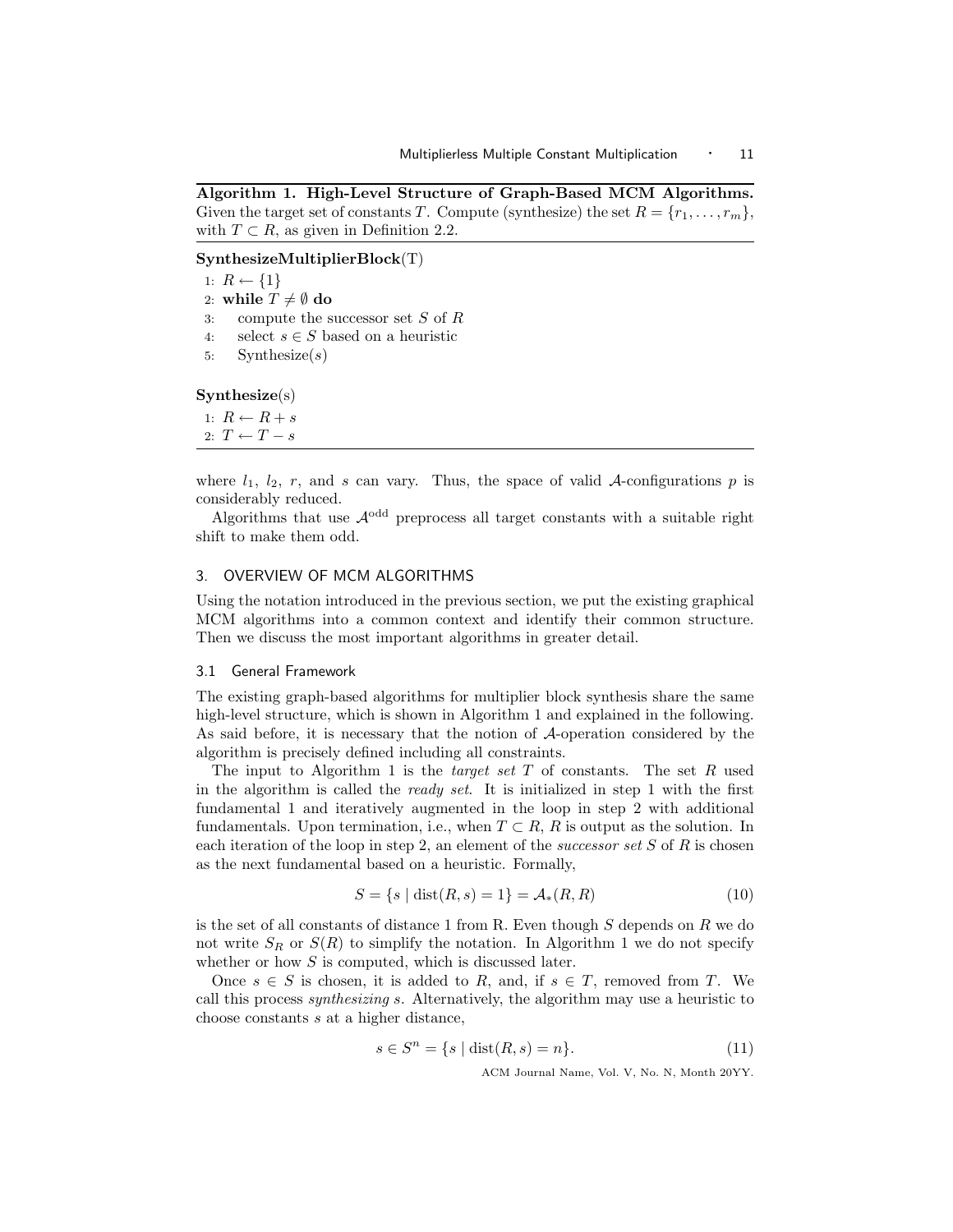**Algorithm 1. High-Level Structure of Graph-Based MCM Algorithms.** Given the target set of constants $T$. Compute (synthesize) the set $R = \{r_1, \ldots, r_m\}$, with $T \subset R$, as given in Definition 2.2.

```
SynthesizeMultiplierBlock(T)
1: R ← {1}
2: while T ≠ ∅ do
3:    compute the successor set S of R
4:    select s ∈ S based on a heuristic
5:    Synthesize(s)

Synthesize(s)
1: R ← R + s
2: T ← T − s
```

where $l_1$, $l_2$, $r$, and $s$ can vary. Thus, the space of valid $\mathcal{A}$-configurations $p$ is considerably reduced.

Algorithms that use $\mathcal{A}^{\text{odd}}$ preprocess all target constants with a suitable right shift to make them odd.

## 3. OVERVIEW OF MCM ALGORITHMS

Using the notation introduced in the previous section, we put the existing graphical MCM algorithms into a common context and identify their common structure. Then we discuss the most important algorithms in greater detail.

### 3.1 General Framework

The existing graph-based algorithms for multiplier block synthesis share the same high-level structure, which is shown in Algorithm 1 and explained in the following. As said before, it is necessary that the notion of $\mathcal{A}$-operation considered by the algorithm is precisely defined including all constraints.

The input to Algorithm 1 is the *target set* $T$ of constants. The set $R$ used in the algorithm is called the *ready set*. It is initialized in step 1 with the first fundamental 1 and iteratively augmented in the loop in step 2 with additional fundamentals. Upon termination, i.e., when $T \subset R$, $R$ is output as the solution. In each iteration of the loop in step 2, an element of the *successor set* $S$ of $R$ is chosen as the next fundamental based on a heuristic. Formally,

$$S = \{s \mid \text{dist}(R, s) = 1\} = \mathcal{A}_*(R, R) \tag{10}$$

is the set of all constants of distance 1 from R. Even though $S$ depends on $R$ we do not write $S_R$ or $S(R)$ to simplify the notation. In Algorithm 1 we do not specify whether or how $S$ is computed, which is discussed later.

Once $s \in S$ is chosen, it is added to $R$, and, if $s \in T$, removed from $T$. We call this process *synthesizing* $s$. Alternatively, the algorithm may use a heuristic to choose constants $s$ at a higher distance,

$$s \in S^n = \{s \mid \text{dist}(R, s) = n\}. \tag{11}$$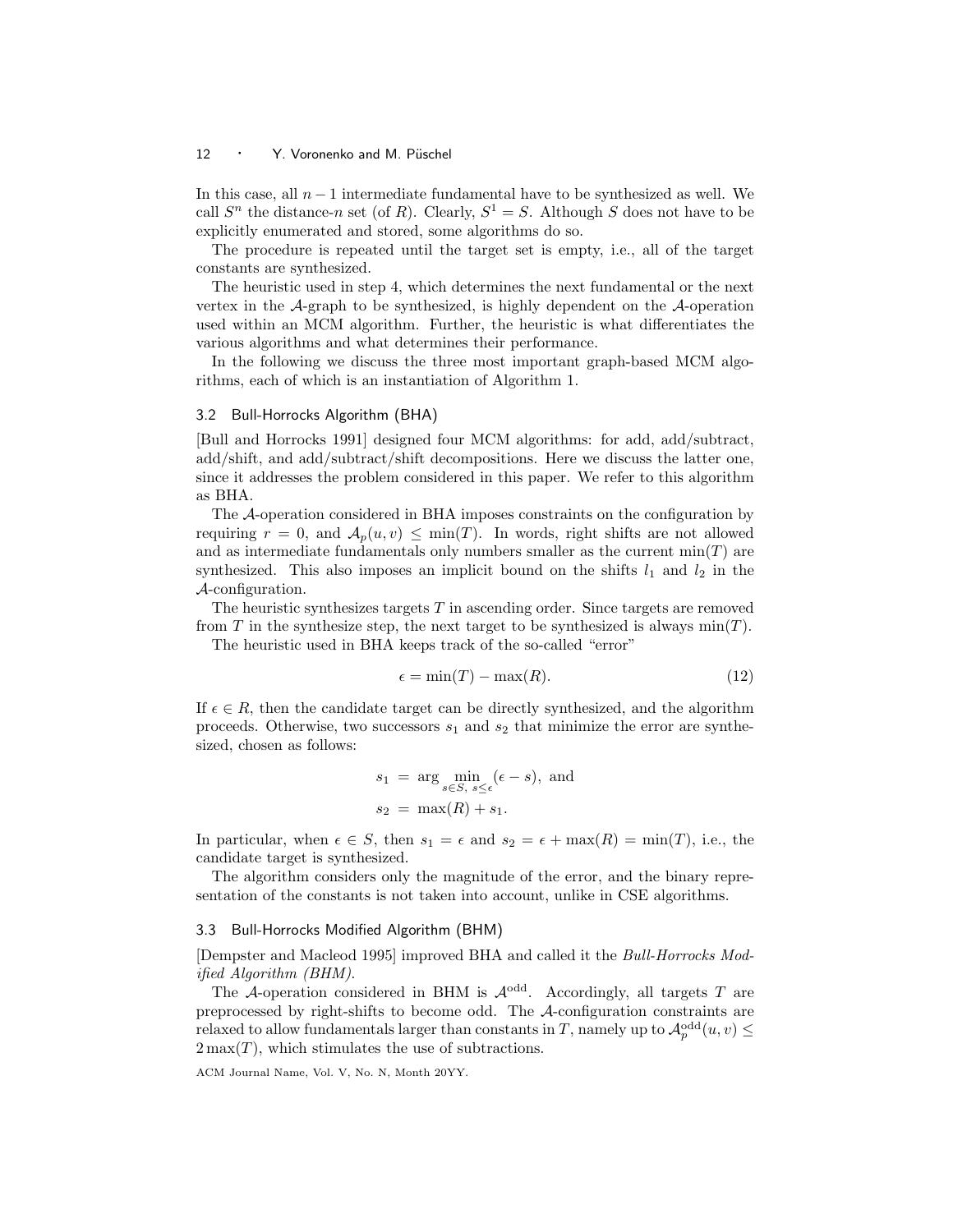In this case, all $n-1$ intermediate fundamental have to be synthesized as well. We call $S^n$ the distance-$n$ set (of $R$). Clearly, $S^1 = S$. Although $S$ does not have to be explicitly enumerated and stored, some algorithms do so.

The procedure is repeated until the target set is empty, i.e., all of the target constants are synthesized.

The heuristic used in step 4, which determines the next fundamental or the next vertex in the $\mathcal{A}$-graph to be synthesized, is highly dependent on the $\mathcal{A}$-operation used within an MCM algorithm. Further, the heuristic is what differentiates the various algorithms and what determines their performance.

In the following we discuss the three most important graph-based MCM algorithms, each of which is an instantiation of Algorithm 1.

### 3.2 Bull-Horrocks Algorithm (BHA)

[Bull and Horrocks 1991] designed four MCM algorithms: for add, add/subtract, add/shift, and add/subtract/shift decompositions. Here we discuss the latter one, since it addresses the problem considered in this paper. We refer to this algorithm as BHA.

The $\mathcal{A}$-operation considered in BHA imposes constraints on the configuration by requiring $r = 0$, and $\mathcal{A}_p(u, v) \leq \min(T)$. In words, right shifts are not allowed and as intermediate fundamentals only numbers smaller as the current $\min(T)$ are synthesized. This also imposes an implicit bound on the shifts $l_1$ and $l_2$ in the $\mathcal{A}$-configuration.

The heuristic synthesizes targets $T$ in ascending order. Since targets are removed from $T$ in the synthesize step, the next target to be synthesized is always $\min(T)$.

The heuristic used in BHA keeps track of the so-called "error"

$$\epsilon = \min(T) - \max(R). \tag{12}$$

If $\epsilon \in R$, then the candidate target can be directly synthesized, and the algorithm proceeds. Otherwise, two successors $s_1$ and $s_2$ that minimize the error are synthesized, chosen as follows:

$$\begin{aligned} s_1 &= \arg\min_{s \in S,\ s \leq \epsilon} (\epsilon - s), \text{ and} \\ s_2 &= \max(R) + s_1. \end{aligned}$$

In particular, when $\epsilon \in S$, then $s_1 = \epsilon$ and $s_2 = \epsilon + \max(R) = \min(T)$, i.e., the candidate target is synthesized.

The algorithm considers only the magnitude of the error, and the binary representation of the constants is not taken into account, unlike in CSE algorithms.

### 3.3 Bull-Horrocks Modified Algorithm (BHM)

[Dempster and Macleod 1995] improved BHA and called it the *Bull-Horrocks Modified Algorithm (BHM)*.

The $\mathcal{A}$-operation considered in BHM is $\mathcal{A}^{\text{odd}}$. Accordingly, all targets $T$ are preprocessed by right-shifts to become odd. The $\mathcal{A}$-configuration constraints are relaxed to allow fundamentals larger than constants in $T$, namely up to $\mathcal{A}_p^{\text{odd}}(u, v) \leq 2\max(T)$, which stimulates the use of subtractions.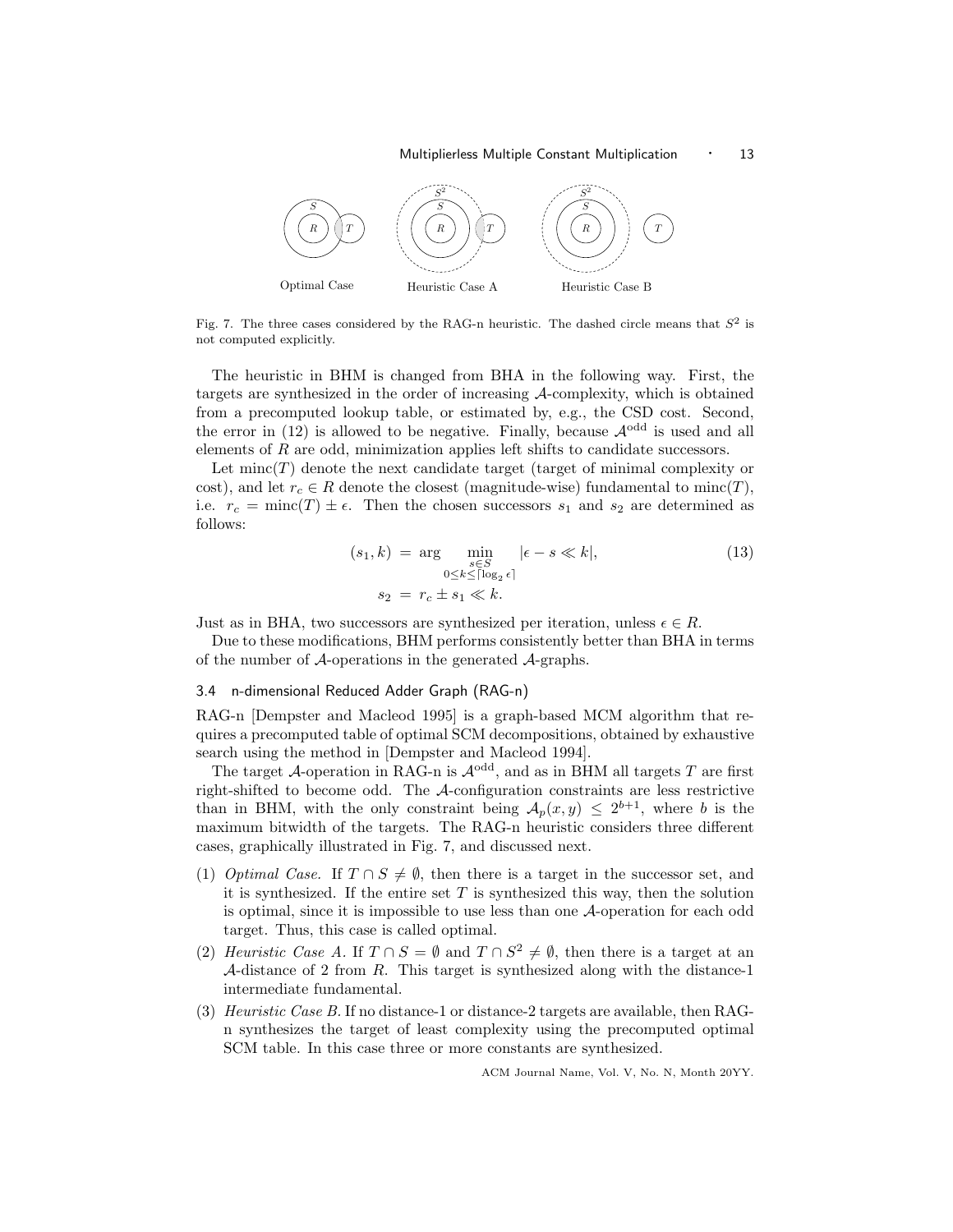Optimal Case    Heuristic Case A    Heuristic Case B

Fig. 7. The three cases considered by the RAG-n heuristic. The dashed circle means that $S^2$ is not computed explicitly.

The heuristic in BHM is changed from BHA in the following way. First, the targets are synthesized in the order of increasing $\mathcal{A}$-complexity, which is obtained from a precomputed lookup table, or estimated by, e.g., the CSD cost. Second, the error in (12) is allowed to be negative. Finally, because $\mathcal{A}^{\text{odd}}$ is used and all elements of $R$ are odd, minimization applies left shifts to candidate successors.

Let $\text{minc}(T)$ denote the next candidate target (target of minimal complexity or cost), and let $r_c \in R$ denote the closest (magnitude-wise) fundamental to $\text{minc}(T)$, i.e. $r_c = \text{minc}(T) \pm \epsilon$. Then the chosen successors $s_1$ and $s_2$ are determined as follows:

$$
\begin{aligned}
(s_1, k) &= \arg \min_{\substack{s \in S \\ 0 \le k \le \lceil \log_2 \epsilon \rceil}} |\epsilon - s \ll k|, \qquad (13) \\
s_2 &= r_c \pm s_1 \ll k.
\end{aligned}
$$

Just as in BHA, two successors are synthesized per iteration, unless $\epsilon \in R$.

Due to these modifications, BHM performs consistently better than BHA in terms of the number of $\mathcal{A}$-operations in the generated $\mathcal{A}$-graphs.

### 3.4 n-dimensional Reduced Adder Graph (RAG-n)

RAG-n [Dempster and Macleod 1995] is a graph-based MCM algorithm that requires a precomputed table of optimal SCM decompositions, obtained by exhaustive search using the method in [Dempster and Macleod 1994].

The target $\mathcal{A}$-operation in RAG-n is $\mathcal{A}^{\text{odd}}$, and as in BHM all targets $T$ are first right-shifted to become odd. The $\mathcal{A}$-configuration constraints are less restrictive than in BHM, with the only constraint being $\mathcal{A}_p(x, y) \le 2^{b+1}$, where $b$ is the maximum bitwidth of the targets. The RAG-n heuristic considers three different cases, graphically illustrated in Fig. 7, and discussed next.

1. *Optimal Case.* If $T \cap S \ne \emptyset$, then there is a target in the successor set, and it is synthesized. If the entire set $T$ is synthesized this way, then the solution is optimal, since it is impossible to use less than one $\mathcal{A}$-operation for each odd target. Thus, this case is called optimal.
2. *Heuristic Case A.* If $T \cap S = \emptyset$ and $T \cap S^2 \ne \emptyset$, then there is a target at an $\mathcal{A}$-distance of 2 from $R$. This target is synthesized along with the distance-1 intermediate fundamental.
3. *Heuristic Case B.* If no distance-1 or distance-2 targets are available, then RAG-n synthesizes the target of least complexity using the precomputed optimal SCM table. In this case three or more constants are synthesized.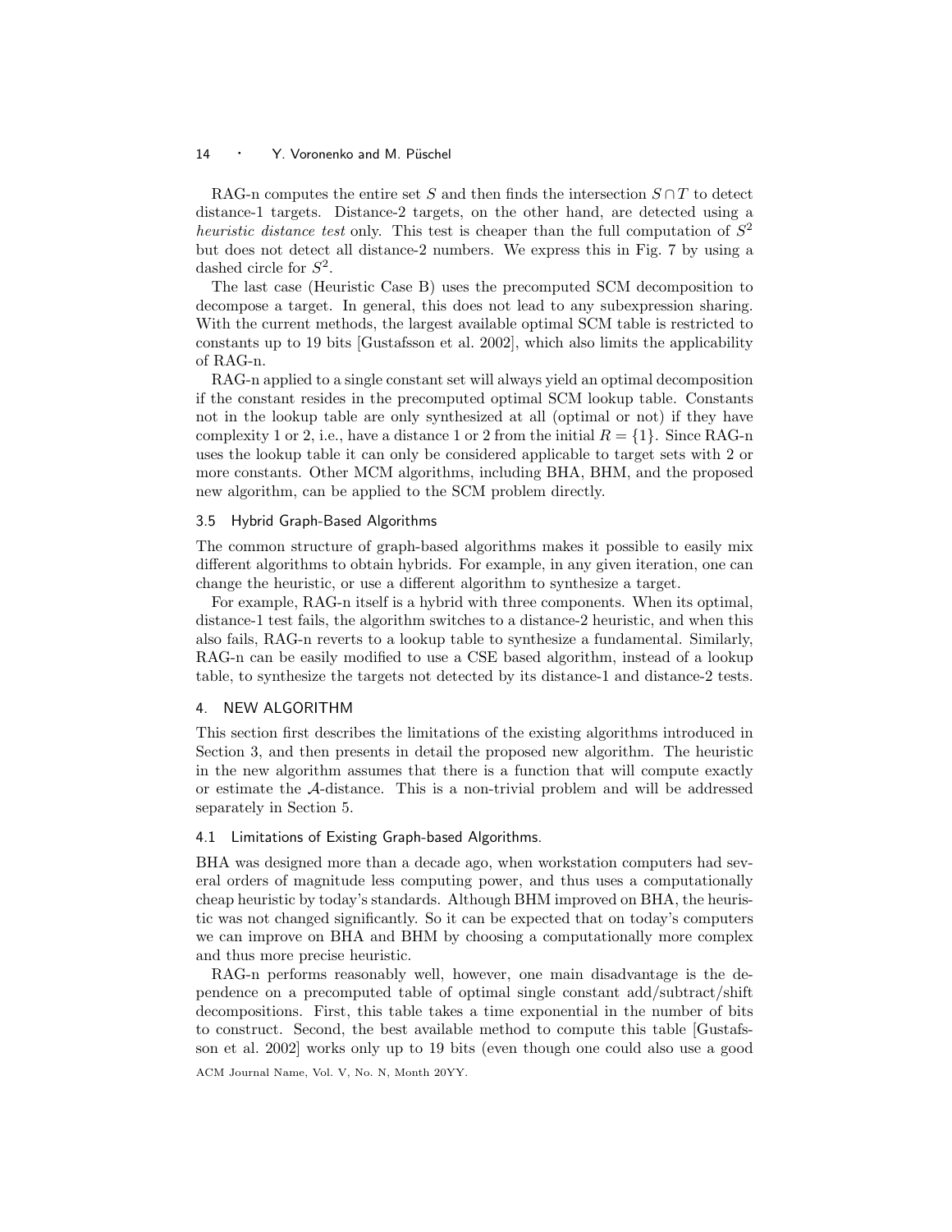RAG-n computes the entire set $S$ and then finds the intersection $S \cap T$ to detect distance-1 targets. Distance-2 targets, on the other hand, are detected using a *heuristic distance test* only. This test is cheaper than the full computation of $S^2$ but does not detect all distance-2 numbers. We express this in Fig. 7 by using a dashed circle for $S^2$.

The last case (Heuristic Case B) uses the precomputed SCM decomposition to decompose a target. In general, this does not lead to any subexpression sharing. With the current methods, the largest available optimal SCM table is restricted to constants up to 19 bits [Gustafsson et al. 2002], which also limits the applicability of RAG-n.

RAG-n applied to a single constant set will always yield an optimal decomposition if the constant resides in the precomputed optimal SCM lookup table. Constants not in the lookup table are only synthesized at all (optimal or not) if they have complexity 1 or 2, i.e., have a distance 1 or 2 from the initial $R = \{1\}$. Since RAG-n uses the lookup table it can only be considered applicable to target sets with 2 or more constants. Other MCM algorithms, including BHA, BHM, and the proposed new algorithm, can be applied to the SCM problem directly.

### 3.5 Hybrid Graph-Based Algorithms

The common structure of graph-based algorithms makes it possible to easily mix different algorithms to obtain hybrids. For example, in any given iteration, one can change the heuristic, or use a different algorithm to synthesize a target.

For example, RAG-n itself is a hybrid with three components. When its optimal, distance-1 test fails, the algorithm switches to a distance-2 heuristic, and when this also fails, RAG-n reverts to a lookup table to synthesize a fundamental. Similarly, RAG-n can be easily modified to use a CSE based algorithm, instead of a lookup table, to synthesize the targets not detected by its distance-1 and distance-2 tests.

## 4. NEW ALGORITHM

This section first describes the limitations of the existing algorithms introduced in Section 3, and then presents in detail the proposed new algorithm. The heuristic in the new algorithm assumes that there is a function that will compute exactly or estimate the $\mathcal{A}$-distance. This is a non-trivial problem and will be addressed separately in Section 5.

### 4.1 Limitations of Existing Graph-based Algorithms.

BHA was designed more than a decade ago, when workstation computers had several orders of magnitude less computing power, and thus uses a computationally cheap heuristic by today's standards. Although BHM improved on BHA, the heuristic was not changed significantly. So it can be expected that on today's computers we can improve on BHA and BHM by choosing a computationally more complex and thus more precise heuristic.

RAG-n performs reasonably well, however, one main disadvantage is the dependence on a precomputed table of optimal single constant add/subtract/shift decompositions. First, this table takes a time exponential in the number of bits to construct. Second, the best available method to compute this table [Gustafsson et al. 2002] works only up to 19 bits (even though one could also use a good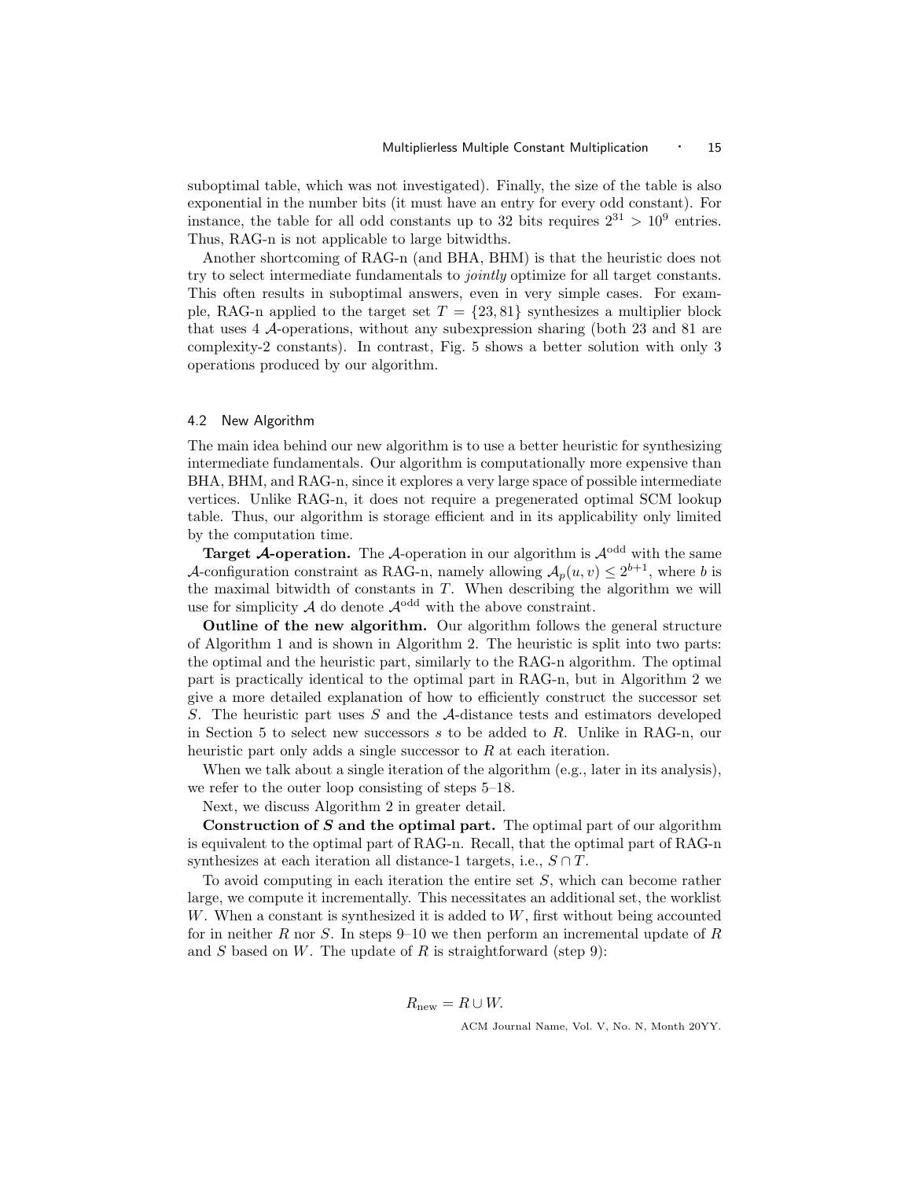suboptimal table, which was not investigated). Finally, the size of the table is also exponential in the number bits (it must have an entry for every odd constant). For instance, the table for all odd constants up to 32 bits requires $2^{31} > 10^9$ entries. Thus, RAG-n is not applicable to large bitwidths.

Another shortcoming of RAG-n (and BHA, BHM) is that the heuristic does not try to select intermediate fundamentals to *jointly* optimize for all target constants. This often results in suboptimal answers, even in very simple cases. For example, RAG-n applied to the target set $T = \{23, 81\}$ synthesizes a multiplier block that uses 4 $\mathcal{A}$-operations, without any subexpression sharing (both 23 and 81 are complexity-2 constants). In contrast, Fig. 5 shows a better solution with only 3 operations produced by our algorithm.

### 4.2 New Algorithm

The main idea behind our new algorithm is to use a better heuristic for synthesizing intermediate fundamentals. Our algorithm is computationally more expensive than BHA, BHM, and RAG-n, since it explores a very large space of possible intermediate vertices. Unlike RAG-n, it does not require a pregenerated optimal SCM lookup table. Thus, our algorithm is storage efficient and in its applicability only limited by the computation time.

**Target $\mathcal{A}$-operation.** The $\mathcal{A}$-operation in our algorithm is $\mathcal{A}^{\text{odd}}$ with the same $\mathcal{A}$-configuration constraint as RAG-n, namely allowing $\mathcal{A}_p(u, v) \leq 2^{b+1}$, where $b$ is the maximal bitwidth of constants in $T$. When describing the algorithm we will use for simplicity $\mathcal{A}$ do denote $\mathcal{A}^{\text{odd}}$ with the above constraint.

**Outline of the new algorithm.** Our algorithm follows the general structure of Algorithm 1 and is shown in Algorithm 2. The heuristic is split into two parts: the optimal and the heuristic part, similarly to the RAG-n algorithm. The optimal part is practically identical to the optimal part in RAG-n, but in Algorithm 2 we give a more detailed explanation of how to efficiently construct the successor set $S$. The heuristic part uses $S$ and the $\mathcal{A}$-distance tests and estimators developed in Section 5 to select new successors $s$ to be added to $R$. Unlike in RAG-n, our heuristic part only adds a single successor to $R$ at each iteration.

When we talk about a single iteration of the algorithm (e.g., later in its analysis), we refer to the outer loop consisting of steps 5–18.

Next, we discuss Algorithm 2 in greater detail.

**Construction of $S$ and the optimal part.** The optimal part of our algorithm is equivalent to the optimal part of RAG-n. Recall, that the optimal part of RAG-n synthesizes at each iteration all distance-1 targets, i.e., $S \cap T$.

To avoid computing in each iteration the entire set $S$, which can become rather large, we compute it incrementally. This necessitates an additional set, the worklist $W$. When a constant is synthesized it is added to $W$, first without being accounted for in neither $R$ nor $S$. In steps 9–10 we then perform an incremental update of $R$ and $S$ based on $W$. The update of $R$ is straightforward (step 9):

$$R_{\text{new}} = R \cup W.$$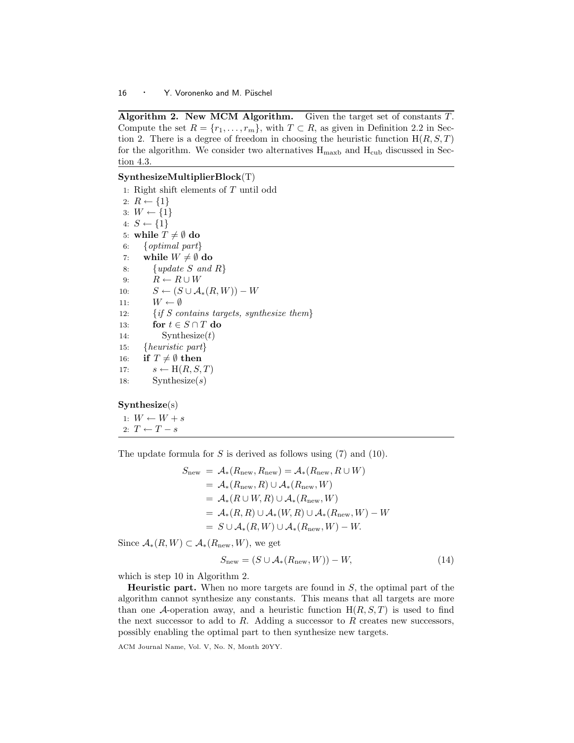**Algorithm 2. New MCM Algorithm.** Given the target set of constants $T$. Compute the set $R = \{r_1, \ldots, r_m\}$, with $T \subset R$, as given in Definition 2.2 in Section 2. There is a degree of freedom in choosing the heuristic function $\mathrm{H}(R, S, T)$ for the algorithm. We consider two alternatives $\mathrm{H}_{\mathrm{maxb}}$ and $\mathrm{H}_{\mathrm{cub}}$ discussed in Section 4.3.

**SynthesizeMultiplierBlock**(T)

```
 1: Right shift elements of T until odd
 2: R ← {1}
 3: W ← {1}
 4: S ← {1}
 5: while T ≠ ∅ do
 6:    {optimal part}
 7:    while W ≠ ∅ do
 8:       {update S and R}
 9:       R ← R ∪ W
10:       S ← (S ∪ A_*(R, W)) − W
11:       W ← ∅
12:       {if S contains targets, synthesize them}
13:       for t ∈ S ∩ T do
14:          Synthesize(t)
15:    {heuristic part}
16:    if T ≠ ∅ then
17:       s ← H(R, S, T)
18:       Synthesize(s)
```

**Synthesize**(s)

```
 1: W ← W + s
 2: T ← T − s
```

The update formula for $S$ is derived as follows using (7) and (10).

$$
\begin{aligned}
S_{\mathrm{new}} &= \mathcal{A}_*(R_{\mathrm{new}}, R_{\mathrm{new}}) = \mathcal{A}_*(R_{\mathrm{new}}, R \cup W) \\
&= \mathcal{A}_*(R_{\mathrm{new}}, R) \cup \mathcal{A}_*(R_{\mathrm{new}}, W) \\
&= \mathcal{A}_*(R \cup W, R) \cup \mathcal{A}_*(R_{\mathrm{new}}, W) \\
&= \mathcal{A}_*(R, R) \cup \mathcal{A}_*(W, R) \cup \mathcal{A}_*(R_{\mathrm{new}}, W) - W \\
&= S \cup \mathcal{A}_*(R, W) \cup \mathcal{A}_*(R_{\mathrm{new}}, W) - W.
\end{aligned}
$$

Since $\mathcal{A}_*(R, W) \subset \mathcal{A}_*(R_{\mathrm{new}}, W)$, we get

$$
S_{\mathrm{new}} = (S \cup \mathcal{A}_*(R_{\mathrm{new}}, W)) - W, \tag{14}
$$

which is step 10 in Algorithm 2.

**Heuristic part.** When no more targets are found in $S$, the optimal part of the algorithm cannot synthesize any constants. This means that all targets are more than one $\mathcal{A}$-operation away, and a heuristic function $\mathrm{H}(R, S, T)$ is used to find the next successor to add to $R$. Adding a successor to $R$ creates new successors, possibly enabling the optimal part to then synthesize new targets.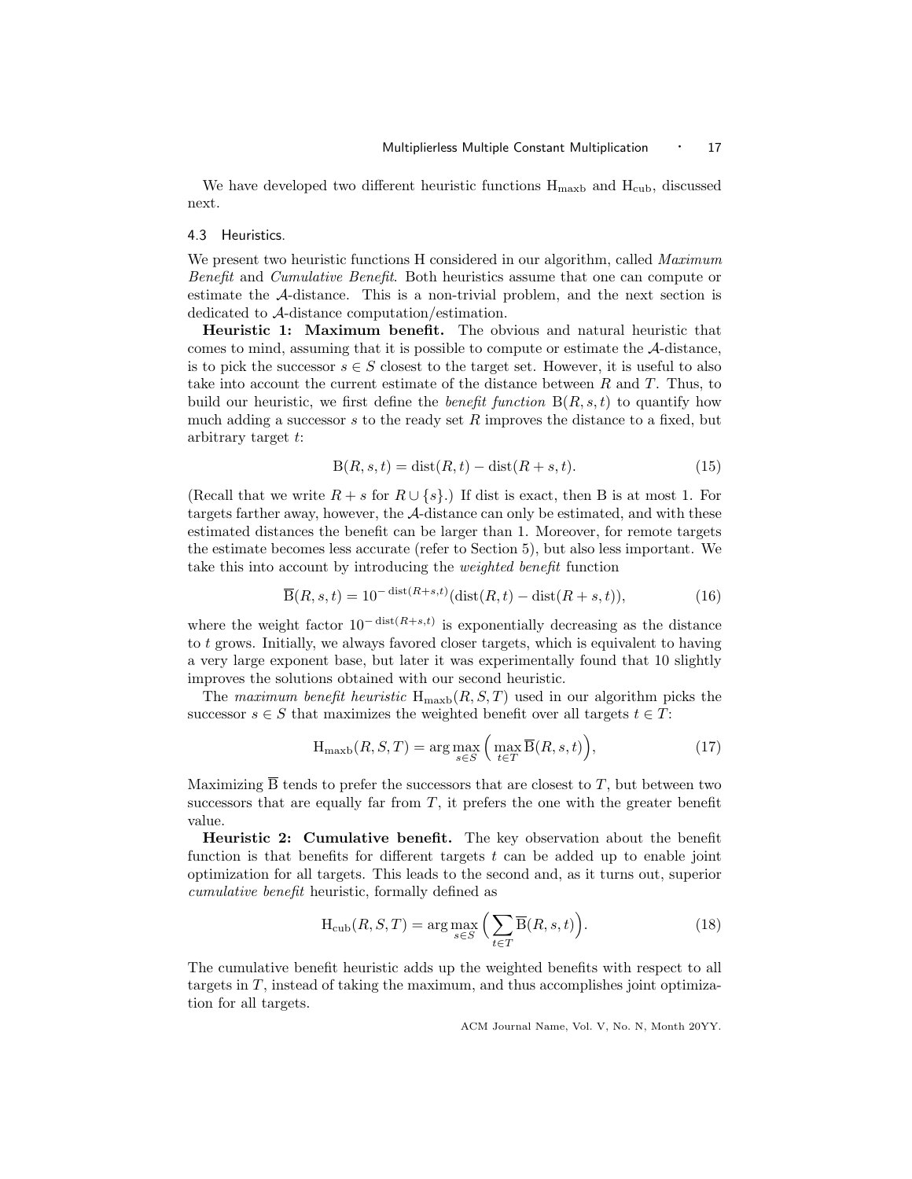We have developed two different heuristic functions $\mathrm{H}_{\mathrm{maxb}}$ and $\mathrm{H}_{\mathrm{cub}}$, discussed next.

### 4.3 Heuristics.

We present two heuristic functions H considered in our algorithm, called *Maximum Benefit* and *Cumulative Benefit*. Both heuristics assume that one can compute or estimate the $\mathcal{A}$-distance. This is a non-trivial problem, and the next section is dedicated to $\mathcal{A}$-distance computation/estimation.

**Heuristic 1: Maximum benefit.** The obvious and natural heuristic that comes to mind, assuming that it is possible to compute or estimate the $\mathcal{A}$-distance, is to pick the successor $s \in S$ closest to the target set. However, it is useful to also take into account the current estimate of the distance between $R$ and $T$. Thus, to build our heuristic, we first define the *benefit function* $\mathrm{B}(R, s, t)$ to quantify how much adding a successor $s$ to the ready set $R$ improves the distance to a fixed, but arbitrary target $t$:

$$\mathrm{B}(R, s, t) = \mathrm{dist}(R, t) - \mathrm{dist}(R + s, t). \tag{15}$$

(Recall that we write $R + s$ for $R \cup \{s\}$.) If dist is exact, then B is at most 1. For targets farther away, however, the $\mathcal{A}$-distance can only be estimated, and with these estimated distances the benefit can be larger than 1. Moreover, for remote targets the estimate becomes less accurate (refer to Section 5), but also less important. We take this into account by introducing the *weighted benefit* function

$$\overline{\mathrm{B}}(R, s, t) = 10^{-\mathrm{dist}(R+s,t)}(\mathrm{dist}(R, t) - \mathrm{dist}(R + s, t)), \tag{16}$$

where the weight factor $10^{-\mathrm{dist}(R+s,t)}$ is exponentially decreasing as the distance to $t$ grows. Initially, we always favored closer targets, which is equivalent to having a very large exponent base, but later it was experimentally found that 10 slightly improves the solutions obtained with our second heuristic.

The *maximum benefit heuristic* $\mathrm{H}_{\mathrm{maxb}}(R, S, T)$ used in our algorithm picks the successor $s \in S$ that maximizes the weighted benefit over all targets $t \in T$:

$$\mathrm{H}_{\mathrm{maxb}}(R, S, T) = \arg\max_{s \in S} \Big( \max_{t \in T} \overline{\mathrm{B}}(R, s, t) \Big), \tag{17}$$

Maximizing $\overline{\mathrm{B}}$ tends to prefer the successors that are closest to $T$, but between two successors that are equally far from $T$, it prefers the one with the greater benefit value.

**Heuristic 2: Cumulative benefit.** The key observation about the benefit function is that benefits for different targets $t$ can be added up to enable joint optimization for all targets. This leads to the second and, as it turns out, superior *cumulative benefit* heuristic, formally defined as

$$\mathrm{H}_{\mathrm{cub}}(R, S, T) = \arg\max_{s \in S} \Big( \sum_{t \in T} \overline{\mathrm{B}}(R, s, t) \Big). \tag{18}$$

The cumulative benefit heuristic adds up the weighted benefits with respect to all targets in $T$, instead of taking the maximum, and thus accomplishes joint optimization for all targets.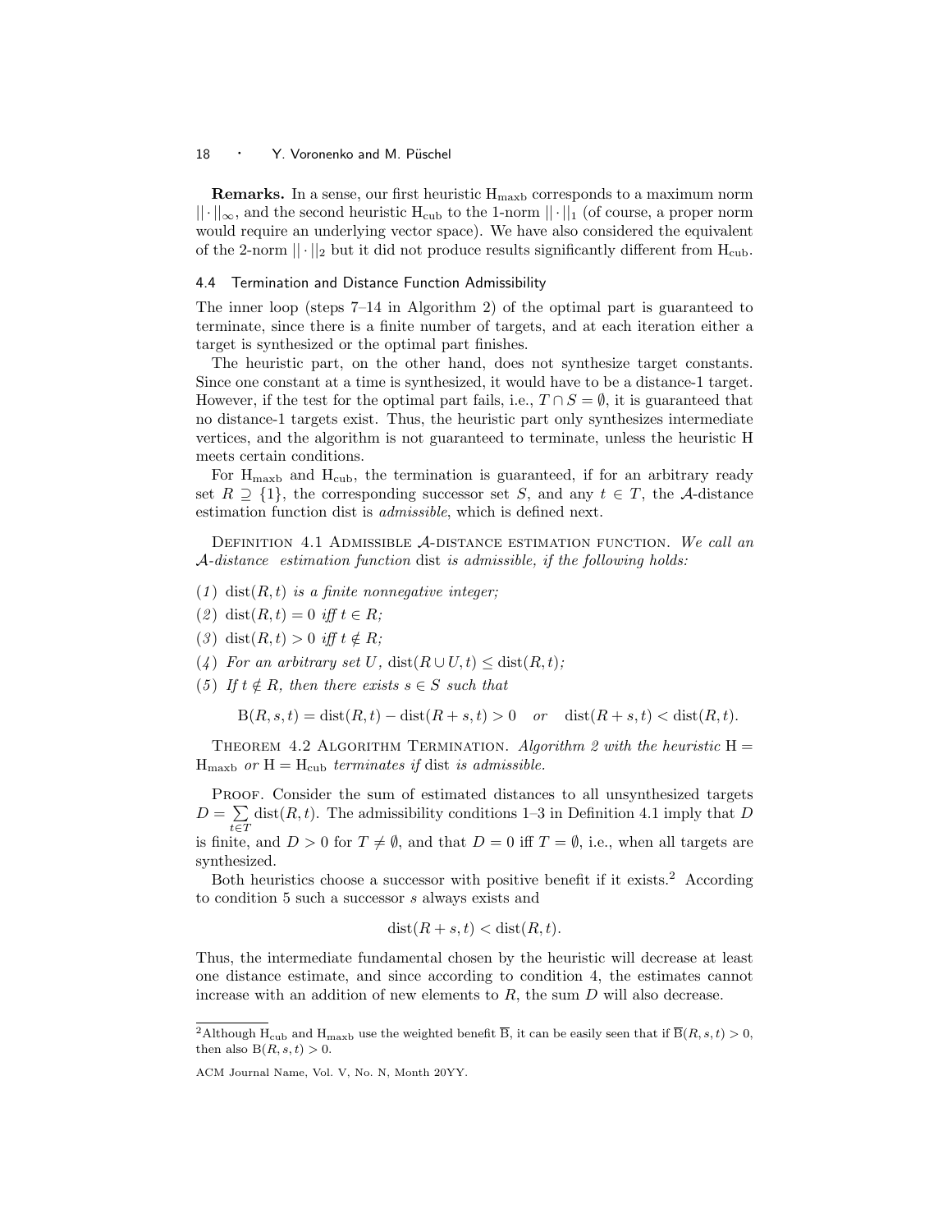**Remarks.** In a sense, our first heuristic $\mathrm{H}_{\mathrm{maxb}}$ corresponds to a maximum norm $||\cdot||_\infty$, and the second heuristic $\mathrm{H}_{\mathrm{cub}}$ to the 1-norm $||\cdot||_1$ (of course, a proper norm would require an underlying vector space). We have also considered the equivalent of the 2-norm $||\cdot||_2$ but it did not produce results significantly different from $\mathrm{H}_{\mathrm{cub}}$.

### 4.4 Termination and Distance Function Admissibility

The inner loop (steps 7–14 in Algorithm 2) of the optimal part is guaranteed to terminate, since there is a finite number of targets, and at each iteration either a target is synthesized or the optimal part finishes.

The heuristic part, on the other hand, does not synthesize target constants. Since one constant at a time is synthesized, it would have to be a distance-1 target. However, if the test for the optimal part fails, i.e., $T \cap S = \emptyset$, it is guaranteed that no distance-1 targets exist. Thus, the heuristic part only synthesizes intermediate vertices, and the algorithm is not guaranteed to terminate, unless the heuristic H meets certain conditions.

For $\mathrm{H}_{\mathrm{maxb}}$ and $\mathrm{H}_{\mathrm{cub}}$, the termination is guaranteed, if for an arbitrary ready set $R \supseteq \{1\}$, the corresponding successor set $S$, and any $t \in T$, the $\mathcal{A}$-distance estimation function dist is *admissible*, which is defined next.

Definition 4.1 Admissible $\mathcal{A}$-distance estimation function. *We call an $\mathcal{A}$-distance estimation function* dist *is admissible, if the following holds:*

(*1*) $\mathrm{dist}(R,t)$ *is a finite nonnegative integer;*

(*2*) $\mathrm{dist}(R,t) = 0$ *iff* $t \in R$*;*

(*3*) $\mathrm{dist}(R,t) > 0$ *iff* $t \notin R$*;*

(*4*) *For an arbitrary set* $U$*,* $\mathrm{dist}(R \cup U, t) \leq \mathrm{dist}(R,t)$*;*

(*5*) *If* $t \notin R$*, then there exists* $s \in S$ *such that*

$$\mathrm{B}(R,s,t) = \mathrm{dist}(R,t) - \mathrm{dist}(R+s,t) > 0 \quad \textit{or} \quad \mathrm{dist}(R+s,t) < \mathrm{dist}(R,t).$$

Theorem 4.2 Algorithm Termination. *Algorithm 2 with the heuristic* $\mathrm{H} = \mathrm{H}_{\mathrm{maxb}}$ *or* $\mathrm{H} = \mathrm{H}_{\mathrm{cub}}$ *terminates if* dist *is admissible.*

Proof. Consider the sum of estimated distances to all unsynthesized targets $D = \sum_{t \in T} \mathrm{dist}(R,t)$. The admissibility conditions 1–3 in Definition 4.1 imply that $D$ is finite, and $D > 0$ for $T \neq \emptyset$, and that $D = 0$ iff $T = \emptyset$, i.e., when all targets are synthesized.

Both heuristics choose a successor with positive benefit if it exists.[2] According to condition 5 such a successor $s$ always exists and

$$\mathrm{dist}(R+s,t) < \mathrm{dist}(R,t).$$

Thus, the intermediate fundamental chosen by the heuristic will decrease at least one distance estimate, and since according to condition 4, the estimates cannot increase with an addition of new elements to $R$, the sum $D$ will also decrease.

[2] Although $\mathrm{H}_{\mathrm{cub}}$ and $\mathrm{H}_{\mathrm{maxb}}$ use the weighted benefit $\overline{\mathrm{B}}$, it can be easily seen that if $\overline{\mathrm{B}}(R,s,t) > 0$, then also $\mathrm{B}(R,s,t) > 0$.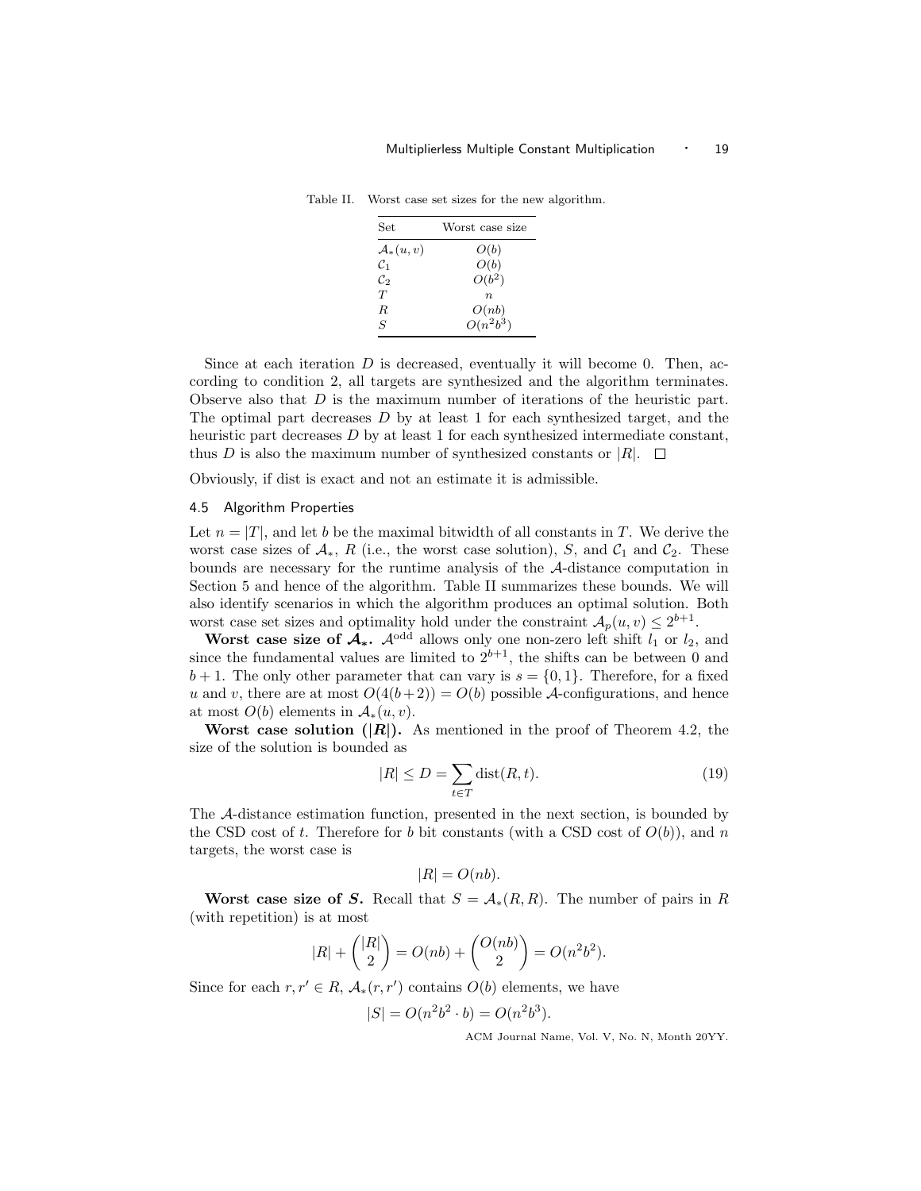Table II. Worst case set sizes for the new algorithm.

| Set | Worst case size |
|---|---|
| $\mathcal{A}_*(u,v)$ | $O(b)$ |
| $\mathcal{C}_1$ | $O(b)$ |
| $\mathcal{C}_2$ | $O(b^2)$ |
| $T$ | $n$ |
| $R$ | $O(nb)$ |
| $S$ | $O(n^2b^3)$ |

Since at each iteration $D$ is decreased, eventually it will become 0. Then, according to condition 2, all targets are synthesized and the algorithm terminates. Observe also that $D$ is the maximum number of iterations of the heuristic part. The optimal part decreases $D$ by at least 1 for each synthesized target, and the heuristic part decreases $D$ by at least 1 for each synthesized intermediate constant, thus $D$ is also the maximum number of synthesized constants or $|R|$. □

Obviously, if dist is exact and not an estimate it is admissible.

## 4.5 Algorithm Properties

Let $n = |T|$, and let $b$ be the maximal bitwidth of all constants in $T$. We derive the worst case sizes of $\mathcal{A}_*$, $R$ (i.e., the worst case solution), $S$, and $\mathcal{C}_1$ and $\mathcal{C}_2$. These bounds are necessary for the runtime analysis of the $\mathcal{A}$-distance computation in Section 5 and hence of the algorithm. Table II summarizes these bounds. We will also identify scenarios in which the algorithm produces an optimal solution. Both worst case set sizes and optimality hold under the constraint $\mathcal{A}_p(u,v) \leq 2^{b+1}$.

**Worst case size of $\mathcal{A}_*$.** $\mathcal{A}^{\text{odd}}$ allows only one non-zero left shift $l_1$ or $l_2$, and since the fundamental values are limited to $2^{b+1}$, the shifts can be between 0 and $b+1$. The only other parameter that can vary is $s = \{0,1\}$. Therefore, for a fixed $u$ and $v$, there are at most $O(4(b+2)) = O(b)$ possible $\mathcal{A}$-configurations, and hence at most $O(b)$ elements in $\mathcal{A}_*(u,v)$.

**Worst case solution ($|R|$).** As mentioned in the proof of Theorem 4.2, the size of the solution is bounded as

$$|R| \leq D = \sum_{t \in T} \text{dist}(R,t). \tag{19}$$

The $\mathcal{A}$-distance estimation function, presented in the next section, is bounded by the CSD cost of $t$. Therefore for $b$ bit constants (with a CSD cost of $O(b)$), and $n$ targets, the worst case is

$$|R| = O(nb).$$

**Worst case size of $S$.** Recall that $S = \mathcal{A}_*(R,R)$. The number of pairs in $R$ (with repetition) is at most

$$|R| + \binom{|R|}{2} = O(nb) + \binom{O(nb)}{2} = O(n^2b^2).$$

Since for each $r, r' \in R$, $\mathcal{A}_*(r,r')$ contains $O(b)$ elements, we have

$$|S| = O(n^2b^2 \cdot b) = O(n^2b^3).$$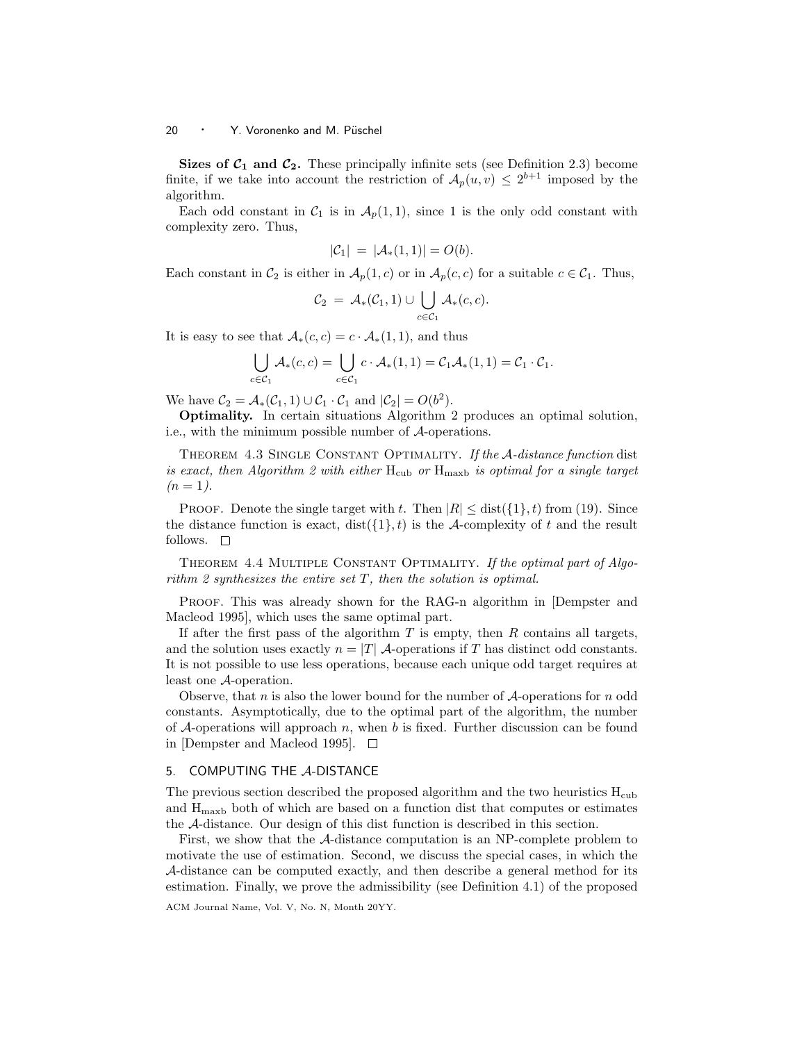**Sizes of $\mathcal{C}_1$ and $\mathcal{C}_2$.** These principally infinite sets (see Definition 2.3) become finite, if we take into account the restriction of $\mathcal{A}_p(u,v) \leq 2^{b+1}$ imposed by the algorithm.

Each odd constant in $\mathcal{C}_1$ is in $\mathcal{A}_p(1,1)$, since 1 is the only odd constant with complexity zero. Thus,

$$|\mathcal{C}_1| \;=\; |\mathcal{A}_*(1,1)| = O(b).$$

Each constant in $\mathcal{C}_2$ is either in $\mathcal{A}_p(1,c)$ or in $\mathcal{A}_p(c,c)$ for a suitable $c \in \mathcal{C}_1$. Thus,

$$\mathcal{C}_2 \;=\; \mathcal{A}_*(\mathcal{C}_1, 1) \cup \bigcup_{c \in \mathcal{C}_1} \mathcal{A}_*(c,c).$$

It is easy to see that $\mathcal{A}_*(c,c) = c \cdot \mathcal{A}_*(1,1)$, and thus

$$\bigcup_{c \in \mathcal{C}_1} \mathcal{A}_*(c,c) = \bigcup_{c \in \mathcal{C}_1} c \cdot \mathcal{A}_*(1,1) = \mathcal{C}_1 \mathcal{A}_*(1,1) = \mathcal{C}_1 \cdot \mathcal{C}_1.$$

We have $\mathcal{C}_2 = \mathcal{A}_*(\mathcal{C}_1, 1) \cup \mathcal{C}_1 \cdot \mathcal{C}_1$ and $|\mathcal{C}_2| = O(b^2)$.

**Optimality.** In certain situations Algorithm 2 produces an optimal solution, i.e., with the minimum possible number of $\mathcal{A}$-operations.

Theorem 4.3 Single Constant Optimality. *If the $\mathcal{A}$-distance function* dist *is exact, then Algorithm 2 with either* $\mathrm{H}_{\mathrm{cub}}$ *or* $\mathrm{H}_{\mathrm{maxb}}$ *is optimal for a single target ($n = 1$).*

Proof. Denote the single target with $t$. Then $|R| \leq \mathrm{dist}(\{1\}, t)$ from (19). Since the distance function is exact, $\mathrm{dist}(\{1\}, t)$ is the $\mathcal{A}$-complexity of $t$ and the result follows. □

Theorem 4.4 Multiple Constant Optimality. *If the optimal part of Algorithm 2 synthesizes the entire set $T$, then the solution is optimal.*

Proof. This was already shown for the RAG-n algorithm in [Dempster and Macleod 1995], which uses the same optimal part.

If after the first pass of the algorithm $T$ is empty, then $R$ contains all targets, and the solution uses exactly $n = |T|$ $\mathcal{A}$-operations if $T$ has distinct odd constants. It is not possible to use less operations, because each unique odd target requires at least one $\mathcal{A}$-operation.

Observe, that $n$ is also the lower bound for the number of $\mathcal{A}$-operations for $n$ odd constants. Asymptotically, due to the optimal part of the algorithm, the number of $\mathcal{A}$-operations will approach $n$, when $b$ is fixed. Further discussion can be found in [Dempster and Macleod 1995]. □

## 5. COMPUTING THE $\mathcal{A}$-DISTANCE

The previous section described the proposed algorithm and the two heuristics $\mathrm{H}_{\mathrm{cub}}$ and $\mathrm{H}_{\mathrm{maxb}}$ both of which are based on a function dist that computes or estimates the $\mathcal{A}$-distance. Our design of this dist function is described in this section.

First, we show that the $\mathcal{A}$-distance computation is an NP-complete problem to motivate the use of estimation. Second, we discuss the special cases, in which the $\mathcal{A}$-distance can be computed exactly, and then describe a general method for its estimation. Finally, we prove the admissibility (see Definition 4.1) of the proposed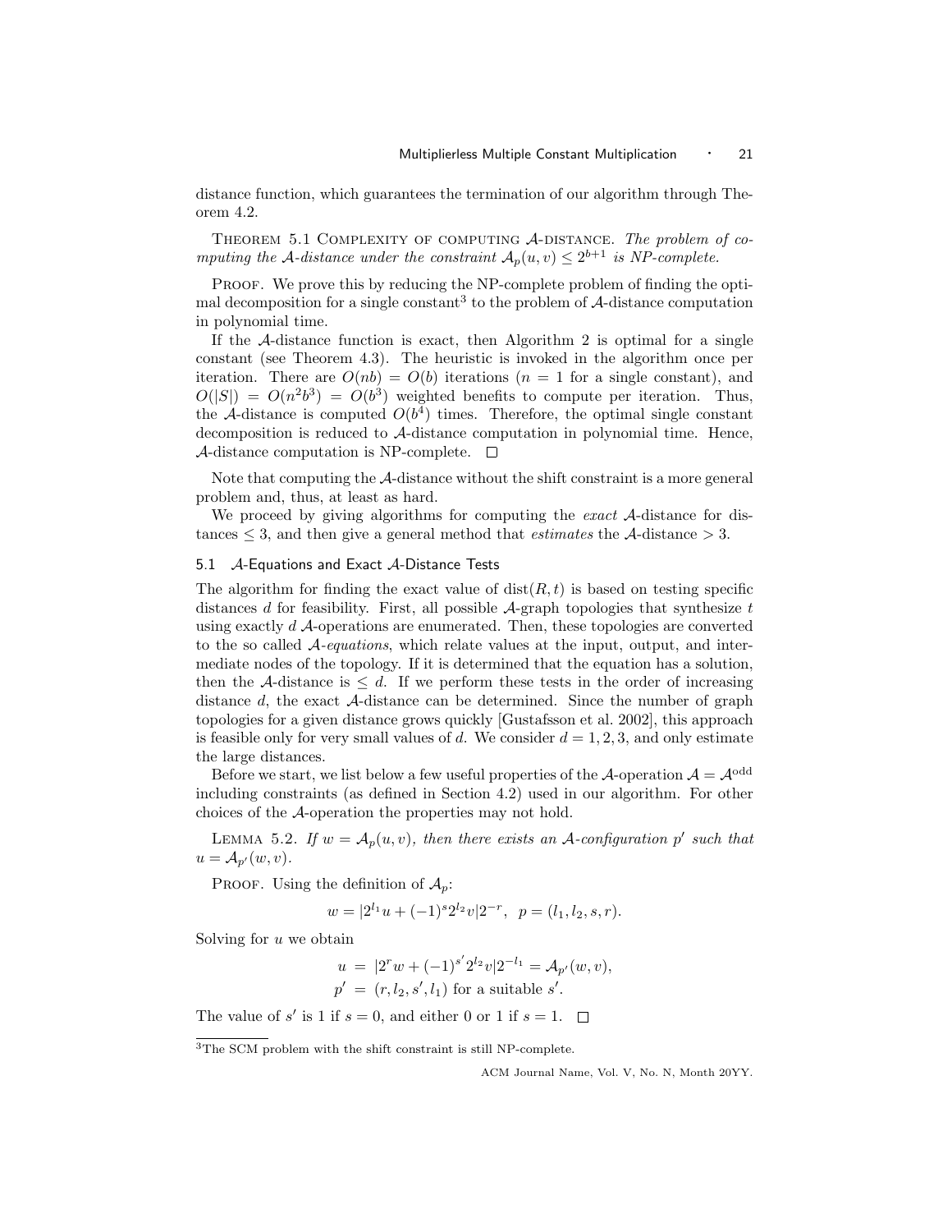distance function, which guarantees the termination of our algorithm through Theorem 4.2.

Theorem 5.1 Complexity of computing $\mathcal{A}$-distance. *The problem of computing the $\mathcal{A}$-distance under the constraint $\mathcal{A}_p(u, v) \leq 2^{b+1}$ is NP-complete.*

Proof. We prove this by reducing the NP-complete problem of finding the optimal decomposition for a single constant[3] to the problem of $\mathcal{A}$-distance computation in polynomial time.

If the $\mathcal{A}$-distance function is exact, then Algorithm 2 is optimal for a single constant (see Theorem 4.3). The heuristic is invoked in the algorithm once per iteration. There are $O(nb) = O(b)$ iterations ($n = 1$ for a single constant), and $O(|S|) = O(n^2 b^3) = O(b^3)$ weighted benefits to compute per iteration. Thus, the $\mathcal{A}$-distance is computed $O(b^4)$ times. Therefore, the optimal single constant decomposition is reduced to $\mathcal{A}$-distance computation in polynomial time. Hence, $\mathcal{A}$-distance computation is NP-complete. □

Note that computing the $\mathcal{A}$-distance without the shift constraint is a more general problem and, thus, at least as hard.

We proceed by giving algorithms for computing the *exact* $\mathcal{A}$-distance for distances $\leq 3$, and then give a general method that *estimates* the $\mathcal{A}$-distance $> 3$.

## 5.1 $\mathcal{A}$-Equations and Exact $\mathcal{A}$-Distance Tests

The algorithm for finding the exact value of $\text{dist}(R, t)$ is based on testing specific distances $d$ for feasibility. First, all possible $\mathcal{A}$-graph topologies that synthesize $t$ using exactly $d$ $\mathcal{A}$-operations are enumerated. Then, these topologies are converted to the so called *$\mathcal{A}$-equations*, which relate values at the input, output, and intermediate nodes of the topology. If it is determined that the equation has a solution, then the $\mathcal{A}$-distance is $\leq d$. If we perform these tests in the order of increasing distance $d$, the exact $\mathcal{A}$-distance can be determined. Since the number of graph topologies for a given distance grows quickly [Gustafsson et al. 2002], this approach is feasible only for very small values of $d$. We consider $d = 1, 2, 3$, and only estimate the large distances.

Before we start, we list below a few useful properties of the $\mathcal{A}$-operation $\mathcal{A} = \mathcal{A}^{\text{odd}}$ including constraints (as defined in Section 4.2) used in our algorithm. For other choices of the $\mathcal{A}$-operation the properties may not hold.

Lemma 5.2. *If $w = \mathcal{A}_p(u, v)$, then there exists an $\mathcal{A}$-configuration $p'$ such that $u = \mathcal{A}_{p'}(w, v)$.*

Proof. Using the definition of $\mathcal{A}_p$:

$$w = |2^{l_1} u + (-1)^s 2^{l_2} v| 2^{-r}, \quad p = (l_1, l_2, s, r).$$

Solving for $u$ we obtain

$$\begin{aligned} u &= |2^r w + (-1)^{s'} 2^{l_2} v| 2^{-l_1} = \mathcal{A}_{p'}(w, v), \\ p' &= (r, l_2, s', l_1) \text{ for a suitable } s'. \end{aligned}$$

The value of $s'$ is 1 if $s = 0$, and either 0 or 1 if $s = 1$. □

[3] The SCM problem with the shift constraint is still NP-complete.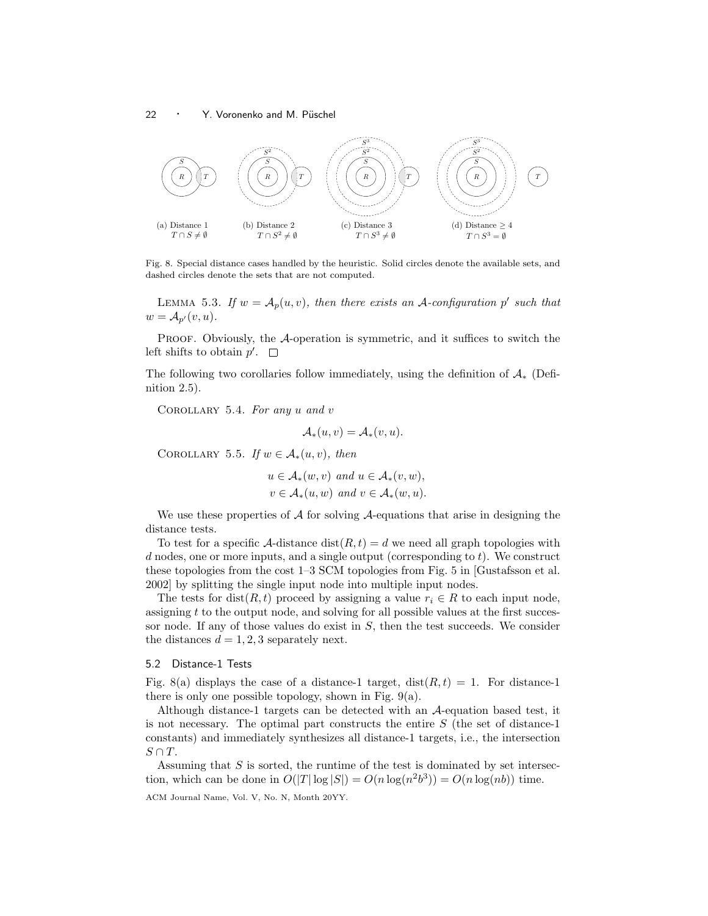(a) Distance 1 $T \cap S \neq \emptyset$

(b) Distance 2 $T \cap S^2 \neq \emptyset$

(c) Distance 3 $T \cap S^3 \neq \emptyset$

(d) Distance $\geq 4$ $T \cap S^3 = \emptyset$

Fig. 8. Special distance cases handled by the heuristic. Solid circles denote the available sets, and dashed circles denote the sets that are not computed.

Lemma 5.3. *If $w = \mathcal{A}_p(u, v)$, then there exists an $\mathcal{A}$-configuration $p'$ such that $w = \mathcal{A}_{p'}(v, u)$.*

Proof. Obviously, the $\mathcal{A}$-operation is symmetric, and it suffices to switch the left shifts to obtain $p'$. □

The following two corollaries follow immediately, using the definition of $\mathcal{A}_*$ (Definition 2.5).

Corollary 5.4. *For any $u$ and $v$*

$$\mathcal{A}_*(u, v) = \mathcal{A}_*(v, u).$$

Corollary 5.5. *If $w \in \mathcal{A}_*(u, v)$, then*

$$u \in \mathcal{A}_*(w, v) \text{ and } u \in \mathcal{A}_*(v, w),$$
$$v \in \mathcal{A}_*(u, w) \text{ and } v \in \mathcal{A}_*(w, u).$$

We use these properties of $\mathcal{A}$ for solving $\mathcal{A}$-equations that arise in designing the distance tests.

To test for a specific $\mathcal{A}$-distance $\text{dist}(R, t) = d$ we need all graph topologies with $d$ nodes, one or more inputs, and a single output (corresponding to $t$). We construct these topologies from the cost 1–3 SCM topologies from Fig. 5 in [Gustafsson et al. 2002] by splitting the single input node into multiple input nodes.

The tests for $\text{dist}(R, t)$ proceed by assigning a value $r_i \in R$ to each input node, assigning $t$ to the output node, and solving for all possible values at the first successor node. If any of those values do exist in $S$, then the test succeeds. We consider the distances $d = 1, 2, 3$ separately next.

### 5.2 Distance-1 Tests

Fig. 8(a) displays the case of a distance-1 target, $\text{dist}(R, t) = 1$. For distance-1 there is only one possible topology, shown in Fig. 9(a).

Although distance-1 targets can be detected with an $\mathcal{A}$-equation based test, it is not necessary. The optimal part constructs the entire $S$ (the set of distance-1 constants) and immediately synthesizes all distance-1 targets, i.e., the intersection $S \cap T$.

Assuming that $S$ is sorted, the runtime of the test is dominated by set intersection, which can be done in $O(|T| \log |S|) = O(n \log(n^2 b^3)) = O(n \log(nb))$ time.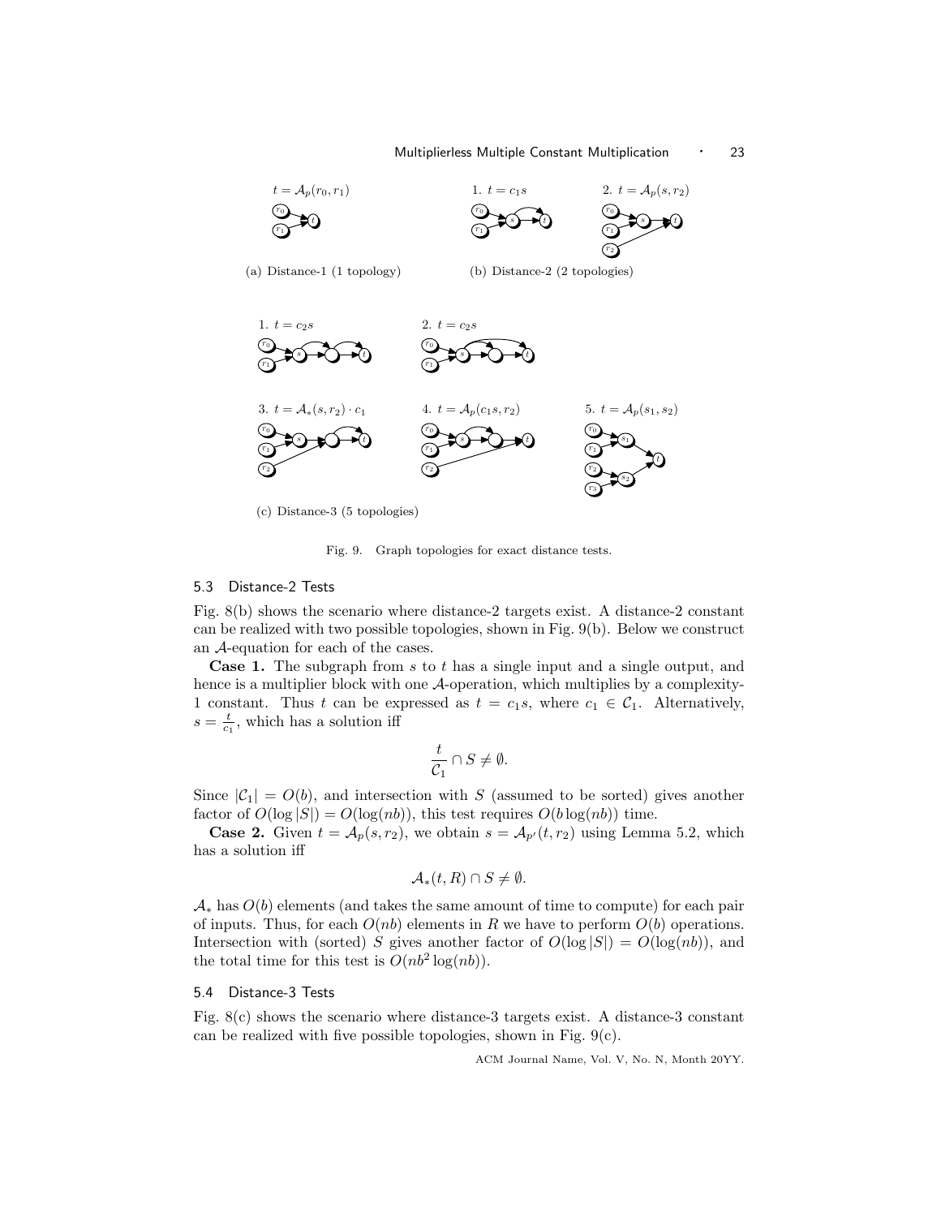$t = \mathcal{A}_p(r_0, r_1)$

(a) Distance-1 (1 topology)

1. $t = c_1 s$ 2. $t = \mathcal{A}_p(s, r_2)$

(b) Distance-2 (2 topologies)

1. $t = c_2 s$ 2. $t = c_2 s$

3. $t = \mathcal{A}_*(s, r_2) \cdot c_1$ 4. $t = \mathcal{A}_p(c_1 s, r_2)$ 5. $t = \mathcal{A}_p(s_1, s_2)$

(c) Distance-3 (5 topologies)

Fig. 9. Graph topologies for exact distance tests.

### 5.3 Distance-2 Tests

Fig. 8(b) shows the scenario where distance-2 targets exist. A distance-2 constant can be realized with two possible topologies, shown in Fig. 9(b). Below we construct an $\mathcal{A}$-equation for each of the cases.

**Case 1.** The subgraph from $s$ to $t$ has a single input and a single output, and hence is a multiplier block with one $\mathcal{A}$-operation, which multiplies by a complexity-1 constant. Thus $t$ can be expressed as $t = c_1 s$, where $c_1 \in \mathcal{C}_1$. Alternatively, $s = \frac{t}{c_1}$, which has a solution iff

$$\frac{t}{\mathcal{C}_1} \cap S \neq \emptyset.$$

Since $|\mathcal{C}_1| = O(b)$, and intersection with $S$ (assumed to be sorted) gives another factor of $O(\log |S|) = O(\log(nb))$, this test requires $O(b \log(nb))$ time.

**Case 2.** Given $t = \mathcal{A}_p(s, r_2)$, we obtain $s = \mathcal{A}_{p'}(t, r_2)$ using Lemma 5.2, which has a solution iff

$$\mathcal{A}_*(t, R) \cap S \neq \emptyset.$$

$\mathcal{A}_*$ has $O(b)$ elements (and takes the same amount of time to compute) for each pair of inputs. Thus, for each $O(nb)$ elements in $R$ we have to perform $O(b)$ operations. Intersection with (sorted) $S$ gives another factor of $O(\log |S|) = O(\log(nb))$, and the total time for this test is $O(nb^2 \log(nb))$.

### 5.4 Distance-3 Tests

Fig. 8(c) shows the scenario where distance-3 targets exist. A distance-3 constant can be realized with five possible topologies, shown in Fig. 9(c).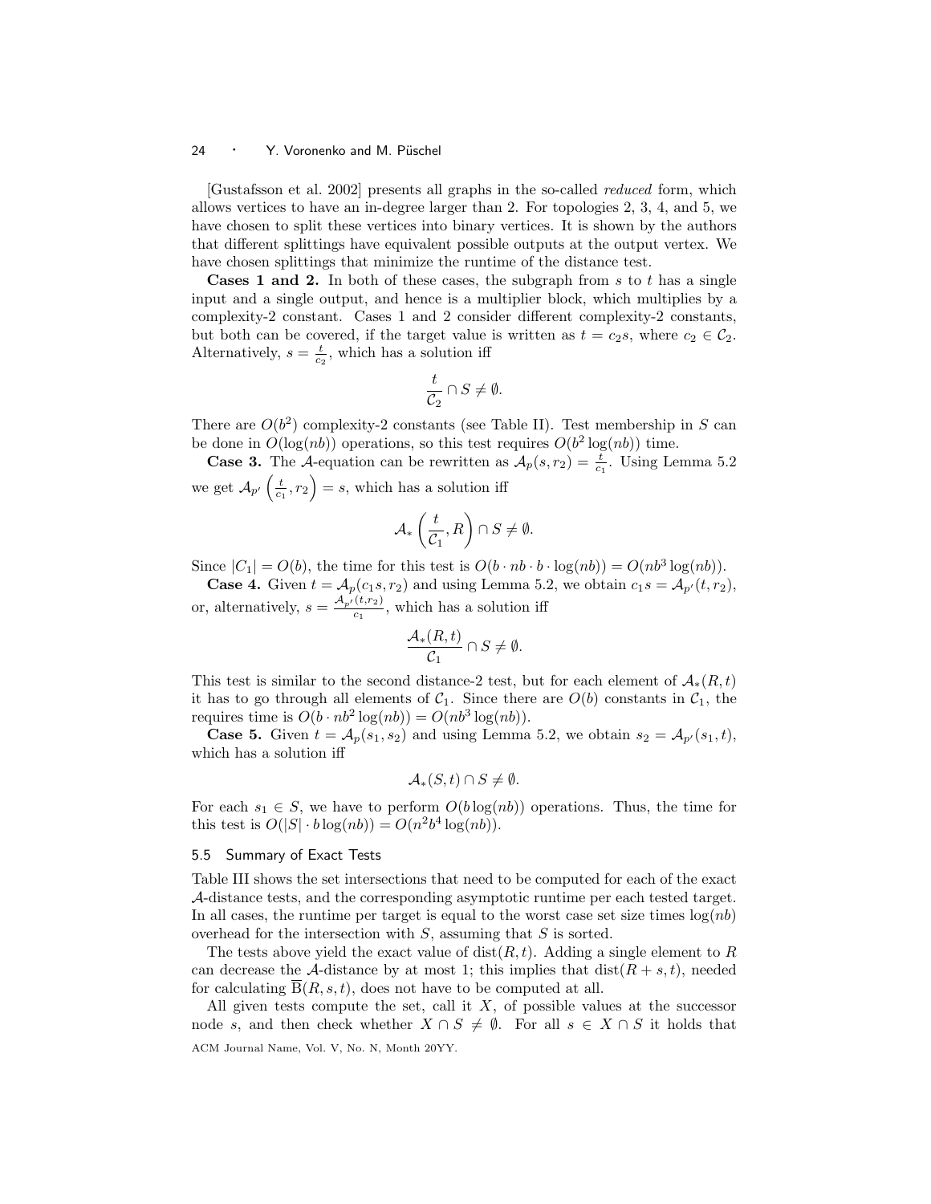[Gustafsson et al. 2002] presents all graphs in the so-called *reduced* form, which allows vertices to have an in-degree larger than 2. For topologies 2, 3, 4, and 5, we have chosen to split these vertices into binary vertices. It is shown by the authors that different splittings have equivalent possible outputs at the output vertex. We have chosen splittings that minimize the runtime of the distance test.

**Cases 1 and 2.** In both of these cases, the subgraph from $s$ to $t$ has a single input and a single output, and hence is a multiplier block, which multiplies by a complexity-2 constant. Cases 1 and 2 consider different complexity-2 constants, but both can be covered, if the target value is written as $t = c_2 s$, where $c_2 \in \mathcal{C}_2$. Alternatively, $s = \frac{t}{c_2}$, which has a solution iff

$$\frac{t}{\mathcal{C}_2} \cap S \neq \emptyset.$$

There are $O(b^2)$ complexity-2 constants (see Table II). Test membership in $S$ can be done in $O(\log(nb))$ operations, so this test requires $O(b^2 \log(nb))$ time.

**Case 3.** The $\mathcal{A}$-equation can be rewritten as $\mathcal{A}_p(s, r_2) = \frac{t}{c_1}$. Using Lemma 5.2 we get $\mathcal{A}_{p'}\left(\frac{t}{c_1}, r_2\right) = s$, which has a solution iff

$$\mathcal{A}_*\left(\frac{t}{\mathcal{C}_1}, R\right) \cap S \neq \emptyset.$$

Since $|C_1| = O(b)$, the time for this test is $O(b \cdot nb \cdot b \cdot \log(nb)) = O(nb^3 \log(nb))$.

**Case 4.** Given $t = \mathcal{A}_p(c_1 s, r_2)$ and using Lemma 5.2, we obtain $c_1 s = \mathcal{A}_{p'}(t, r_2)$, or, alternatively, $s = \frac{\mathcal{A}_{p'}(t, r_2)}{c_1}$, which has a solution iff

$$\frac{\mathcal{A}_*(R, t)}{\mathcal{C}_1} \cap S \neq \emptyset.$$

This test is similar to the second distance-2 test, but for each element of $\mathcal{A}_*(R, t)$ it has to go through all elements of $\mathcal{C}_1$. Since there are $O(b)$ constants in $\mathcal{C}_1$, the requires time is $O(b \cdot nb^2 \log(nb)) = O(nb^3 \log(nb))$.

**Case 5.** Given $t = \mathcal{A}_p(s_1, s_2)$ and using Lemma 5.2, we obtain $s_2 = \mathcal{A}_{p'}(s_1, t)$, which has a solution iff

$$\mathcal{A}_*(S, t) \cap S \neq \emptyset.$$

For each $s_1 \in S$, we have to perform $O(b \log(nb))$ operations. Thus, the time for this test is $O(|S| \cdot b \log(nb)) = O(n^2 b^4 \log(nb))$.

### 5.5 Summary of Exact Tests

Table III shows the set intersections that need to be computed for each of the exact $\mathcal{A}$-distance tests, and the corresponding asymptotic runtime per each tested target. In all cases, the runtime per target is equal to the worst case set size times $\log(nb)$ overhead for the intersection with $S$, assuming that $S$ is sorted.

The tests above yield the exact value of $\text{dist}(R, t)$. Adding a single element to $R$ can decrease the $\mathcal{A}$-distance by at most 1; this implies that $\text{dist}(R + s, t)$, needed for calculating $\overline{\text{B}}(R, s, t)$, does not have to be computed at all.

All given tests compute the set, call it $X$, of possible values at the successor node $s$, and then check whether $X \cap S \neq \emptyset$. For all $s \in X \cap S$ it holds that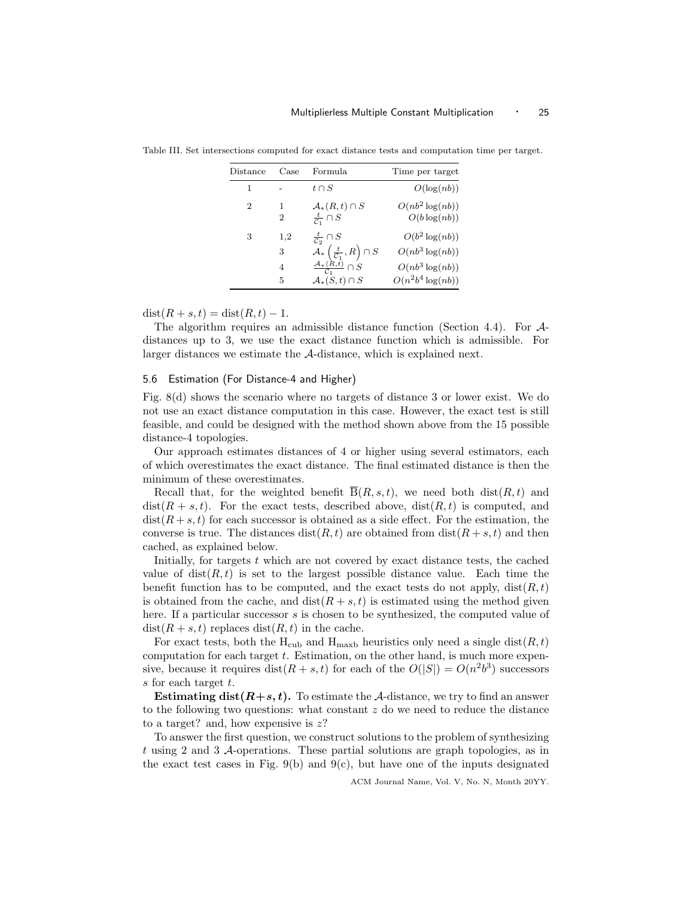Table III. Set intersections computed for exact distance tests and computation time per target.

| Distance | Case | Formula | Time per target |
|---|---|---|---|
| 1 | - | $t \cap S$ | $O(\log(nb))$ |
| 2 | 1 | $\mathcal{A}_*(R, t) \cap S$ | $O(nb^2 \log(nb))$ |
|  | 2 | $\frac{t}{\mathcal{C}_1} \cap S$ | $O(b \log(nb))$ |
| 3 | 1,2 | $\frac{t}{\mathcal{C}_2} \cap S$ | $O(b^2 \log(nb))$ |
|  | 3 | $\mathcal{A}_*\left(\frac{t}{\mathcal{C}_1}, R\right) \cap S$ | $O(nb^3 \log(nb))$ |
|  | 4 | $\frac{\mathcal{A}_*(R,t)}{\mathcal{C}_1} \cap S$ | $O(nb^3 \log(nb))$ |
|  | 5 | $\mathcal{A}_*(S, t) \cap S$ | $O(n^2 b^4 \log(nb))$ |

$\text{dist}(R + s, t) = \text{dist}(R, t) - 1$.

The algorithm requires an admissible distance function (Section 4.4). For $\mathcal{A}$-distances up to 3, we use the exact distance function which is admissible. For larger distances we estimate the $\mathcal{A}$-distance, which is explained next.

## 5.6 Estimation (For Distance-4 and Higher)

Fig. 8(d) shows the scenario where no targets of distance 3 or lower exist. We do not use an exact distance computation in this case. However, the exact test is still feasible, and could be designed with the method shown above from the 15 possible distance-4 topologies.

Our approach estimates distances of 4 or higher using several estimators, each of which overestimates the exact distance. The final estimated distance is then the minimum of these overestimates.

Recall that, for the weighted benefit $\overline{\text{B}}(R, s, t)$, we need both $\text{dist}(R, t)$ and $\text{dist}(R + s, t)$. For the exact tests, described above, $\text{dist}(R, t)$ is computed, and $\text{dist}(R + s, t)$ for each successor is obtained as a side effect. For the estimation, the converse is true. The distances $\text{dist}(R, t)$ are obtained from $\text{dist}(R + s, t)$ and then cached, as explained below.

Initially, for targets $t$ which are not covered by exact distance tests, the cached value of $\text{dist}(R, t)$ is set to the largest possible distance value. Each time the benefit function has to be computed, and the exact tests do not apply, $\text{dist}(R, t)$ is obtained from the cache, and $\text{dist}(R + s, t)$ is estimated using the method given here. If a particular successor $s$ is chosen to be synthesized, the computed value of $\text{dist}(R + s, t)$ replaces $\text{dist}(R, t)$ in the cache.

For exact tests, both the $\text{H}_{\text{cub}}$ and $\text{H}_{\text{maxb}}$ heuristics only need a single $\text{dist}(R, t)$ computation for each target $t$. Estimation, on the other hand, is much more expensive, because it requires $\text{dist}(R + s, t)$ for each of the $O(|S|) = O(n^2 b^3)$ successors $s$ for each target $t$.

**Estimating $\text{dist}(R+s, t)$.** To estimate the $\mathcal{A}$-distance, we try to find an answer to the following two questions: what constant $z$ do we need to reduce the distance to a target? and, how expensive is $z$?

To answer the first question, we construct solutions to the problem of synthesizing $t$ using 2 and 3 $\mathcal{A}$-operations. These partial solutions are graph topologies, as in the exact test cases in Fig. 9(b) and 9(c), but have one of the inputs designated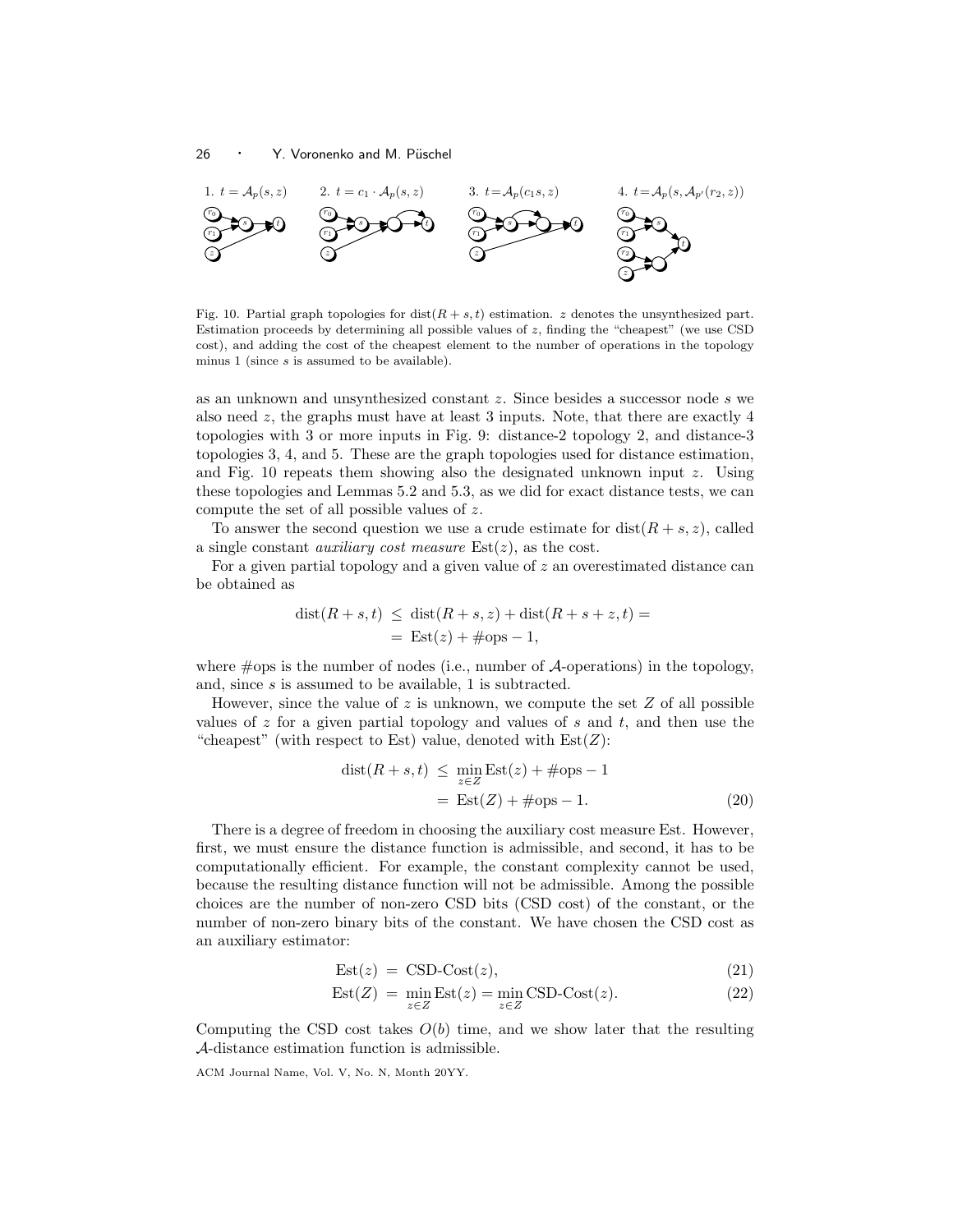1. $t = \mathcal{A}_p(s, z)$ 2. $t = c_1 \cdot \mathcal{A}_p(s, z)$ 3. $t = \mathcal{A}_p(c_1 s, z)$ 4. $t = \mathcal{A}_p(s, \mathcal{A}_{p'}(r_2, z))$

Fig. 10. Partial graph topologies for $\text{dist}(R + s, t)$ estimation. $z$ denotes the unsynthesized part. Estimation proceeds by determining all possible values of $z$, finding the "cheapest" (we use CSD cost), and adding the cost of the cheapest element to the number of operations in the topology minus 1 (since $s$ is assumed to be available).

as an unknown and unsynthesized constant $z$. Since besides a successor node $s$ we also need $z$, the graphs must have at least 3 inputs. Note, that there are exactly 4 topologies with 3 or more inputs in Fig. 9: distance-2 topology 2, and distance-3 topologies 3, 4, and 5. These are the graph topologies used for distance estimation, and Fig. 10 repeats them showing also the designated unknown input $z$. Using these topologies and Lemmas 5.2 and 5.3, as we did for exact distance tests, we can compute the set of all possible values of $z$.

To answer the second question we use a crude estimate for $\text{dist}(R + s, z)$, called a single constant *auxiliary cost measure* $\text{Est}(z)$, as the cost.

For a given partial topology and a given value of $z$ an overestimated distance can be obtained as

$$\begin{aligned}\text{dist}(R + s, t) &\leq \text{dist}(R + s, z) + \text{dist}(R + s + z, t) = \\ &= \text{Est}(z) + \#\text{ops} - 1,\end{aligned}$$

where #ops is the number of nodes (i.e., number of $\mathcal{A}$-operations) in the topology, and, since $s$ is assumed to be available, 1 is subtracted.

However, since the value of $z$ is unknown, we compute the set $Z$ of all possible values of $z$ for a given partial topology and values of $s$ and $t$, and then use the "cheapest" (with respect to Est) value, denoted with $\text{Est}(Z)$:

$$\begin{aligned}\text{dist}(R + s, t) &\leq \min_{z \in Z} \text{Est}(z) + \#\text{ops} - 1 \\ &= \text{Est}(Z) + \#\text{ops} - 1. \end{aligned} \tag{20}$$

There is a degree of freedom in choosing the auxiliary cost measure Est. However, first, we must ensure the distance function is admissible, and second, it has to be computationally efficient. For example, the constant complexity cannot be used, because the resulting distance function will not be admissible. Among the possible choices are the number of non-zero CSD bits (CSD cost) of the constant, or the number of non-zero binary bits of the constant. We have chosen the CSD cost as an auxiliary estimator:

$$\text{Est}(z) = \text{CSD-Cost}(z), \tag{21}$$

$$\text{Est}(Z) = \min_{z \in Z} \text{Est}(z) = \min_{z \in Z} \text{CSD-Cost}(z). \tag{22}$$

Computing the CSD cost takes $O(b)$ time, and we show later that the resulting $\mathcal{A}$-distance estimation function is admissible.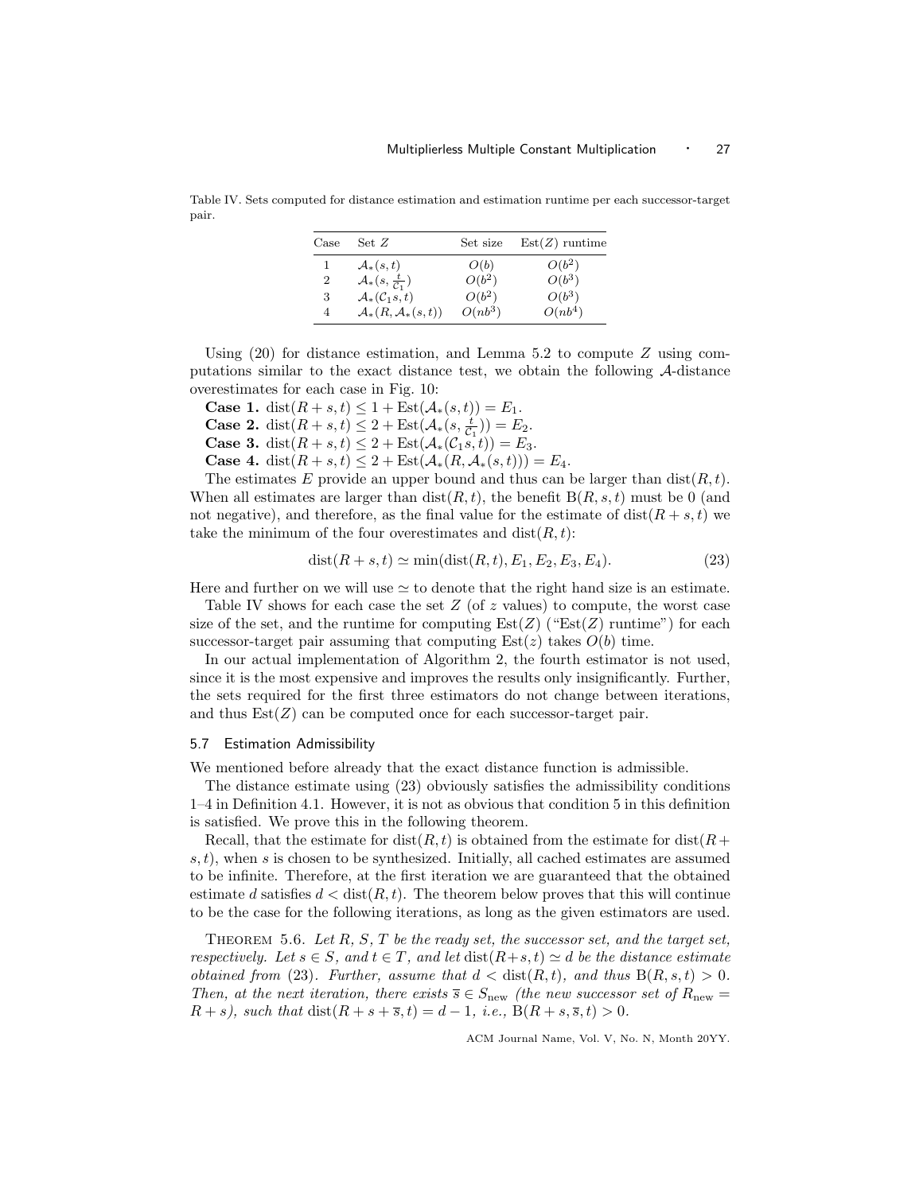Table IV. Sets computed for distance estimation and estimation runtime per each successor-target pair.

| Case | Set $Z$ | Set size | $\mathrm{Est}(Z)$ runtime |
|---|---|---|---|
| 1 | $\mathcal{A}_*(s,t)$ | $O(b)$ | $O(b^2)$ |
| 2 | $\mathcal{A}_*(s, \frac{t}{\mathcal{C}_1})$ | $O(b^2)$ | $O(b^3)$ |
| 3 | $\mathcal{A}_*(\mathcal{C}_1 s, t)$ | $O(b^2)$ | $O(b^3)$ |
| 4 | $\mathcal{A}_*(R, \mathcal{A}_*(s,t))$ | $O(nb^3)$ | $O(nb^4)$ |

Using (20) for distance estimation, and Lemma 5.2 to compute $Z$ using computations similar to the exact distance test, we obtain the following $\mathcal{A}$-distance overestimates for each case in Fig. 10:

**Case 1.** $\mathrm{dist}(R+s,t) \leq 1 + \mathrm{Est}(\mathcal{A}_*(s,t)) = E_1$.

**Case 2.** $\mathrm{dist}(R+s,t) \leq 2 + \mathrm{Est}(\mathcal{A}_*(s, \frac{t}{\mathcal{C}_1})) = E_2$.

**Case 3.** $\mathrm{dist}(R+s,t) \leq 2 + \mathrm{Est}(\mathcal{A}_*(\mathcal{C}_1 s, t)) = E_3$.

**Case 4.** $\mathrm{dist}(R+s,t) \leq 2 + \mathrm{Est}(\mathcal{A}_*(R, \mathcal{A}_*(s,t))) = E_4$.

The estimates $E$ provide an upper bound and thus can be larger than $\mathrm{dist}(R,t)$. When all estimates are larger than $\mathrm{dist}(R,t)$, the benefit $\mathrm{B}(R,s,t)$ must be 0 (and not negative), and therefore, as the final value for the estimate of $\mathrm{dist}(R+s,t)$ we take the minimum of the four overestimates and $\mathrm{dist}(R,t)$:

$$\mathrm{dist}(R+s,t) \simeq \min(\mathrm{dist}(R,t), E_1, E_2, E_3, E_4). \tag{23}$$

Here and further on we will use $\simeq$ to denote that the right hand size is an estimate.

Table IV shows for each case the set $Z$ (of $z$ values) to compute, the worst case size of the set, and the runtime for computing $\mathrm{Est}(Z)$ ("$\mathrm{Est}(Z)$ runtime") for each successor-target pair assuming that computing $\mathrm{Est}(z)$ takes $O(b)$ time.

In our actual implementation of Algorithm 2, the fourth estimator is not used, since it is the most expensive and improves the results only insignificantly. Further, the sets required for the first three estimators do not change between iterations, and thus $\mathrm{Est}(Z)$ can be computed once for each successor-target pair.

### 5.7 Estimation Admissibility

We mentioned before already that the exact distance function is admissible.

The distance estimate using (23) obviously satisfies the admissibility conditions 1–4 in Definition 4.1. However, it is not as obvious that condition 5 in this definition is satisfied. We prove this in the following theorem.

Recall, that the estimate for $\mathrm{dist}(R,t)$ is obtained from the estimate for $\mathrm{dist}(R+s,t)$, when $s$ is chosen to be synthesized. Initially, all cached estimates are assumed to be infinite. Therefore, at the first iteration we are guaranteed that the obtained estimate $d$ satisfies $d < \mathrm{dist}(R,t)$. The theorem below proves that this will continue to be the case for the following iterations, as long as the given estimators are used.

THEOREM 5.6. *Let $R$, $S$, $T$ be the ready set, the successor set, and the target set, respectively. Let $s \in S$, and $t \in T$, and let $\mathrm{dist}(R+s,t) \simeq d$ be the distance estimate obtained from (23). Further, assume that $d < \mathrm{dist}(R,t)$, and thus $\mathrm{B}(R,s,t) > 0$. Then, at the next iteration, there exists $\overline{s} \in S_{\mathrm{new}}$ (the new successor set of $R_{\mathrm{new}} = R+s$), such that $\mathrm{dist}(R+s+\overline{s},t) = d-1$, i.e., $\mathrm{B}(R+s,\overline{s},t) > 0$.*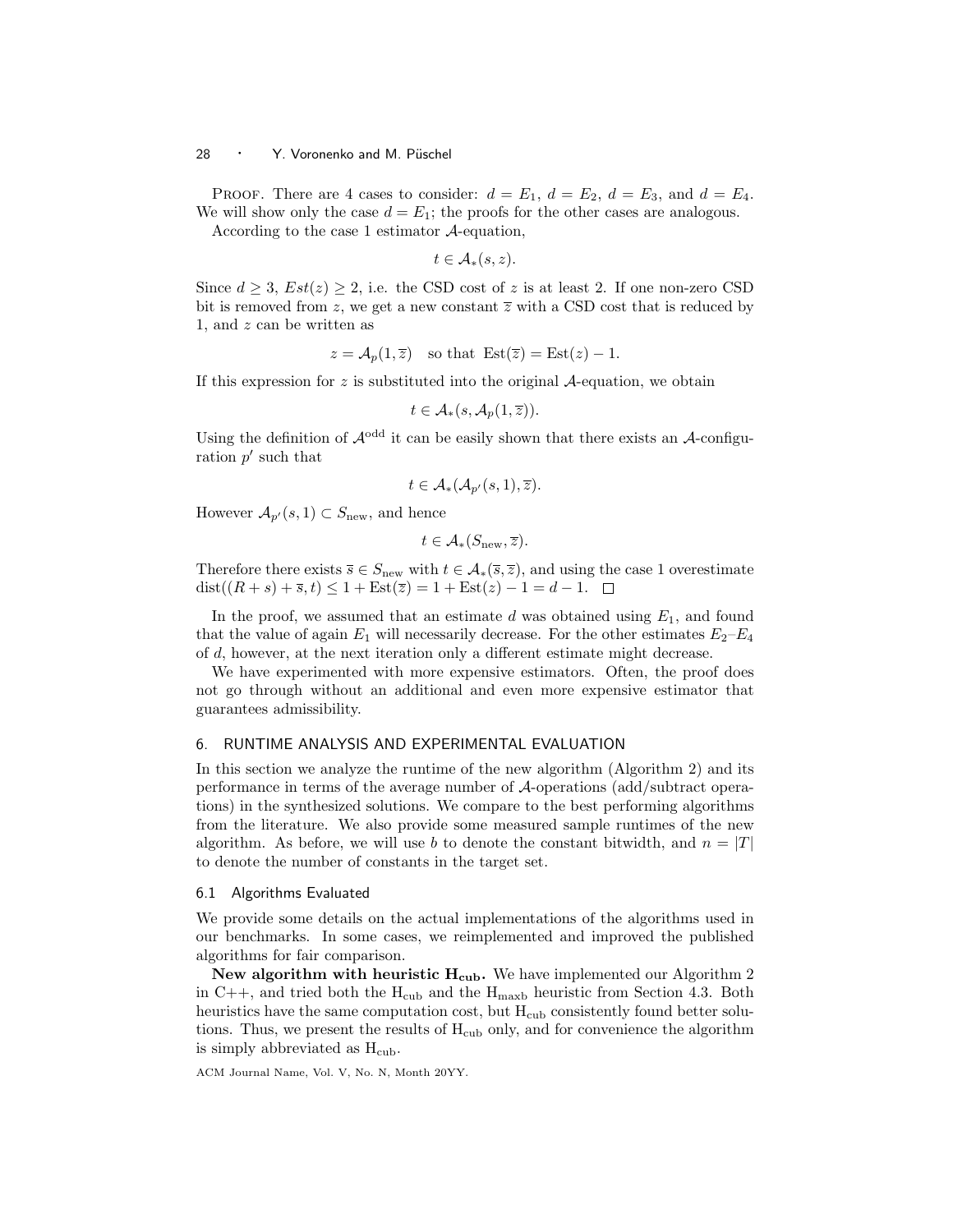PROOF. There are 4 cases to consider: $d = E_1$, $d = E_2$, $d = E_3$, and $d = E_4$. We will show only the case $d = E_1$; the proofs for the other cases are analogous.

According to the case 1 estimator $\mathcal{A}$-equation,

$$t \in \mathcal{A}_*(s, z).$$

Since $d \geq 3$, $Est(z) \geq 2$, i.e. the CSD cost of $z$ is at least 2. If one non-zero CSD bit is removed from $z$, we get a new constant $\overline{z}$ with a CSD cost that is reduced by 1, and $z$ can be written as

$$z = \mathcal{A}_p(1, \overline{z}) \quad \text{so that } \operatorname{Est}(\overline{z}) = \operatorname{Est}(z) - 1.$$

If this expression for $z$ is substituted into the original $\mathcal{A}$-equation, we obtain

$$t \in \mathcal{A}_*(s, \mathcal{A}_p(1, \overline{z})).$$

Using the definition of $\mathcal{A}^{\text{odd}}$ it can be easily shown that there exists an $\mathcal{A}$-configuration $p'$ such that

$$t \in \mathcal{A}_*(\mathcal{A}_{p'}(s, 1), \overline{z}).$$

However $\mathcal{A}_{p'}(s, 1) \subset S_{\text{new}}$, and hence

$$t \in \mathcal{A}_*(S_{\text{new}}, \overline{z}).$$

Therefore there exists $\overline{s} \in S_{\text{new}}$ with $t \in \mathcal{A}_*(\overline{s}, \overline{z})$, and using the case 1 overestimate $\operatorname{dist}((R + s) + \overline{s}, t) \leq 1 + \operatorname{Est}(\overline{z}) = 1 + \operatorname{Est}(z) - 1 = d - 1$. □

In the proof, we assumed that an estimate $d$ was obtained using $E_1$, and found that the value of again $E_1$ will necessarily decrease. For the other estimates $E_2$–$E_4$ of $d$, however, at the next iteration only a different estimate might decrease.

We have experimented with more expensive estimators. Often, the proof does not go through without an additional and even more expensive estimator that guarantees admissibility.

## 6. RUNTIME ANALYSIS AND EXPERIMENTAL EVALUATION

In this section we analyze the runtime of the new algorithm (Algorithm 2) and its performance in terms of the average number of $\mathcal{A}$-operations (add/subtract operations) in the synthesized solutions. We compare to the best performing algorithms from the literature. We also provide some measured sample runtimes of the new algorithm. As before, we will use $b$ to denote the constant bitwidth, and $n = |T|$ to denote the number of constants in the target set.

### 6.1 Algorithms Evaluated

We provide some details on the actual implementations of the algorithms used in our benchmarks. In some cases, we reimplemented and improved the published algorithms for fair comparison.

**New algorithm with heuristic $\mathbf{H_{cub}}$.** We have implemented our Algorithm 2 in C++, and tried both the $H_{\text{cub}}$ and the $H_{\text{maxb}}$ heuristic from Section 4.3. Both heuristics have the same computation cost, but $H_{\text{cub}}$ consistently found better solutions. Thus, we present the results of $H_{\text{cub}}$ only, and for convenience the algorithm is simply abbreviated as $H_{\text{cub}}$.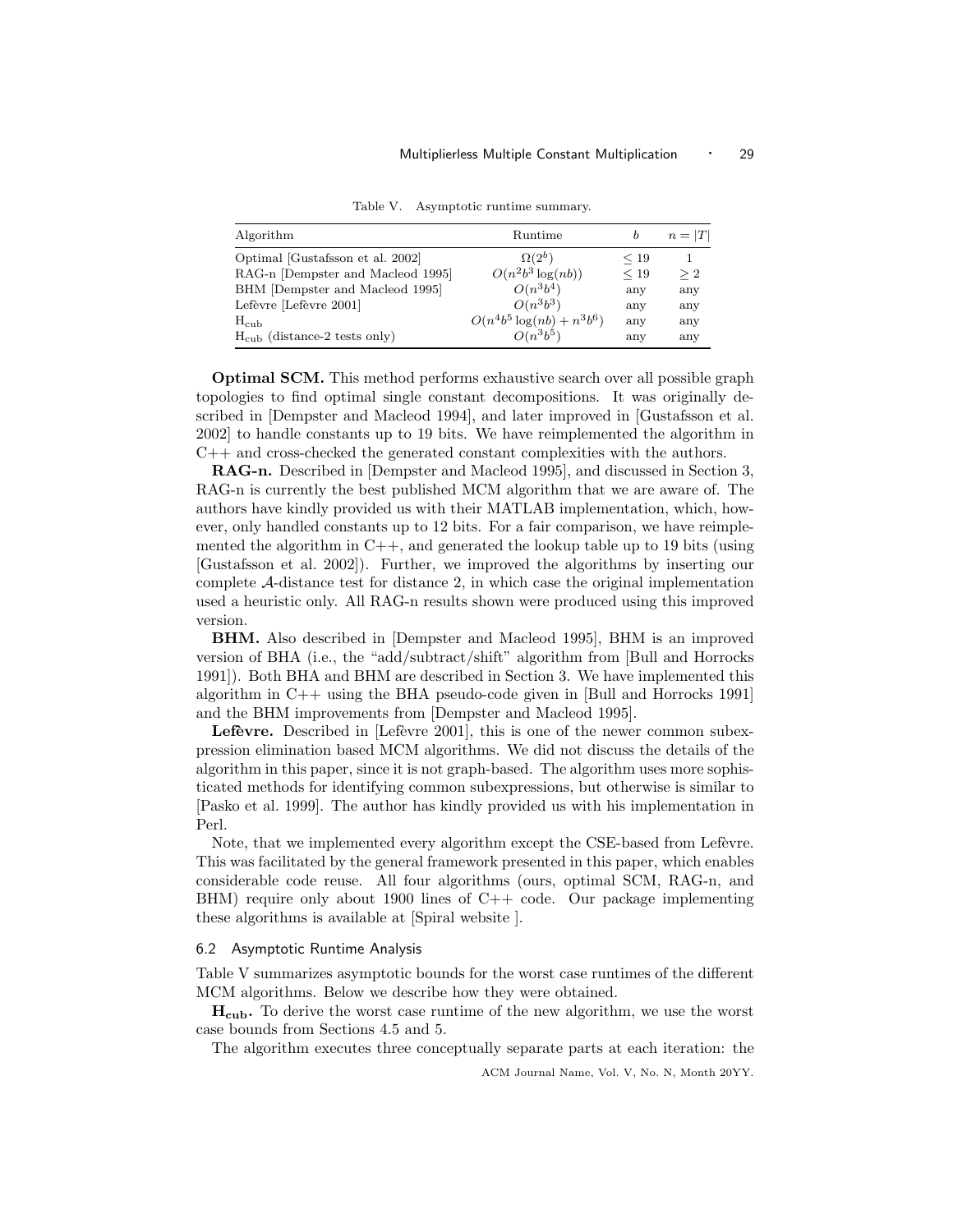Table V. Asymptotic runtime summary.

| Algorithm | Runtime | $b$ | $n = \|T\|$ |
|---|---|---|---|
| Optimal [Gustafsson et al. 2002] | $\Omega(2^b)$ | $\leq 19$ | 1 |
| RAG-n [Dempster and Macleod 1995] | $O(n^2 b^3 \log(nb))$ | $\leq 19$ | $\geq 2$ |
| BHM [Dempster and Macleod 1995] | $O(n^3 b^4)$ | any | any |
| Lefèvre [Lefèvre 2001] | $O(n^3 b^3)$ | any | any |
| $\text{H}_{\text{cub}}$ | $O(n^4 b^5 \log(nb) + n^3 b^6)$ | any | any |
| $\text{H}_{\text{cub}}$ (distance-2 tests only) | $O(n^3 b^5)$ | any | any |

**Optimal SCM.** This method performs exhaustive search over all possible graph topologies to find optimal single constant decompositions. It was originally described in [Dempster and Macleod 1994], and later improved in [Gustafsson et al. 2002] to handle constants up to 19 bits. We have reimplemented the algorithm in C++ and cross-checked the generated constant complexities with the authors.

**RAG-n.** Described in [Dempster and Macleod 1995], and discussed in Section 3, RAG-n is currently the best published MCM algorithm that we are aware of. The authors have kindly provided us with their MATLAB implementation, which, however, only handled constants up to 12 bits. For a fair comparison, we have reimplemented the algorithm in C++, and generated the lookup table up to 19 bits (using [Gustafsson et al. 2002]). Further, we improved the algorithms by inserting our complete $\mathcal{A}$-distance test for distance 2, in which case the original implementation used a heuristic only. All RAG-n results shown were produced using this improved version.

**BHM.** Also described in [Dempster and Macleod 1995], BHM is an improved version of BHA (i.e., the "add/subtract/shift" algorithm from [Bull and Horrocks 1991]). Both BHA and BHM are described in Section 3. We have implemented this algorithm in C++ using the BHA pseudo-code given in [Bull and Horrocks 1991] and the BHM improvements from [Dempster and Macleod 1995].

**Lefèvre.** Described in [Lefèvre 2001], this is one of the newer common subexpression elimination based MCM algorithms. We did not discuss the details of the algorithm in this paper, since it is not graph-based. The algorithm uses more sophisticated methods for identifying common subexpressions, but otherwise is similar to [Pasko et al. 1999]. The author has kindly provided us with his implementation in Perl.

Note, that we implemented every algorithm except the CSE-based from Lefèvre. This was facilitated by the general framework presented in this paper, which enables considerable code reuse. All four algorithms (ours, optimal SCM, RAG-n, and BHM) require only about 1900 lines of C++ code. Our package implementing these algorithms is available at [Spiral website ].

### 6.2 Asymptotic Runtime Analysis

Table V summarizes asymptotic bounds for the worst case runtimes of the different MCM algorithms. Below we describe how they were obtained.

**$\text{H}_{\text{cub}}$.** To derive the worst case runtime of the new algorithm, we use the worst case bounds from Sections 4.5 and 5.

The algorithm executes three conceptually separate parts at each iteration: the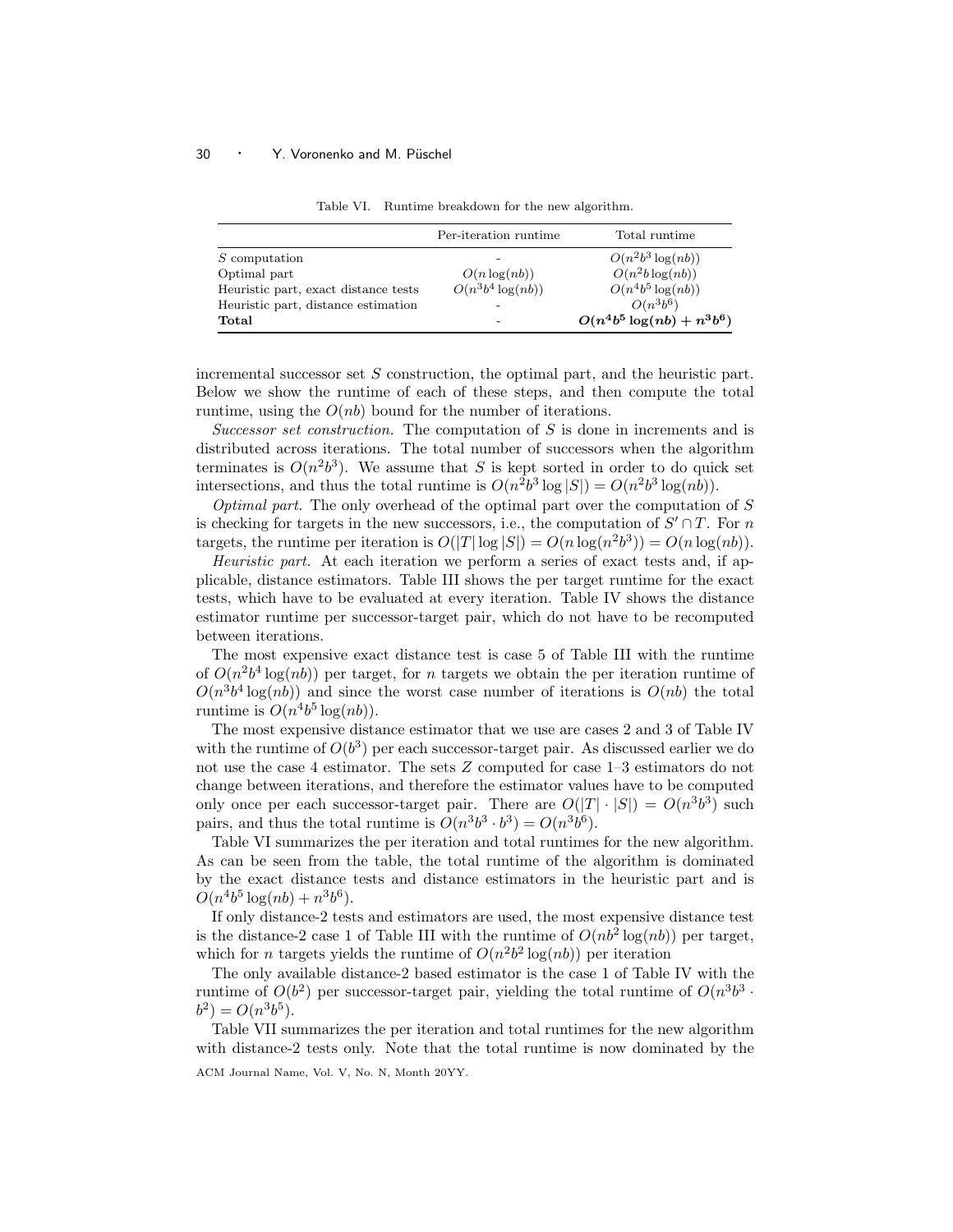Table VI. Runtime breakdown for the new algorithm.

| | Per-iteration runtime | Total runtime |
|---|---|---|
| $S$ computation | - | $O(n^2b^3 \log(nb))$ |
| Optimal part | $O(n \log(nb))$ | $O(n^2b \log(nb))$ |
| Heuristic part, exact distance tests | $O(n^3b^4 \log(nb))$ | $O(n^4b^5 \log(nb))$ |
| Heuristic part, distance estimation | - | $O(n^3b^6)$ |
| **Total** | - | $\boldsymbol{O(n^4b^5 \log(nb) + n^3b^6)}$ |

incremental successor set $S$ construction, the optimal part, and the heuristic part. Below we show the runtime of each of these steps, and then compute the total runtime, using the $O(nb)$ bound for the number of iterations.

*Successor set construction.* The computation of $S$ is done in increments and is distributed across iterations. The total number of successors when the algorithm terminates is $O(n^2b^3)$. We assume that $S$ is kept sorted in order to do quick set intersections, and thus the total runtime is $O(n^2b^3 \log |S|) = O(n^2b^3 \log(nb))$.

*Optimal part.* The only overhead of the optimal part over the computation of $S$ is checking for targets in the new successors, i.e., the computation of $S' \cap T$. For $n$ targets, the runtime per iteration is $O(|T| \log |S|) = O(n \log(n^2b^3)) = O(n \log(nb))$.

*Heuristic part.* At each iteration we perform a series of exact tests and, if applicable, distance estimators. Table III shows the per target runtime for the exact tests, which have to be evaluated at every iteration. Table IV shows the distance estimator runtime per successor-target pair, which do not have to be recomputed between iterations.

The most expensive exact distance test is case 5 of Table III with the runtime of $O(n^2b^4 \log(nb))$ per target, for $n$ targets we obtain the per iteration runtime of $O(n^3b^4 \log(nb))$ and since the worst case number of iterations is $O(nb)$ the total runtime is $O(n^4b^5 \log(nb))$.

The most expensive distance estimator that we use are cases 2 and 3 of Table IV with the runtime of $O(b^3)$ per each successor-target pair. As discussed earlier we do not use the case 4 estimator. The sets $Z$ computed for case 1–3 estimators do not change between iterations, and therefore the estimator values have to be computed only once per each successor-target pair. There are $O(|T| \cdot |S|) = O(n^3b^3)$ such pairs, and thus the total runtime is $O(n^3b^3 \cdot b^3) = O(n^3b^6)$.

Table VI summarizes the per iteration and total runtimes for the new algorithm. As can be seen from the table, the total runtime of the algorithm is dominated by the exact distance tests and distance estimators in the heuristic part and is $O(n^4b^5 \log(nb) + n^3b^6)$.

If only distance-2 tests and estimators are used, the most expensive distance test is the distance-2 case 1 of Table III with the runtime of $O(nb^2 \log(nb))$ per target, which for $n$ targets yields the runtime of $O(n^2b^2 \log(nb))$ per iteration

The only available distance-2 based estimator is the case 1 of Table IV with the runtime of $O(b^2)$ per successor-target pair, yielding the total runtime of $O(n^3b^3 \cdot b^2) = O(n^3b^5)$.

Table VII summarizes the per iteration and total runtimes for the new algorithm with distance-2 tests only. Note that the total runtime is now dominated by the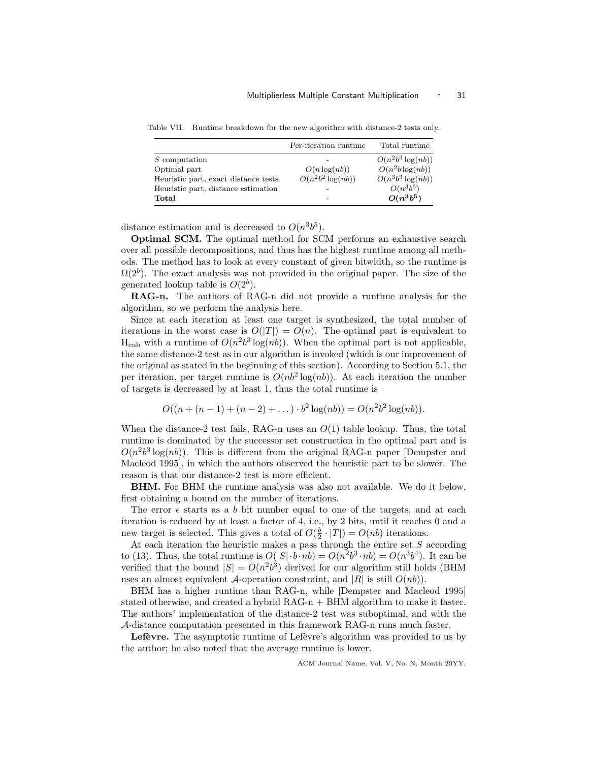Table VII. Runtime breakdown for the new algorithm with distance-2 tests only.

| | Per-iteration runtime | Total runtime |
|---|---|---|
| $S$ computation | - | $O(n^2b^3\log(nb))$ |
| Optimal part | $O(n\log(nb))$ | $O(n^2b\log(nb))$ |
| Heuristic part, exact distance tests | $O(n^2b^2\log(nb))$ | $O(n^3b^3\log(nb))$ |
| Heuristic part, distance estimation | - | $O(n^3b^5)$ |
| **Total** | - | $\boldsymbol{O(n^3b^5)}$ |

distance estimation and is decreased to $O(n^3b^5)$.

**Optimal SCM.** The optimal method for SCM performs an exhaustive search over all possible decompositions, and thus has the highest runtime among all methods. The method has to look at every constant of given bitwidth, so the runtime is $\Omega(2^b)$. The exact analysis was not provided in the original paper. The size of the generated lookup table is $O(2^b)$.

**RAG-n.** The authors of RAG-n did not provide a runtime analysis for the algorithm, so we perform the analysis here.

Since at each iteration at least one target is synthesized, the total number of iterations in the worst case is $O(|T|) = O(n)$. The optimal part is equivalent to $\text{H}_{\text{cub}}$ with a runtime of $O(n^2b^3\log(nb))$. When the optimal part is not applicable, the same distance-2 test as in our algorithm is invoked (which is our improvement of the original as stated in the beginning of this section). According to Section 5.1, the per iteration, per target runtime is $O(nb^2\log(nb))$. At each iteration the number of targets is decreased by at least 1, thus the total runtime is

$$O((n + (n-1) + (n-2) + \dots) \cdot b^2\log(nb)) = O(n^2b^2\log(nb)).$$

When the distance-2 test fails, RAG-n uses an $O(1)$ table lookup. Thus, the total runtime is dominated by the successor set construction in the optimal part and is $O(n^2b^3\log(nb))$. This is different from the original RAG-n paper [Dempster and Macleod 1995], in which the authors observed the heuristic part to be slower. The reason is that our distance-2 test is more efficient.

**BHM.** For BHM the runtime analysis was also not available. We do it below, first obtaining a bound on the number of iterations.

The error $\epsilon$ starts as a $b$ bit number equal to one of the targets, and at each iteration is reduced by at least a factor of 4, i.e., by 2 bits, until it reaches 0 and a new target is selected. This gives a total of $O(\frac{b}{2} \cdot |T|) = O(nb)$ iterations.

At each iteration the heuristic makes a pass through the entire set $S$ according to (13). Thus, the total runtime is $O(|S| \cdot b \cdot nb) = O(n^2b^3 \cdot nb) = O(n^3b^4)$. It can be verified that the bound $|S| = O(n^2b^3)$ derived for our algorithm still holds (BHM uses an almost equivalent $\mathcal{A}$-operation constraint, and $|R|$ is still $O(nb)$).

BHM has a higher runtime than RAG-n, while [Dempster and Macleod 1995] stated otherwise, and created a hybrid RAG-n + BHM algorithm to make it faster. The authors' implementation of the distance-2 test was suboptimal, and with the $\mathcal{A}$-distance computation presented in this framework RAG-n runs much faster.

**Lefèvre.** The asymptotic runtime of Lefèvre's algorithm was provided to us by the author; he also noted that the average runtime is lower.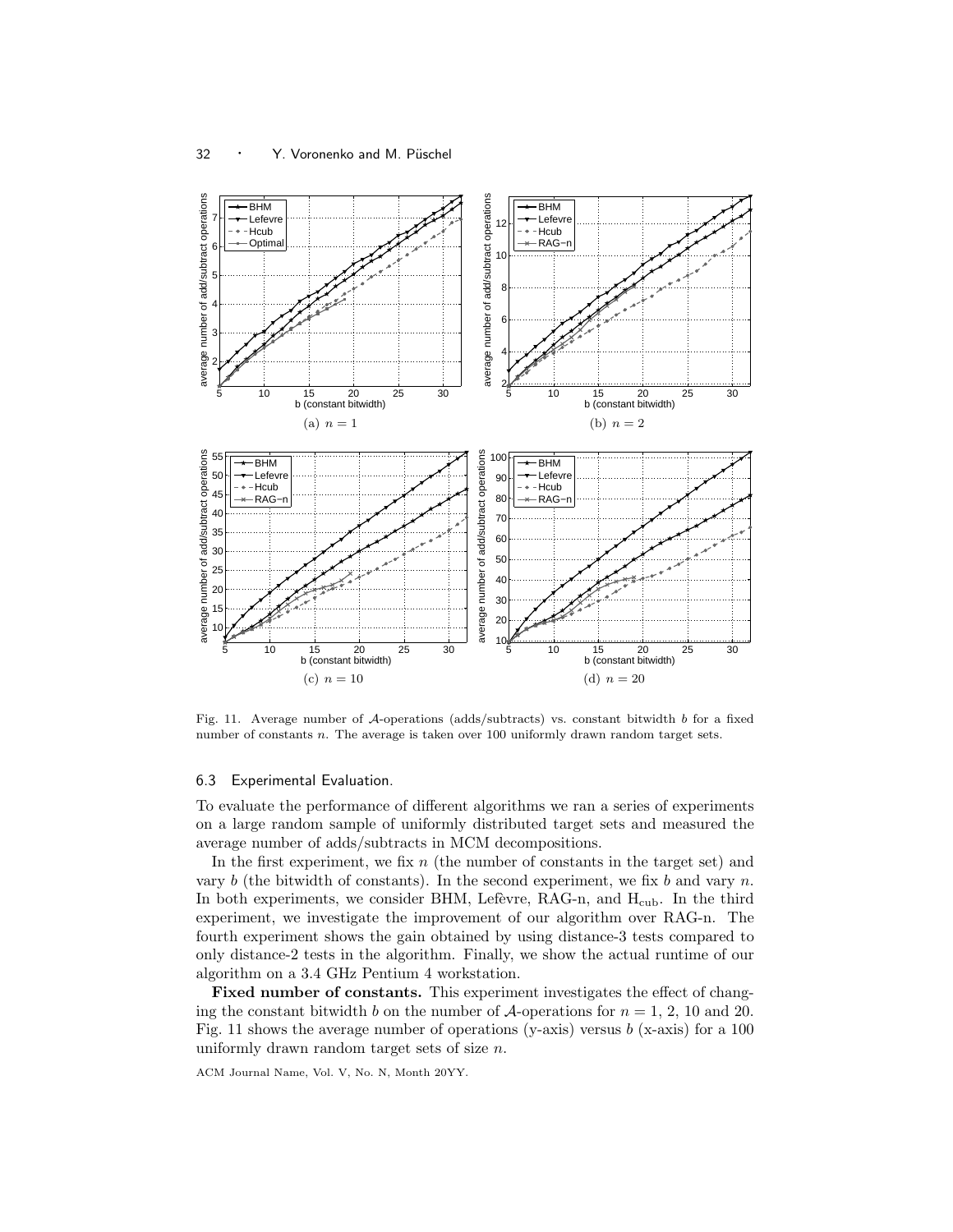Fig. 11. Average number of $\mathcal{A}$-operations (adds/subtracts) vs. constant bitwidth $b$ for a fixed number of constants $n$. The average is taken over 100 uniformly drawn random target sets.

### 6.3 Experimental Evaluation.

To evaluate the performance of different algorithms we ran a series of experiments on a large random sample of uniformly distributed target sets and measured the average number of adds/subtracts in MCM decompositions.

In the first experiment, we fix $n$ (the number of constants in the target set) and vary $b$ (the bitwidth of constants). In the second experiment, we fix $b$ and vary $n$. In both experiments, we consider BHM, Lefèvre, RAG-n, and $\text{H}_{\text{cub}}$. In the third experiment, we investigate the improvement of our algorithm over RAG-n. The fourth experiment shows the gain obtained by using distance-3 tests compared to only distance-2 tests in the algorithm. Finally, we show the actual runtime of our algorithm on a 3.4 GHz Pentium 4 workstation.

**Fixed number of constants.** This experiment investigates the effect of changing the constant bitwidth $b$ on the number of $\mathcal{A}$-operations for $n = 1$, 2, 10 and 20. Fig. 11 shows the average number of operations (y-axis) versus $b$ (x-axis) for a 100 uniformly drawn random target sets of size $n$.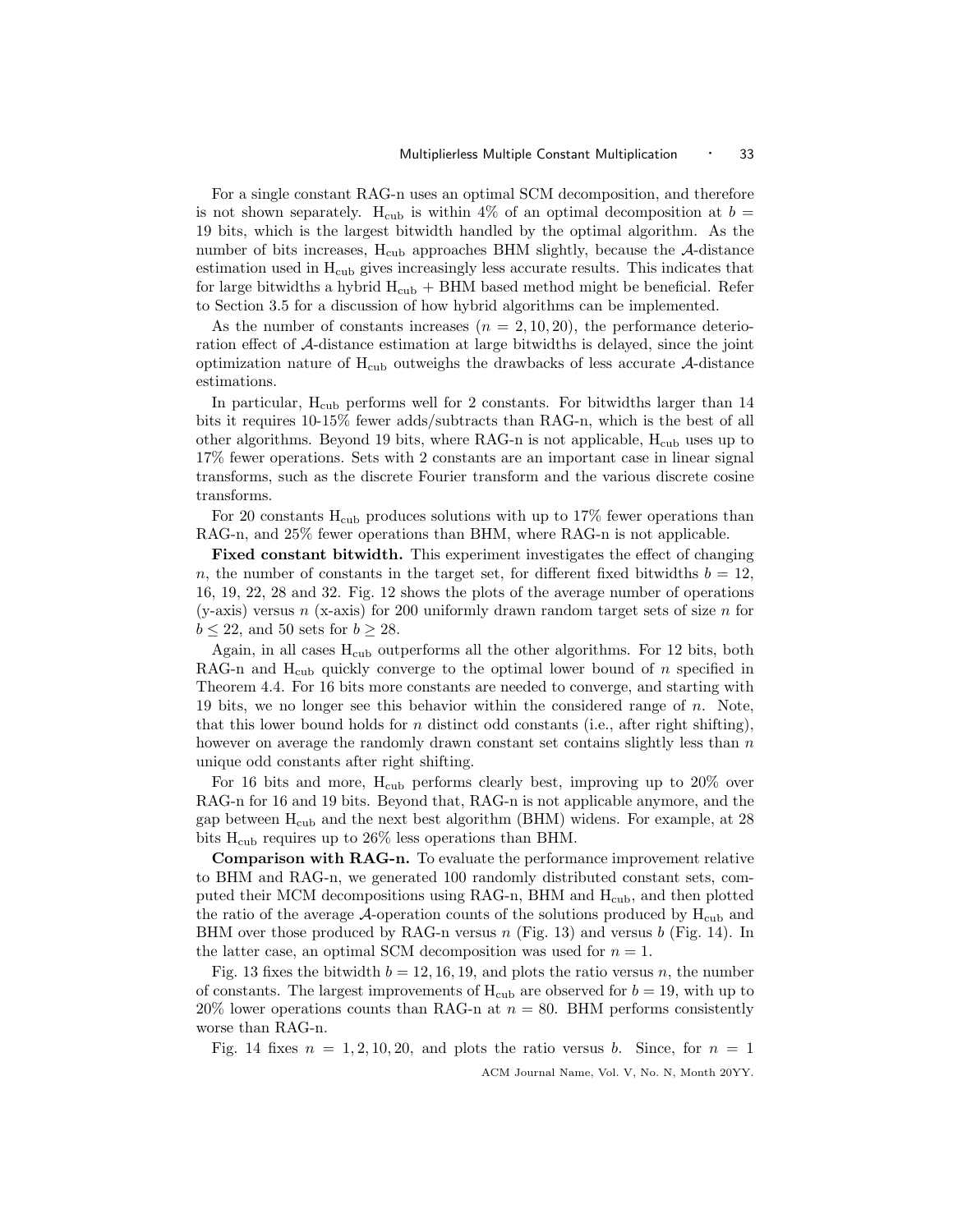For a single constant RAG-n uses an optimal SCM decomposition, and therefore is not shown separately. $\text{H}_{\text{cub}}$ is within 4% of an optimal decomposition at $b = 19$ bits, which is the largest bitwidth handled by the optimal algorithm. As the number of bits increases, $\text{H}_{\text{cub}}$ approaches BHM slightly, because the $\mathcal{A}$-distance estimation used in $\text{H}_{\text{cub}}$ gives increasingly less accurate results. This indicates that for large bitwidths a hybrid $\text{H}_{\text{cub}}$ + BHM based method might be beneficial. Refer to Section 3.5 for a discussion of how hybrid algorithms can be implemented.

As the number of constants increases ($n = 2, 10, 20$), the performance deterioration effect of $\mathcal{A}$-distance estimation at large bitwidths is delayed, since the joint optimization nature of $\text{H}_{\text{cub}}$ outweighs the drawbacks of less accurate $\mathcal{A}$-distance estimations.

In particular, $\text{H}_{\text{cub}}$ performs well for 2 constants. For bitwidths larger than 14 bits it requires 10-15% fewer adds/subtracts than RAG-n, which is the best of all other algorithms. Beyond 19 bits, where RAG-n is not applicable, $\text{H}_{\text{cub}}$ uses up to 17% fewer operations. Sets with 2 constants are an important case in linear signal transforms, such as the discrete Fourier transform and the various discrete cosine transforms.

For 20 constants $\text{H}_{\text{cub}}$ produces solutions with up to 17% fewer operations than RAG-n, and 25% fewer operations than BHM, where RAG-n is not applicable.

**Fixed constant bitwidth.** This experiment investigates the effect of changing $n$, the number of constants in the target set, for different fixed bitwidths $b = 12$, 16, 19, 22, 28 and 32. Fig. 12 shows the plots of the average number of operations (y-axis) versus $n$ (x-axis) for 200 uniformly drawn random target sets of size $n$ for $b \leq 22$, and 50 sets for $b \geq 28$.

Again, in all cases $\text{H}_{\text{cub}}$ outperforms all the other algorithms. For 12 bits, both RAG-n and $\text{H}_{\text{cub}}$ quickly converge to the optimal lower bound of $n$ specified in Theorem 4.4. For 16 bits more constants are needed to converge, and starting with 19 bits, we no longer see this behavior within the considered range of $n$. Note, that this lower bound holds for $n$ distinct odd constants (i.e., after right shifting), however on average the randomly drawn constant set contains slightly less than $n$ unique odd constants after right shifting.

For 16 bits and more, $\text{H}_{\text{cub}}$ performs clearly best, improving up to 20% over RAG-n for 16 and 19 bits. Beyond that, RAG-n is not applicable anymore, and the gap between $\text{H}_{\text{cub}}$ and the next best algorithm (BHM) widens. For example, at 28 bits $\text{H}_{\text{cub}}$ requires up to 26% less operations than BHM.

**Comparison with RAG-n.** To evaluate the performance improvement relative to BHM and RAG-n, we generated 100 randomly distributed constant sets, computed their MCM decompositions using RAG-n, BHM and $\text{H}_{\text{cub}}$, and then plotted the ratio of the average $\mathcal{A}$-operation counts of the solutions produced by $\text{H}_{\text{cub}}$ and BHM over those produced by RAG-n versus $n$ (Fig. 13) and versus $b$ (Fig. 14). In the latter case, an optimal SCM decomposition was used for $n = 1$.

Fig. 13 fixes the bitwidth $b = 12, 16, 19$, and plots the ratio versus $n$, the number of constants. The largest improvements of $\text{H}_{\text{cub}}$ are observed for $b = 19$, with up to 20% lower operations counts than RAG-n at $n = 80$. BHM performs consistently worse than RAG-n.

Fig. 14 fixes $n = 1, 2, 10, 20$, and plots the ratio versus $b$. Since, for $n = 1$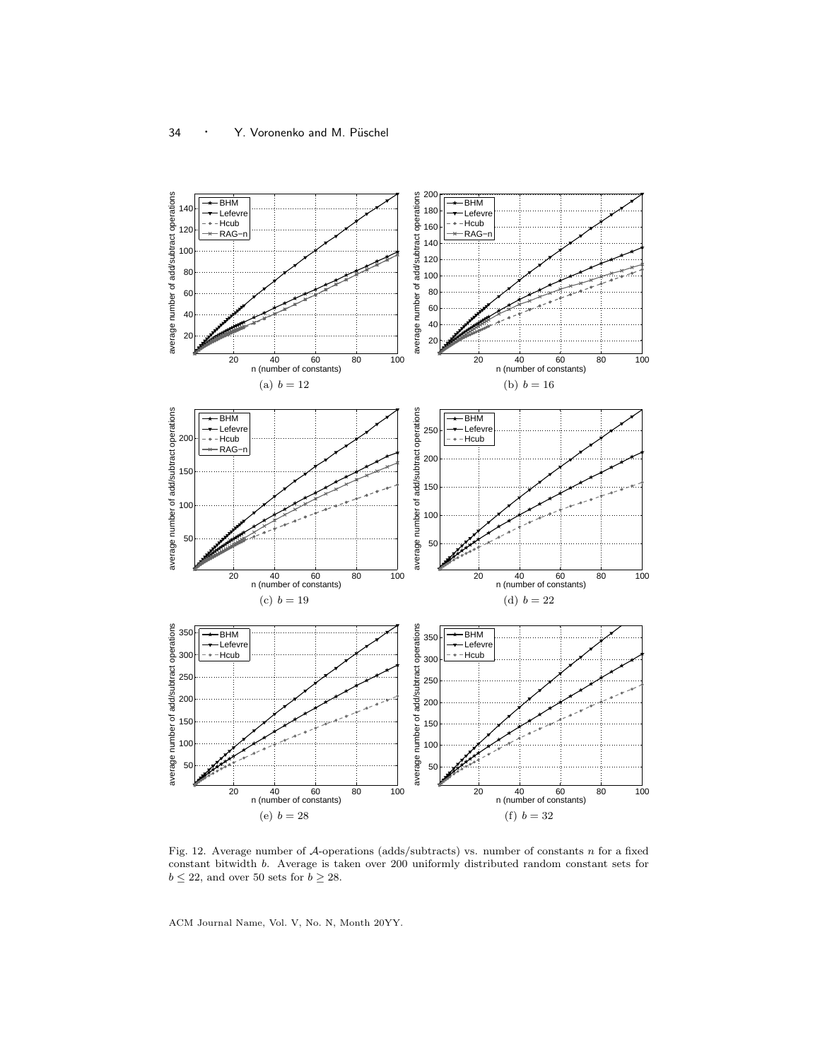Fig. 12. Average number of $\mathcal{A}$-operations (adds/subtracts) vs. number of constants $n$ for a fixed constant bitwidth $b$. Average is taken over 200 uniformly distributed random constant sets for $b \leq 22$, and over 50 sets for $b \geq 28$.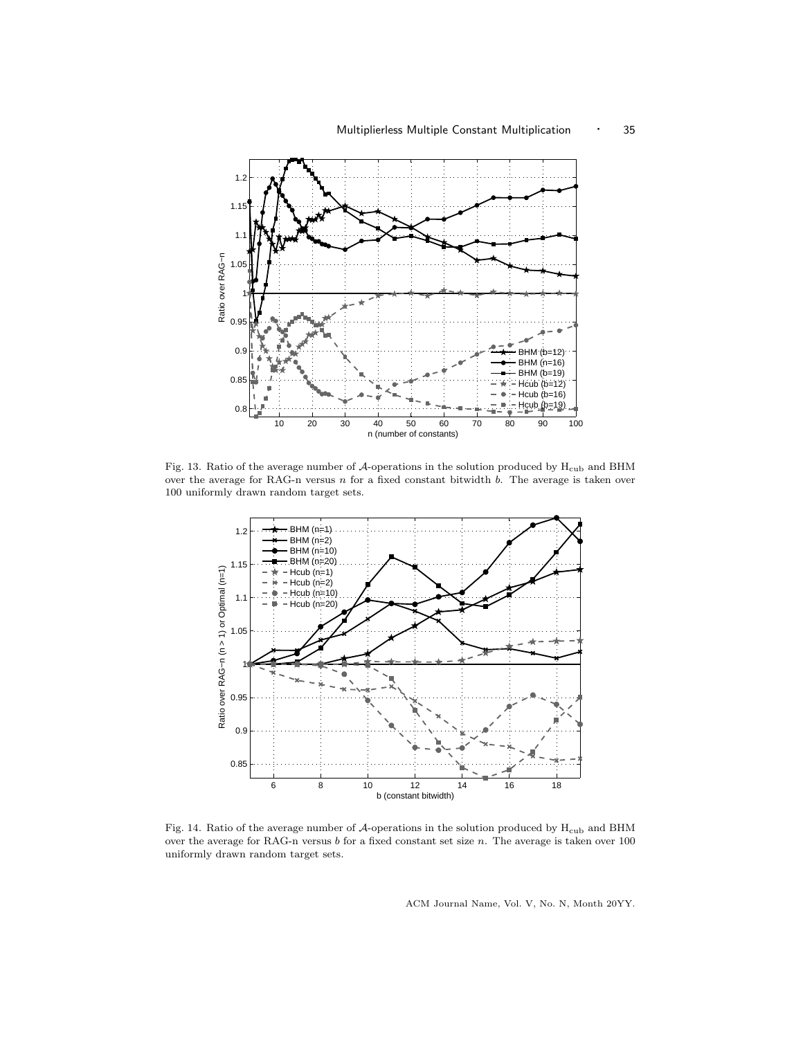Fig. 13. Ratio of the average number of $\mathcal{A}$-operations in the solution produced by $\text{H}_{\text{cub}}$ and BHM over the average for RAG-n versus $n$ for a fixed constant bitwidth $b$. The average is taken over 100 uniformly drawn random target sets.

Fig. 14. Ratio of the average number of $\mathcal{A}$-operations in the solution produced by $\text{H}_{\text{cub}}$ and BHM over the average for RAG-n versus $b$ for a fixed constant set size $n$. The average is taken over 100 uniformly drawn random target sets.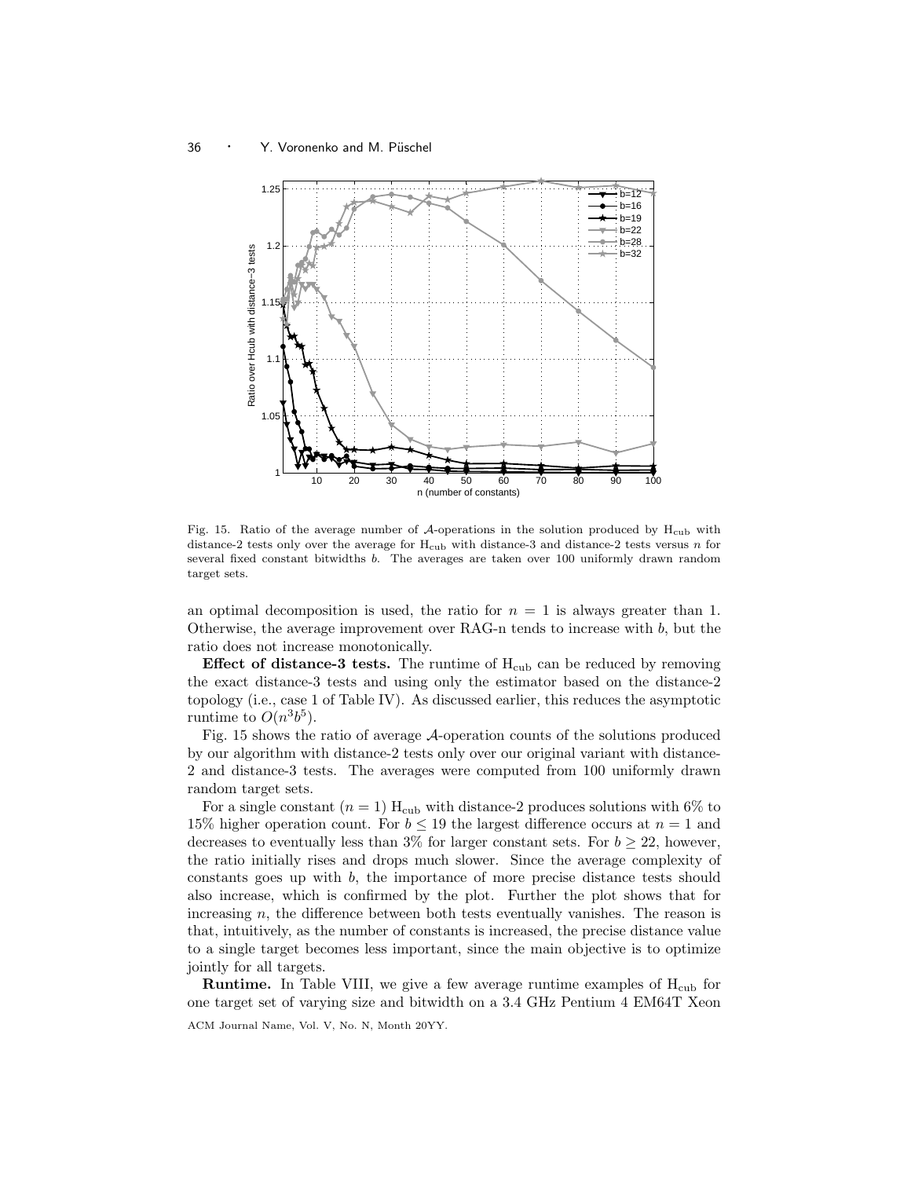Fig. 15. Ratio of the average number of $\mathcal{A}$-operations in the solution produced by $H_{cub}$ with distance-2 tests only over the average for $H_{cub}$ with distance-3 and distance-2 tests versus $n$ for several fixed constant bitwidths $b$. The averages are taken over 100 uniformly drawn random target sets.

an optimal decomposition is used, the ratio for $n = 1$ is always greater than 1. Otherwise, the average improvement over RAG-n tends to increase with $b$, but the ratio does not increase monotonically.

**Effect of distance-3 tests.** The runtime of $H_{cub}$ can be reduced by removing the exact distance-3 tests and using only the estimator based on the distance-2 topology (i.e., case 1 of Table IV). As discussed earlier, this reduces the asymptotic runtime to $O(n^3 b^5)$.

Fig. 15 shows the ratio of average $\mathcal{A}$-operation counts of the solutions produced by our algorithm with distance-2 tests only over our original variant with distance-2 and distance-3 tests. The averages were computed from 100 uniformly drawn random target sets.

For a single constant ($n = 1$) $H_{cub}$ with distance-2 produces solutions with 6% to 15% higher operation count. For $b \leq 19$ the largest difference occurs at $n = 1$ and decreases to eventually less than 3% for larger constant sets. For $b \geq 22$, however, the ratio initially rises and drops much slower. Since the average complexity of constants goes up with $b$, the importance of more precise distance tests should also increase, which is confirmed by the plot. Further the plot shows that for increasing $n$, the difference between both tests eventually vanishes. The reason is that, intuitively, as the number of constants is increased, the precise distance value to a single target becomes less important, since the main objective is to optimize jointly for all targets.

**Runtime.** In Table VIII, we give a few average runtime examples of $H_{cub}$ for one target set of varying size and bitwidth on a 3.4 GHz Pentium 4 EM64T Xeon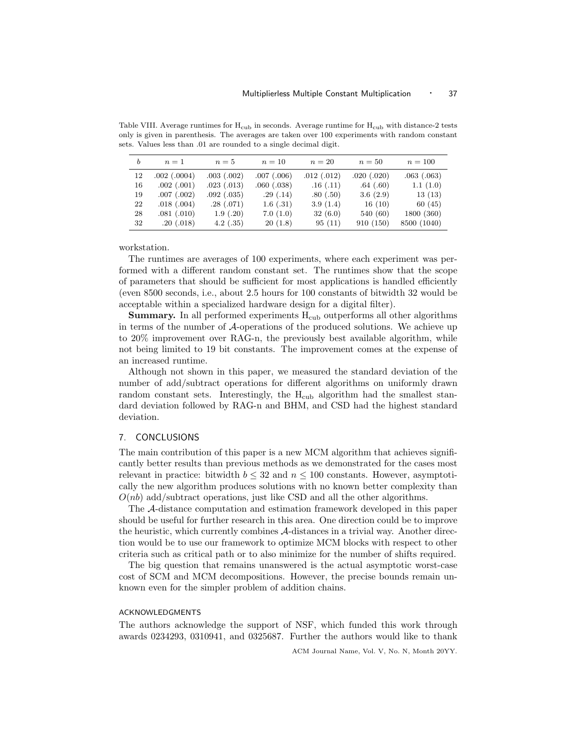Table VIII. Average runtimes for $H_{cub}$ in seconds. Average runtime for $H_{cub}$ with distance-2 tests only is given in parenthesis. The averages are taken over 100 experiments with random constant sets. Values less than .01 are rounded to a single decimal digit.

| $b$ | $n = 1$ | $n = 5$ | $n = 10$ | $n = 20$ | $n = 50$ | $n = 100$ |
|---|---|---|---|---|---|---|
| 12 | .002 (.0004) | .003 (.002) | .007 (.006) | .012 (.012) | .020 (.020) | .063 (.063) |
| 16 | .002 (.001) | .023 (.013) | .060 (.038) | .16 (.11) | .64 (.60) | 1.1 (1.0) |
| 19 | .007 (.002) | .092 (.035) | .29 (.14) | .80 (.50) | 3.6 (2.9) | 13 (13) |
| 22 | .018 (.004) | .28 (.071) | 1.6 (.31) | 3.9 (1.4) | 16 (10) | 60 (45) |
| 28 | .081 (.010) | 1.9 (.20) | 7.0 (1.0) | 32 (6.0) | 540 (60) | 1800 (360) |
| 32 | .20 (.018) | 4.2 (.35) | 20 (1.8) | 95 (11) | 910 (150) | 8500 (1040) |

workstation.

The runtimes are averages of 100 experiments, where each experiment was performed with a different random constant set. The runtimes show that the scope of parameters that should be sufficient for most applications is handled efficiently (even 8500 seconds, i.e., about 2.5 hours for 100 constants of bitwidth 32 would be acceptable within a specialized hardware design for a digital filter).

**Summary.** In all performed experiments $H_{cub}$ outperforms all other algorithms in terms of the number of $\mathcal{A}$-operations of the produced solutions. We achieve up to 20% improvement over RAG-n, the previously best available algorithm, while not being limited to 19 bit constants. The improvement comes at the expense of an increased runtime.

Although not shown in this paper, we measured the standard deviation of the number of add/subtract operations for different algorithms on uniformly drawn random constant sets. Interestingly, the $H_{cub}$ algorithm had the smallest standard deviation followed by RAG-n and BHM, and CSD had the highest standard deviation.

## 7. CONCLUSIONS

The main contribution of this paper is a new MCM algorithm that achieves significantly better results than previous methods as we demonstrated for the cases most relevant in practice: bitwidth $b \leq 32$ and $n \leq 100$ constants. However, asymptotically the new algorithm produces solutions with no known better complexity than $O(nb)$ add/subtract operations, just like CSD and all the other algorithms.

The $\mathcal{A}$-distance computation and estimation framework developed in this paper should be useful for further research in this area. One direction could be to improve the heuristic, which currently combines $\mathcal{A}$-distances in a trivial way. Another direction would be to use our framework to optimize MCM blocks with respect to other criteria such as critical path or to also minimize for the number of shifts required.

The big question that remains unanswered is the actual asymptotic worst-case cost of SCM and MCM decompositions. However, the precise bounds remain unknown even for the simpler problem of addition chains.

### ACKNOWLEDGMENTS

The authors acknowledge the support of NSF, which funded this work through awards 0234293, 0310941, and 0325687. Further the authors would like to thank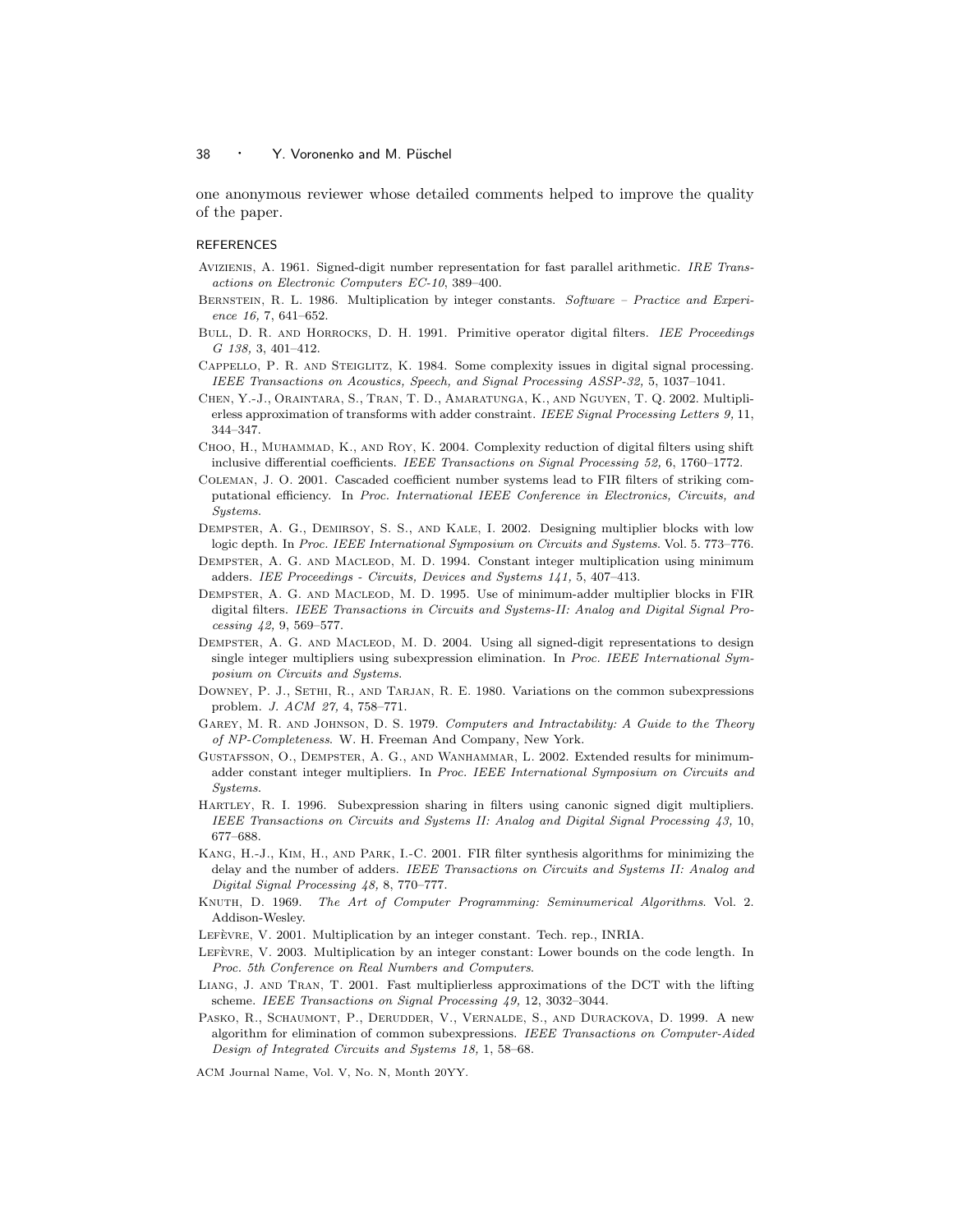one anonymous reviewer whose detailed comments helped to improve the quality of the paper.

## REFERENCES

Avizienis, A. 1961. Signed-digit number representation for fast parallel arithmetic. *IRE Transactions on Electronic Computers EC-10*, 389–400.

Bernstein, R. L. 1986. Multiplication by integer constants. *Software – Practice and Experience 16,* 7, 641–652.

Bull, D. R. and Horrocks, D. H. 1991. Primitive operator digital filters. *IEE Proceedings G 138,* 3, 401–412.

Cappello, P. R. and Steiglitz, K. 1984. Some complexity issues in digital signal processing. *IEEE Transactions on Acoustics, Speech, and Signal Processing ASSP-32,* 5, 1037–1041.

Chen, Y.-J., Oraintara, S., Tran, T. D., Amaratunga, K., and Nguyen, T. Q. 2002. Multiplierless approximation of transforms with adder constraint. *IEEE Signal Processing Letters 9,* 11, 344–347.

Choo, H., Muhammad, K., and Roy, K. 2004. Complexity reduction of digital filters using shift inclusive differential coefficients. *IEEE Transactions on Signal Processing 52,* 6, 1760–1772.

Coleman, J. O. 2001. Cascaded coefficient number systems lead to FIR filters of striking computational efficiency. In *Proc. International IEEE Conference in Electronics, Circuits, and Systems*.

Dempster, A. G., Demirsoy, S. S., and Kale, I. 2002. Designing multiplier blocks with low logic depth. In *Proc. IEEE International Symposium on Circuits and Systems*. Vol. 5. 773–776.

Dempster, A. G. and Macleod, M. D. 1994. Constant integer multiplication using minimum adders. *IEE Proceedings - Circuits, Devices and Systems 141,* 5, 407–413.

Dempster, A. G. and Macleod, M. D. 1995. Use of minimum-adder multiplier blocks in FIR digital filters. *IEEE Transactions in Circuits and Systems-II: Analog and Digital Signal Processing 42,* 9, 569–577.

Dempster, A. G. and Macleod, M. D. 2004. Using all signed-digit representations to design single integer multipliers using subexpression elimination. In *Proc. IEEE International Symposium on Circuits and Systems*.

Downey, P. J., Sethi, R., and Tarjan, R. E. 1980. Variations on the common subexpressions problem. *J. ACM 27,* 4, 758–771.

Garey, M. R. and Johnson, D. S. 1979. *Computers and Intractability: A Guide to the Theory of NP-Completeness*. W. H. Freeman And Company, New York.

Gustafsson, O., Dempster, A. G., and Wanhammar, L. 2002. Extended results for minimum-adder constant integer multipliers. In *Proc. IEEE International Symposium on Circuits and Systems*.

Hartley, R. I. 1996. Subexpression sharing in filters using canonic signed digit multipliers. *IEEE Transactions on Circuits and Systems II: Analog and Digital Signal Processing 43,* 10, 677–688.

Kang, H.-J., Kim, H., and Park, I.-C. 2001. FIR filter synthesis algorithms for minimizing the delay and the number of adders. *IEEE Transactions on Circuits and Systems II: Analog and Digital Signal Processing 48,* 8, 770–777.

Knuth, D. 1969. *The Art of Computer Programming: Seminumerical Algorithms*. Vol. 2. Addison-Wesley.

Lefèvre, V. 2001. Multiplication by an integer constant. Tech. rep., INRIA.

Lefèvre, V. 2003. Multiplication by an integer constant: Lower bounds on the code length. In *Proc. 5th Conference on Real Numbers and Computers*.

Liang, J. and Tran, T. 2001. Fast multiplierless approximations of the DCT with the lifting scheme. *IEEE Transactions on Signal Processing 49,* 12, 3032–3044.

Pasko, R., Schaumont, P., Derudder, V., Vernalde, S., and Duracková, D. 1999. A new algorithm for elimination of common subexpressions. *IEEE Transactions on Computer-Aided Design of Integrated Circuits and Systems 18,* 1, 58–68.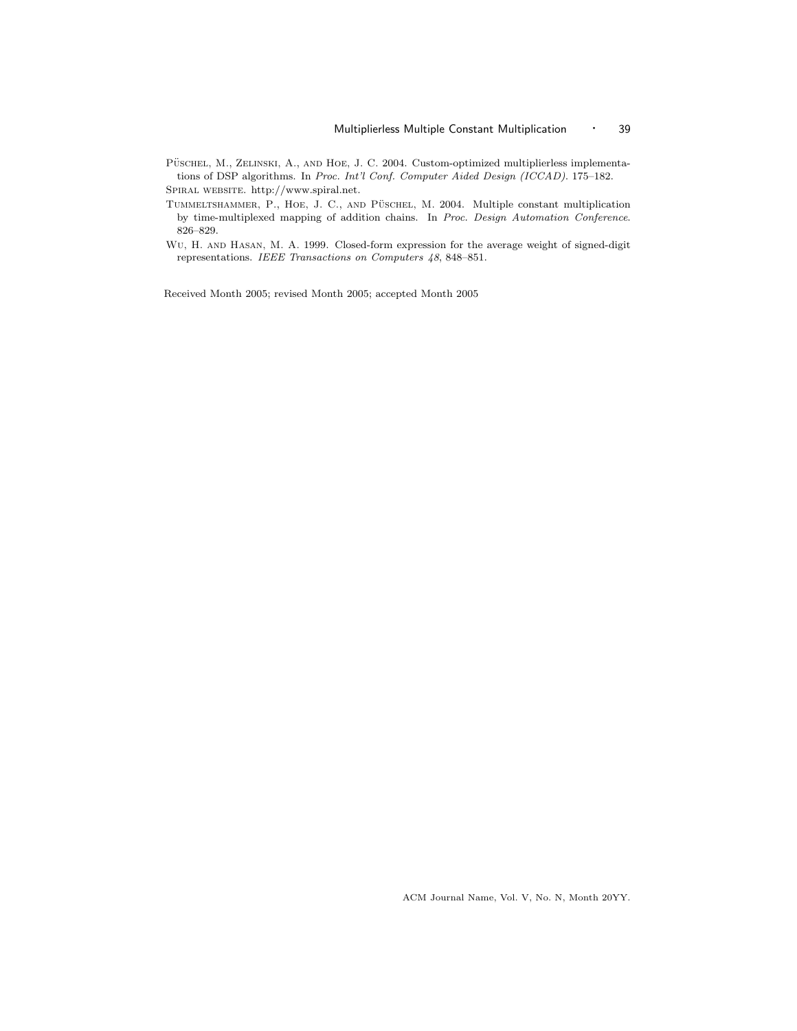Püschel, M., Zelinski, A., and Hoe, J. C. 2004. Custom-optimized multiplierless implementations of DSP algorithms. In *Proc. Int'l Conf. Computer Aided Design (ICCAD)*. 175–182.

Spiral website. http://www.spiral.net.

Tummeltshammer, P., Hoe, J. C., and Püschel, M. 2004. Multiple constant multiplication by time-multiplexed mapping of addition chains. In *Proc. Design Automation Conference*. 826–829.

Wu, H. and Hasan, M. A. 1999. Closed-form expression for the average weight of signed-digit representations. *IEEE Transactions on Computers 48*, 848–851.

Received Month 2005; revised Month 2005; accepted Month 2005